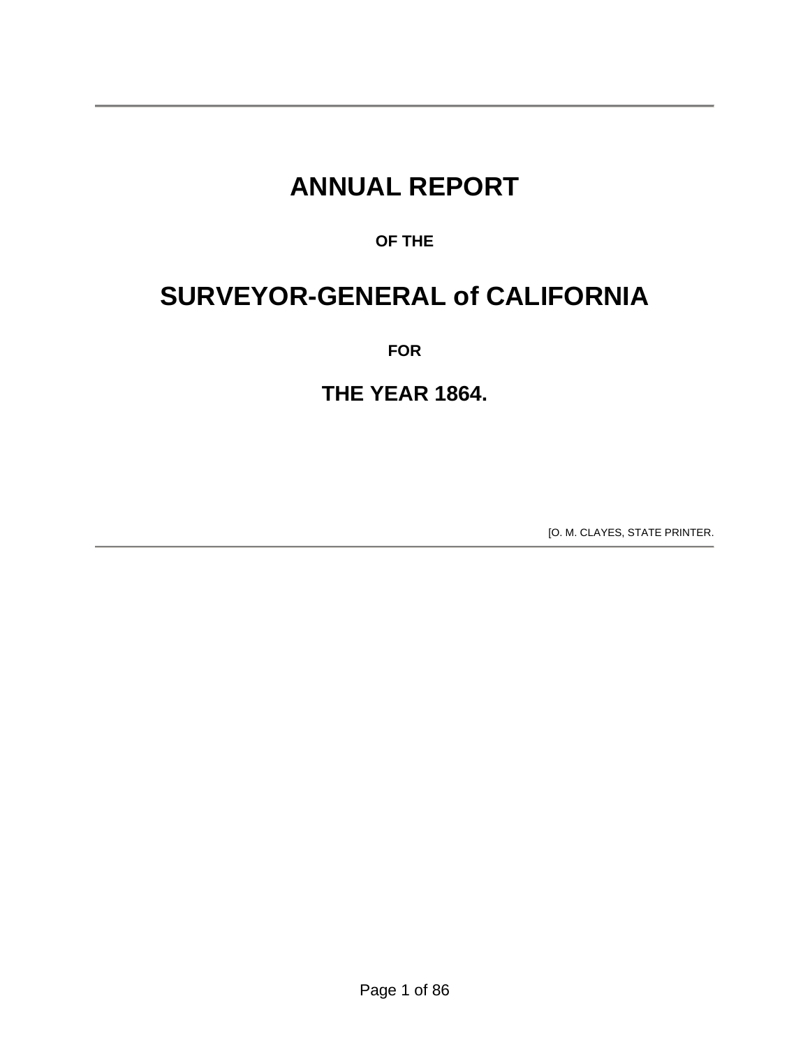# ANNUAL REPORT

**OF THE**

# SURVEYOR-GENERAL of CALIFORNIA

**FOR**

## THE YEAR 1864.

[O. M. CLAYES, STATE PRINTER.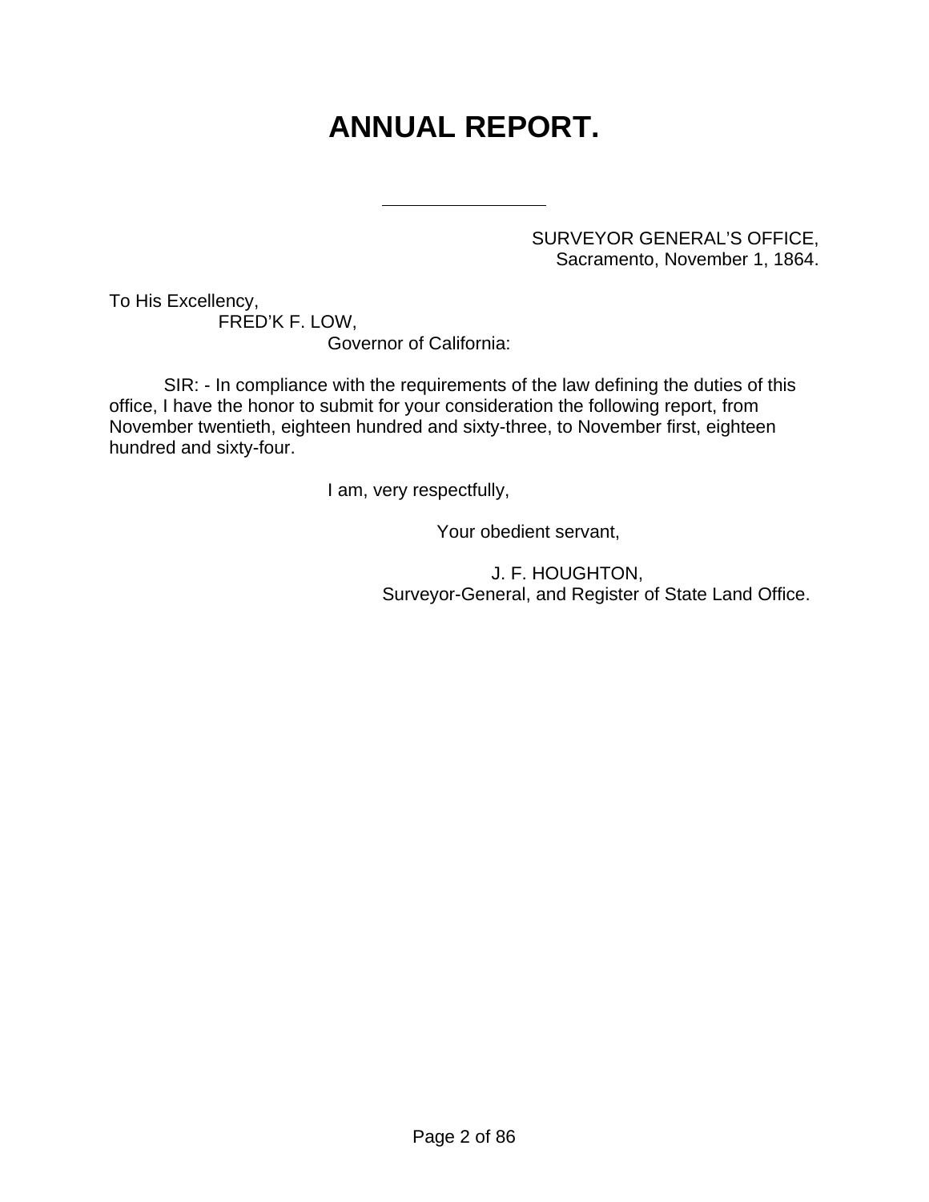# ANNUAL REPORT.

---

SURVEYOR GENERAL'S OFFICE,
Sacramento, November 1, 1864.

To His Excellency,
FRED'K F. LOW,
Governor of California:

SIR: - In compliance with the requirements of the law defining the duties of this office, I have the honor to submit for your consideration the following report, from November twentieth, eighteen hundred and sixty-three, to November first, eighteen hundred and sixty-four.

I am, very respectfully,

Your obedient servant,

J. F. HOUGHTON,
Surveyor-General, and Register of State Land Office.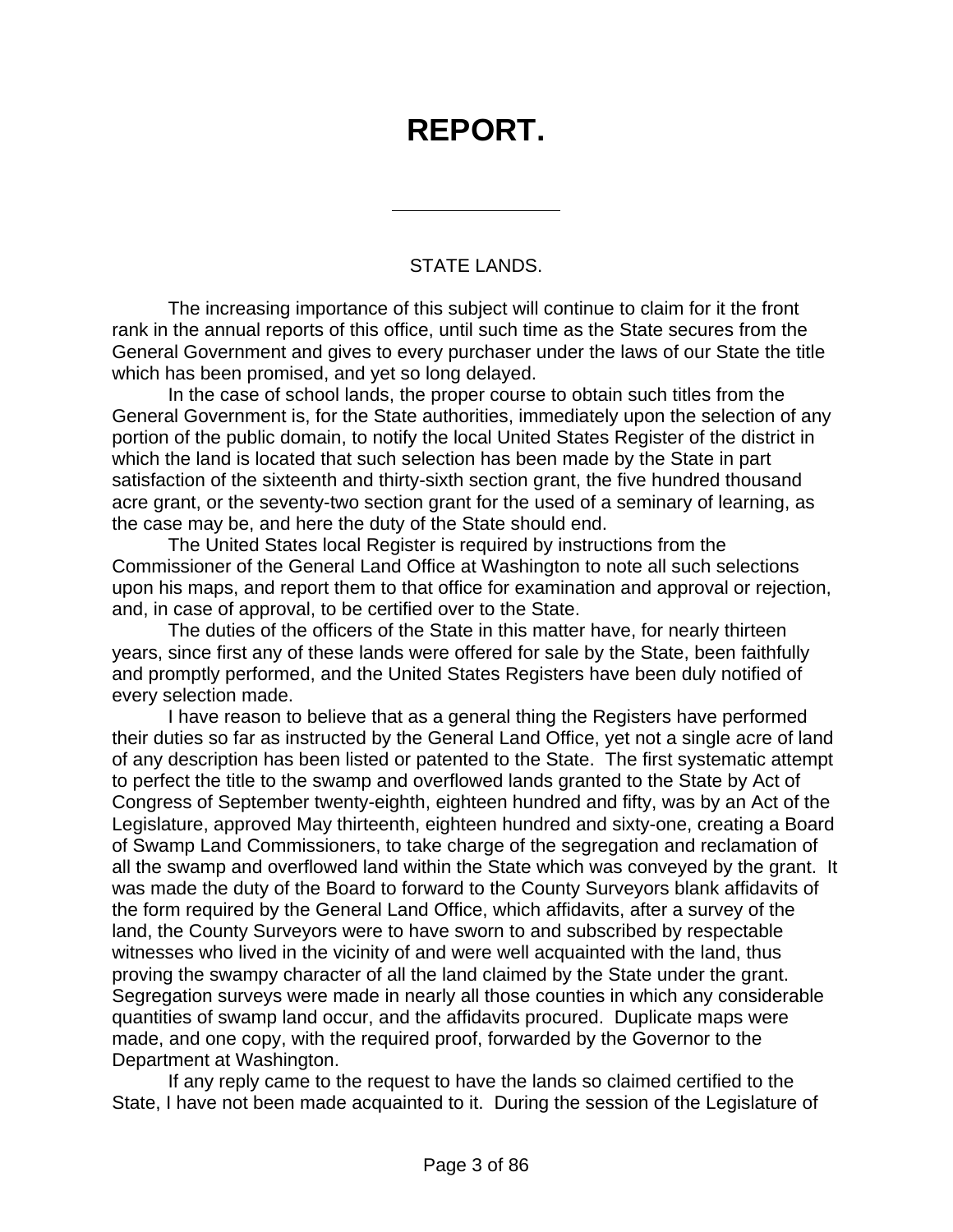# REPORT.

---

STATE LANDS.

The increasing importance of this subject will continue to claim for it the front rank in the annual reports of this office, until such time as the State secures from the General Government and gives to every purchaser under the laws of our State the title which has been promised, and yet so long delayed.

In the case of school lands, the proper course to obtain such titles from the General Government is, for the State authorities, immediately upon the selection of any portion of the public domain, to notify the local United States Register of the district in which the land is located that such selection has been made by the State in part satisfaction of the sixteenth and thirty-sixth section grant, the five hundred thousand acre grant, or the seventy-two section grant for the used of a seminary of learning, as the case may be, and here the duty of the State should end.

The United States local Register is required by instructions from the Commissioner of the General Land Office at Washington to note all such selections upon his maps, and report them to that office for examination and approval or rejection, and, in case of approval, to be certified over to the State.

The duties of the officers of the State in this matter have, for nearly thirteen years, since first any of these lands were offered for sale by the State, been faithfully and promptly performed, and the United States Registers have been duly notified of every selection made.

I have reason to believe that as a general thing the Registers have performed their duties so far as instructed by the General Land Office, yet not a single acre of land of any description has been listed or patented to the State. The first systematic attempt to perfect the title to the swamp and overflowed lands granted to the State by Act of Congress of September twenty-eighth, eighteen hundred and fifty, was by an Act of the Legislature, approved May thirteenth, eighteen hundred and sixty-one, creating a Board of Swamp Land Commissioners, to take charge of the segregation and reclamation of all the swamp and overflowed land within the State which was conveyed by the grant. It was made the duty of the Board to forward to the County Surveyors blank affidavits of the form required by the General Land Office, which affidavits, after a survey of the land, the County Surveyors were to have sworn to and subscribed by respectable witnesses who lived in the vicinity of and were well acquainted with the land, thus proving the swampy character of all the land claimed by the State under the grant. Segregation surveys were made in nearly all those counties in which any considerable quantities of swamp land occur, and the affidavits procured. Duplicate maps were made, and one copy, with the required proof, forwarded by the Governor to the Department at Washington.

If any reply came to the request to have the lands so claimed certified to the State, I have not been made acquainted to it. During the session of the Legislature of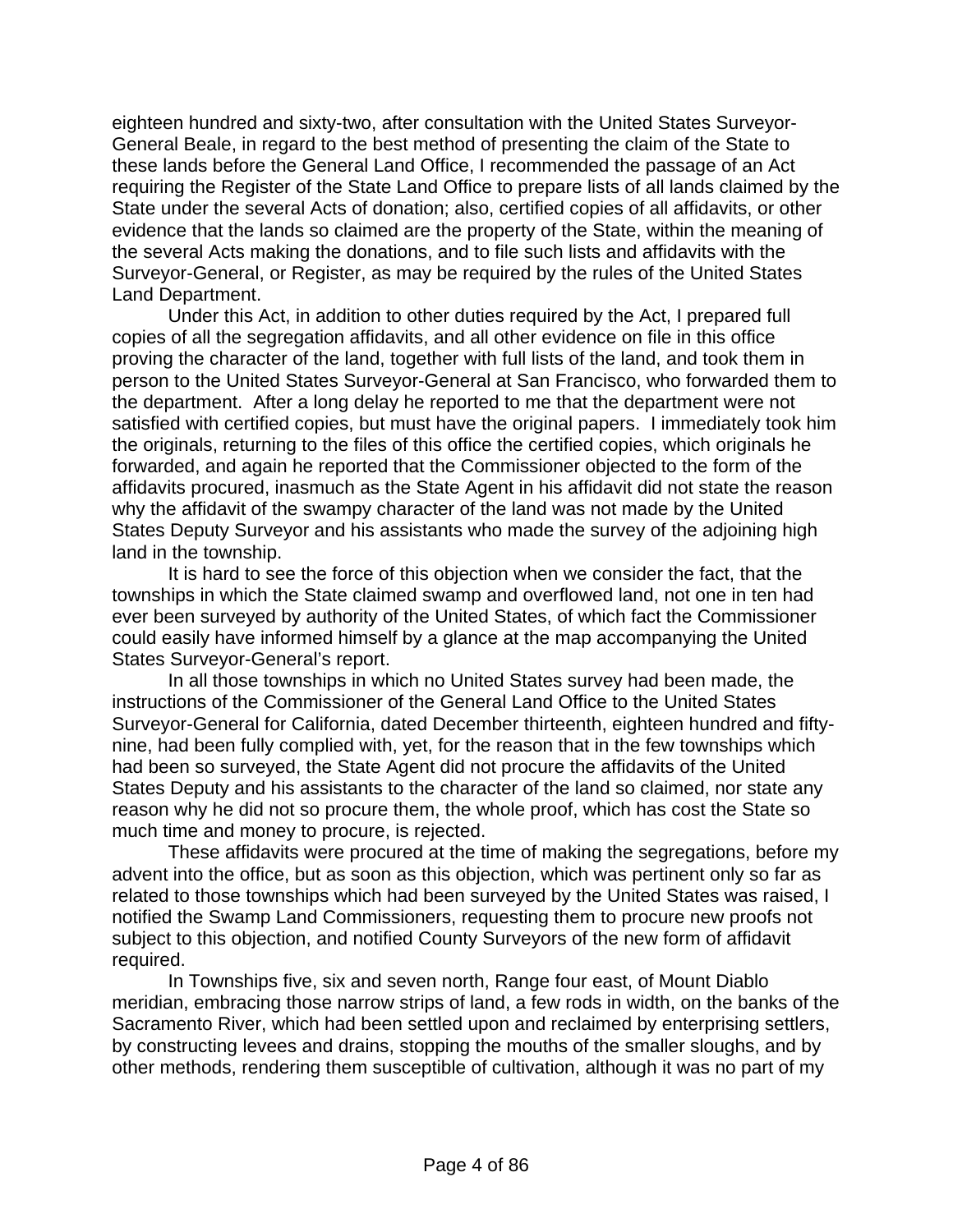eighteen hundred and sixty-two, after consultation with the United States Surveyor-General Beale, in regard to the best method of presenting the claim of the State to these lands before the General Land Office, I recommended the passage of an Act requiring the Register of the State Land Office to prepare lists of all lands claimed by the State under the several Acts of donation; also, certified copies of all affidavits, or other evidence that the lands so claimed are the property of the State, within the meaning of the several Acts making the donations, and to file such lists and affidavits with the Surveyor-General, or Register, as may be required by the rules of the United States Land Department.

Under this Act, in addition to other duties required by the Act, I prepared full copies of all the segregation affidavits, and all other evidence on file in this office proving the character of the land, together with full lists of the land, and took them in person to the United States Surveyor-General at San Francisco, who forwarded them to the department. After a long delay he reported to me that the department were not satisfied with certified copies, but must have the original papers. I immediately took him the originals, returning to the files of this office the certified copies, which originals he forwarded, and again he reported that the Commissioner objected to the form of the affidavits procured, inasmuch as the State Agent in his affidavit did not state the reason why the affidavit of the swampy character of the land was not made by the United States Deputy Surveyor and his assistants who made the survey of the adjoining high land in the township.

It is hard to see the force of this objection when we consider the fact, that the townships in which the State claimed swamp and overflowed land, not one in ten had ever been surveyed by authority of the United States, of which fact the Commissioner could easily have informed himself by a glance at the map accompanying the United States Surveyor-General's report.

In all those townships in which no United States survey had been made, the instructions of the Commissioner of the General Land Office to the United States Surveyor-General for California, dated December thirteenth, eighteen hundred and fifty-nine, had been fully complied with, yet, for the reason that in the few townships which had been so surveyed, the State Agent did not procure the affidavits of the United States Deputy and his assistants to the character of the land so claimed, nor state any reason why he did not so procure them, the whole proof, which has cost the State so much time and money to procure, is rejected.

These affidavits were procured at the time of making the segregations, before my advent into the office, but as soon as this objection, which was pertinent only so far as related to those townships which had been surveyed by the United States was raised, I notified the Swamp Land Commissioners, requesting them to procure new proofs not subject to this objection, and notified County Surveyors of the new form of affidavit required.

In Townships five, six and seven north, Range four east, of Mount Diablo meridian, embracing those narrow strips of land, a few rods in width, on the banks of the Sacramento River, which had been settled upon and reclaimed by enterprising settlers, by constructing levees and drains, stopping the mouths of the smaller sloughs, and by other methods, rendering them susceptible of cultivation, although it was no part of my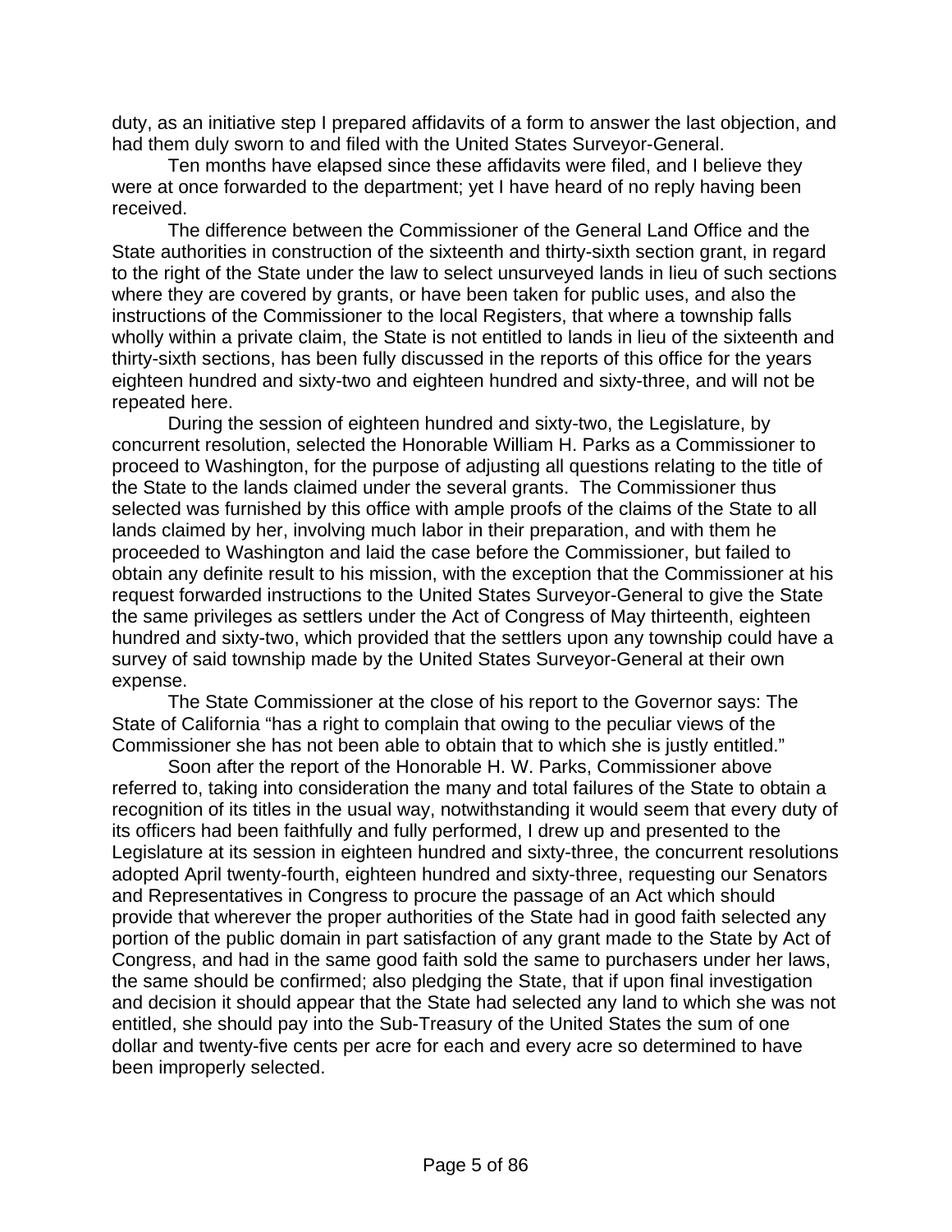duty, as an initiative step I prepared affidavits of a form to answer the last objection, and had them duly sworn to and filed with the United States Surveyor-General.

Ten months have elapsed since these affidavits were filed, and I believe they were at once forwarded to the department; yet I have heard of no reply having been received.

The difference between the Commissioner of the General Land Office and the State authorities in construction of the sixteenth and thirty-sixth section grant, in regard to the right of the State under the law to select unsurveyed lands in lieu of such sections where they are covered by grants, or have been taken for public uses, and also the instructions of the Commissioner to the local Registers, that where a township falls wholly within a private claim, the State is not entitled to lands in lieu of the sixteenth and thirty-sixth sections, has been fully discussed in the reports of this office for the years eighteen hundred and sixty-two and eighteen hundred and sixty-three, and will not be repeated here.

During the session of eighteen hundred and sixty-two, the Legislature, by concurrent resolution, selected the Honorable William H. Parks as a Commissioner to proceed to Washington, for the purpose of adjusting all questions relating to the title of the State to the lands claimed under the several grants. The Commissioner thus selected was furnished by this office with ample proofs of the claims of the State to all lands claimed by her, involving much labor in their preparation, and with them he proceeded to Washington and laid the case before the Commissioner, but failed to obtain any definite result to his mission, with the exception that the Commissioner at his request forwarded instructions to the United States Surveyor-General to give the State the same privileges as settlers under the Act of Congress of May thirteenth, eighteen hundred and sixty-two, which provided that the settlers upon any township could have a survey of said township made by the United States Surveyor-General at their own expense.

The State Commissioner at the close of his report to the Governor says: The State of California "has a right to complain that owing to the peculiar views of the Commissioner she has not been able to obtain that to which she is justly entitled."

Soon after the report of the Honorable H. W. Parks, Commissioner above referred to, taking into consideration the many and total failures of the State to obtain a recognition of its titles in the usual way, notwithstanding it would seem that every duty of its officers had been faithfully and fully performed, I drew up and presented to the Legislature at its session in eighteen hundred and sixty-three, the concurrent resolutions adopted April twenty-fourth, eighteen hundred and sixty-three, requesting our Senators and Representatives in Congress to procure the passage of an Act which should provide that wherever the proper authorities of the State had in good faith selected any portion of the public domain in part satisfaction of any grant made to the State by Act of Congress, and had in the same good faith sold the same to purchasers under her laws, the same should be confirmed; also pledging the State, that if upon final investigation and decision it should appear that the State had selected any land to which she was not entitled, she should pay into the Sub-Treasury of the United States the sum of one dollar and twenty-five cents per acre for each and every acre so determined to have been improperly selected.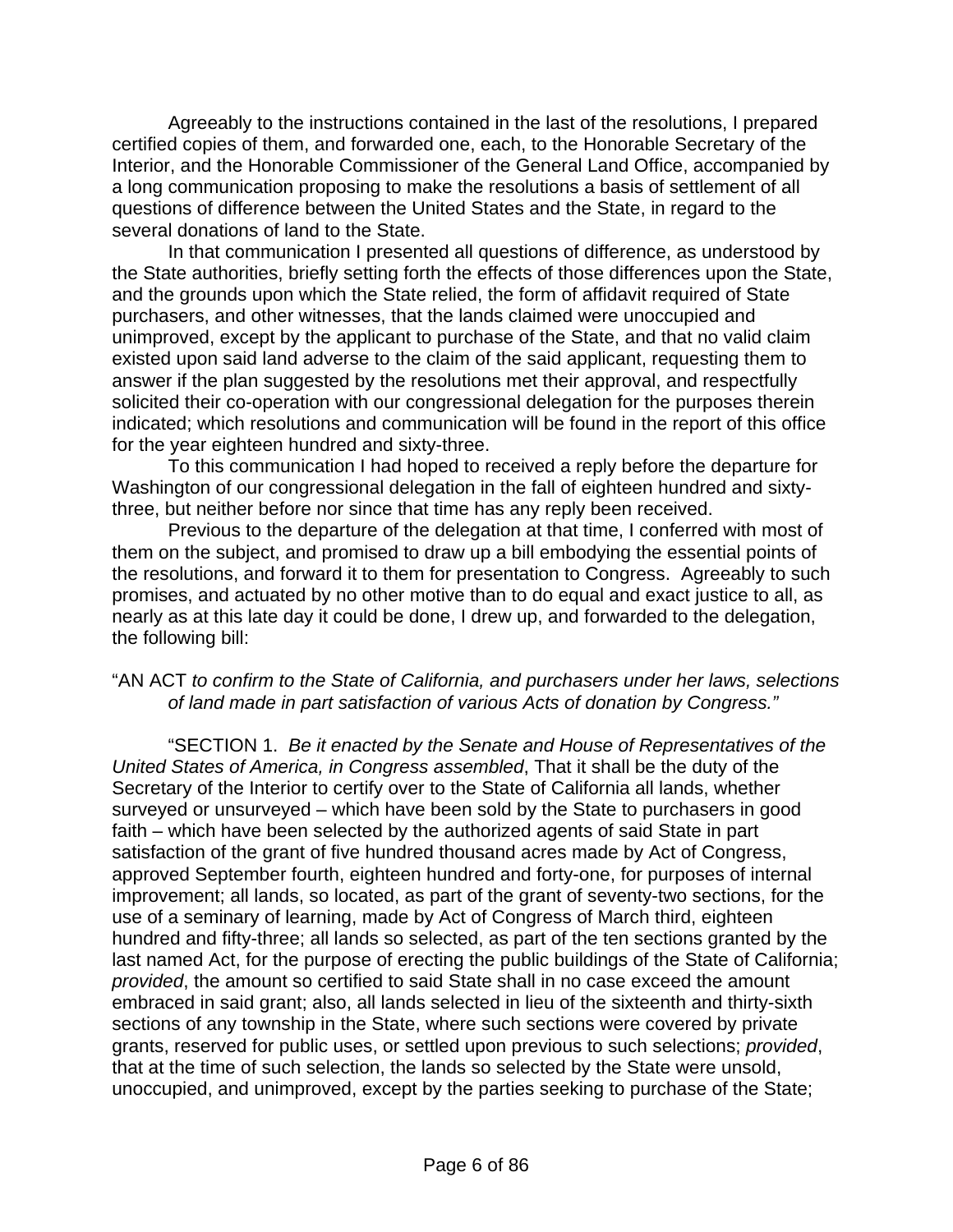Agreeably to the instructions contained in the last of the resolutions, I prepared certified copies of them, and forwarded one, each, to the Honorable Secretary of the Interior, and the Honorable Commissioner of the General Land Office, accompanied by a long communication proposing to make the resolutions a basis of settlement of all questions of difference between the United States and the State, in regard to the several donations of land to the State.

In that communication I presented all questions of difference, as understood by the State authorities, briefly setting forth the effects of those differences upon the State, and the grounds upon which the State relied, the form of affidavit required of State purchasers, and other witnesses, that the lands claimed were unoccupied and unimproved, except by the applicant to purchase of the State, and that no valid claim existed upon said land adverse to the claim of the said applicant, requesting them to answer if the plan suggested by the resolutions met their approval, and respectfully solicited their co-operation with our congressional delegation for the purposes therein indicated; which resolutions and communication will be found in the report of this office for the year eighteen hundred and sixty-three.

To this communication I had hoped to received a reply before the departure for Washington of our congressional delegation in the fall of eighteen hundred and sixty-three, but neither before nor since that time has any reply been received.

Previous to the departure of the delegation at that time, I conferred with most of them on the subject, and promised to draw up a bill embodying the essential points of the resolutions, and forward it to them for presentation to Congress. Agreeably to such promises, and actuated by no other motive than to do equal and exact justice to all, as nearly as at this late day it could be done, I drew up, and forwarded to the delegation, the following bill:

"AN ACT *to confirm to the State of California, and purchasers under her laws, selections of land made in part satisfaction of various Acts of donation by Congress."*

"SECTION 1. *Be it enacted by the Senate and House of Representatives of the United States of America, in Congress assembled*, That it shall be the duty of the Secretary of the Interior to certify over to the State of California all lands, whether surveyed or unsurveyed – which have been sold by the State to purchasers in good faith – which have been selected by the authorized agents of said State in part satisfaction of the grant of five hundred thousand acres made by Act of Congress, approved September fourth, eighteen hundred and forty-one, for purposes of internal improvement; all lands, so located, as part of the grant of seventy-two sections, for the use of a seminary of learning, made by Act of Congress of March third, eighteen hundred and fifty-three; all lands so selected, as part of the ten sections granted by the last named Act, for the purpose of erecting the public buildings of the State of California; *provided*, the amount so certified to said State shall in no case exceed the amount embraced in said grant; also, all lands selected in lieu of the sixteenth and thirty-sixth sections of any township in the State, where such sections were covered by private grants, reserved for public uses, or settled upon previous to such selections; *provided*, that at the time of such selection, the lands so selected by the State were unsold, unoccupied, and unimproved, except by the parties seeking to purchase of the State;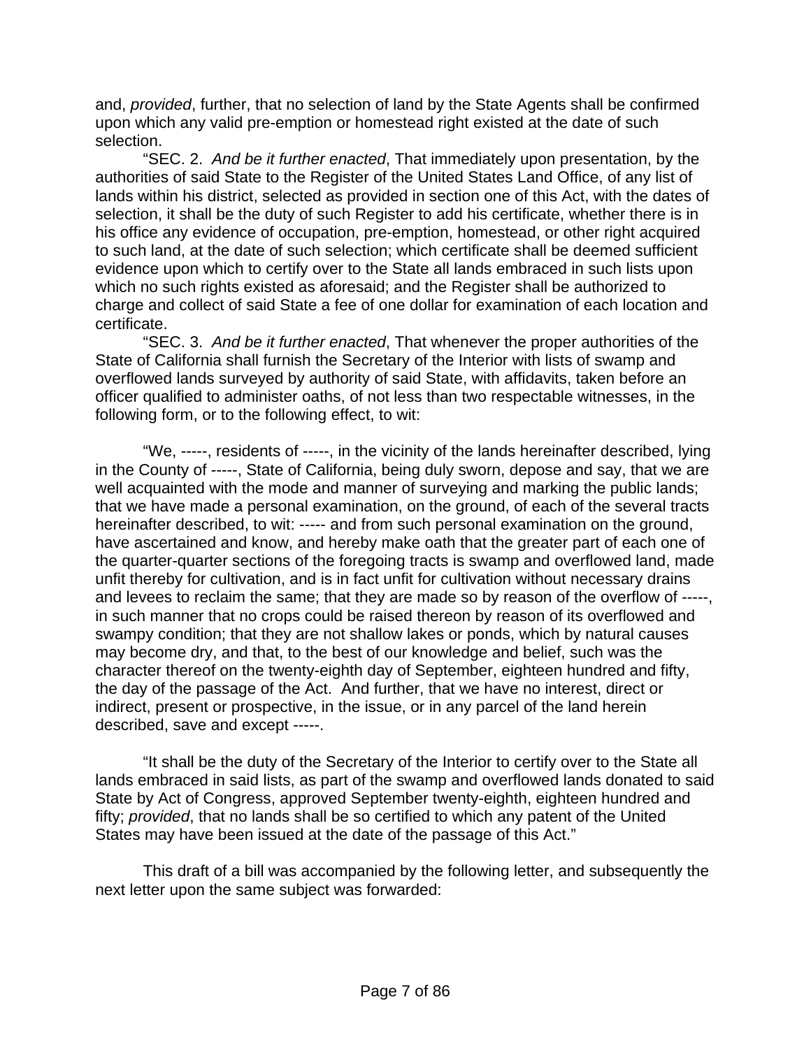and, *provided*, further, that no selection of land by the State Agents shall be confirmed upon which any valid pre-emption or homestead right existed at the date of such selection.

"SEC. 2. *And be it further enacted*, That immediately upon presentation, by the authorities of said State to the Register of the United States Land Office, of any list of lands within his district, selected as provided in section one of this Act, with the dates of selection, it shall be the duty of such Register to add his certificate, whether there is in his office any evidence of occupation, pre-emption, homestead, or other right acquired to such land, at the date of such selection; which certificate shall be deemed sufficient evidence upon which to certify over to the State all lands embraced in such lists upon which no such rights existed as aforesaid; and the Register shall be authorized to charge and collect of said State a fee of one dollar for examination of each location and certificate.

"SEC. 3. *And be it further enacted*, That whenever the proper authorities of the State of California shall furnish the Secretary of the Interior with lists of swamp and overflowed lands surveyed by authority of said State, with affidavits, taken before an officer qualified to administer oaths, of not less than two respectable witnesses, in the following form, or to the following effect, to wit:

"We, -----, residents of -----, in the vicinity of the lands hereinafter described, lying in the County of -----, State of California, being duly sworn, depose and say, that we are well acquainted with the mode and manner of surveying and marking the public lands; that we have made a personal examination, on the ground, of each of the several tracts hereinafter described, to wit: ----- and from such personal examination on the ground, have ascertained and know, and hereby make oath that the greater part of each one of the quarter-quarter sections of the foregoing tracts is swamp and overflowed land, made unfit thereby for cultivation, and is in fact unfit for cultivation without necessary drains and levees to reclaim the same; that they are made so by reason of the overflow of -----, in such manner that no crops could be raised thereon by reason of its overflowed and swampy condition; that they are not shallow lakes or ponds, which by natural causes may become dry, and that, to the best of our knowledge and belief, such was the character thereof on the twenty-eighth day of September, eighteen hundred and fifty, the day of the passage of the Act. And further, that we have no interest, direct or indirect, present or prospective, in the issue, or in any parcel of the land herein described, save and except -----.

"It shall be the duty of the Secretary of the Interior to certify over to the State all lands embraced in said lists, as part of the swamp and overflowed lands donated to said State by Act of Congress, approved September twenty-eighth, eighteen hundred and fifty; *provided*, that no lands shall be so certified to which any patent of the United States may have been issued at the date of the passage of this Act."

This draft of a bill was accompanied by the following letter, and subsequently the next letter upon the same subject was forwarded: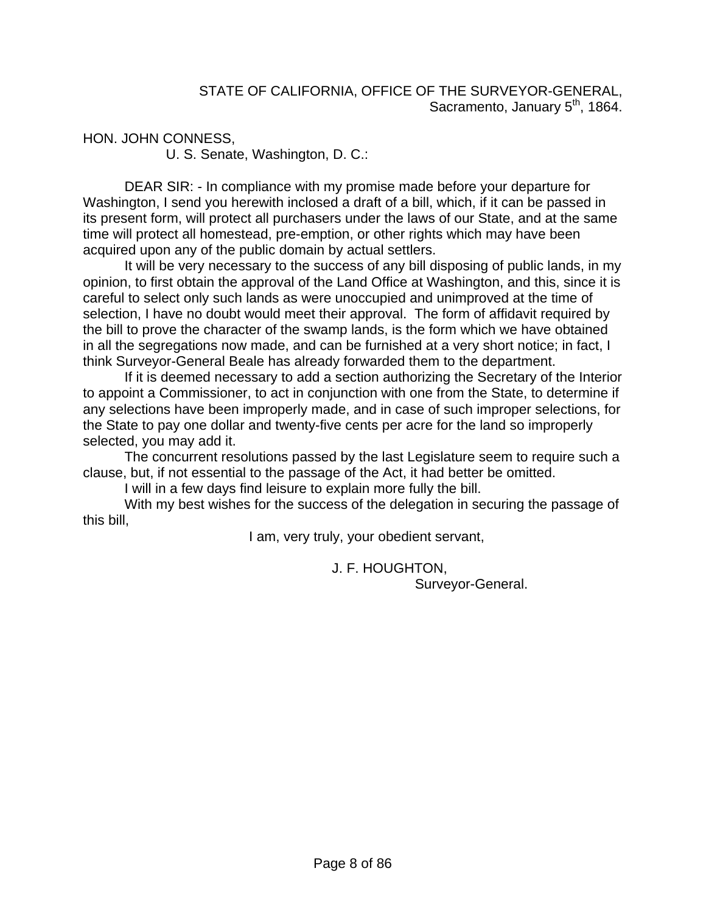STATE OF CALIFORNIA, OFFICE OF THE SURVEYOR-GENERAL,
Sacramento, January 5th, 1864.

HON. JOHN CONNESS,
U. S. Senate, Washington, D. C.:

DEAR SIR: - In compliance with my promise made before your departure for Washington, I send you herewith inclosed a draft of a bill, which, if it can be passed in its present form, will protect all purchasers under the laws of our State, and at the same time will protect all homestead, pre-emption, or other rights which may have been acquired upon any of the public domain by actual settlers.

It will be very necessary to the success of any bill disposing of public lands, in my opinion, to first obtain the approval of the Land Office at Washington, and this, since it is careful to select only such lands as were unoccupied and unimproved at the time of selection, I have no doubt would meet their approval. The form of affidavit required by the bill to prove the character of the swamp lands, is the form which we have obtained in all the segregations now made, and can be furnished at a very short notice; in fact, I think Surveyor-General Beale has already forwarded them to the department.

If it is deemed necessary to add a section authorizing the Secretary of the Interior to appoint a Commissioner, to act in conjunction with one from the State, to determine if any selections have been improperly made, and in case of such improper selections, for the State to pay one dollar and twenty-five cents per acre for the land so improperly selected, you may add it.

The concurrent resolutions passed by the last Legislature seem to require such a clause, but, if not essential to the passage of the Act, it had better be omitted.

I will in a few days find leisure to explain more fully the bill.

With my best wishes for the success of the delegation in securing the passage of this bill,

I am, very truly, your obedient servant,

J. F. HOUGHTON,
Surveyor-General.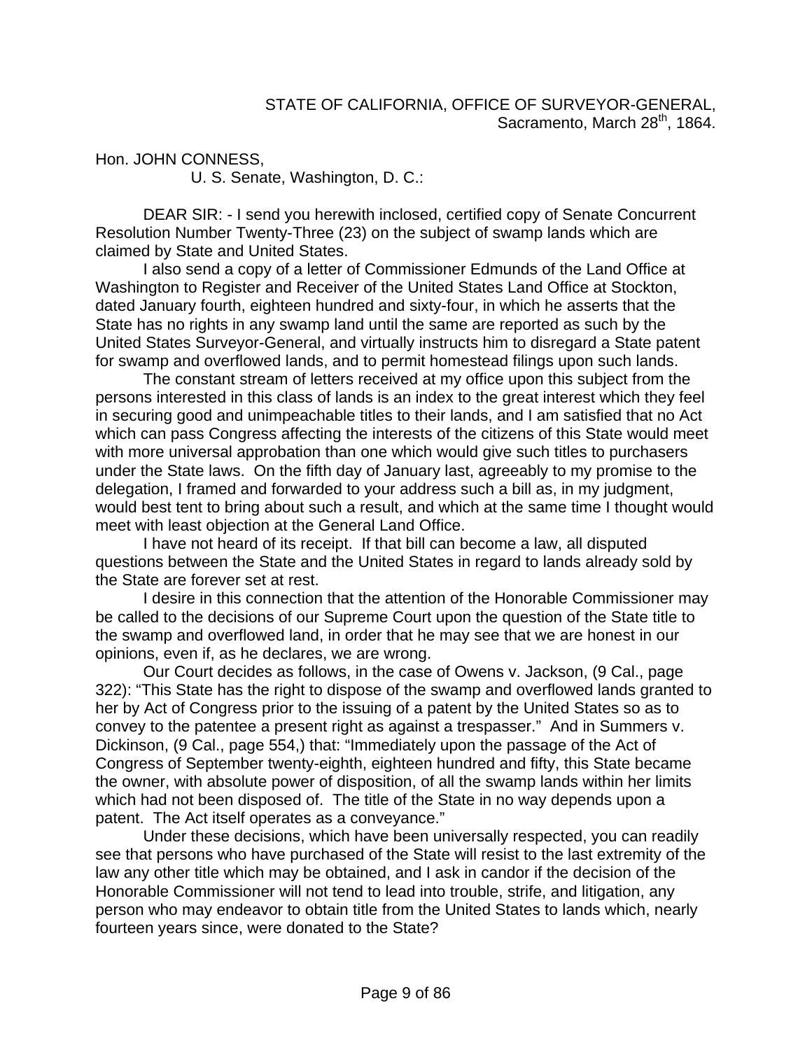STATE OF CALIFORNIA, OFFICE OF SURVEYOR-GENERAL,
Sacramento, March 28th, 1864.

Hon. JOHN CONNESS,
U. S. Senate, Washington, D. C.:

DEAR SIR: - I send you herewith inclosed, certified copy of Senate Concurrent Resolution Number Twenty-Three (23) on the subject of swamp lands which are claimed by State and United States.

I also send a copy of a letter of Commissioner Edmunds of the Land Office at Washington to Register and Receiver of the United States Land Office at Stockton, dated January fourth, eighteen hundred and sixty-four, in which he asserts that the State has no rights in any swamp land until the same are reported as such by the United States Surveyor-General, and virtually instructs him to disregard a State patent for swamp and overflowed lands, and to permit homestead filings upon such lands.

The constant stream of letters received at my office upon this subject from the persons interested in this class of lands is an index to the great interest which they feel in securing good and unimpeachable titles to their lands, and I am satisfied that no Act which can pass Congress affecting the interests of the citizens of this State would meet with more universal approbation than one which would give such titles to purchasers under the State laws. On the fifth day of January last, agreeably to my promise to the delegation, I framed and forwarded to your address such a bill as, in my judgment, would best tent to bring about such a result, and which at the same time I thought would meet with least objection at the General Land Office.

I have not heard of its receipt. If that bill can become a law, all disputed questions between the State and the United States in regard to lands already sold by the State are forever set at rest.

I desire in this connection that the attention of the Honorable Commissioner may be called to the decisions of our Supreme Court upon the question of the State title to the swamp and overflowed land, in order that he may see that we are honest in our opinions, even if, as he declares, we are wrong.

Our Court decides as follows, in the case of Owens v. Jackson, (9 Cal., page 322): "This State has the right to dispose of the swamp and overflowed lands granted to her by Act of Congress prior to the issuing of a patent by the United States so as to convey to the patentee a present right as against a trespasser." And in Summers v. Dickinson, (9 Cal., page 554,) that: "Immediately upon the passage of the Act of Congress of September twenty-eighth, eighteen hundred and fifty, this State became the owner, with absolute power of disposition, of all the swamp lands within her limits which had not been disposed of. The title of the State in no way depends upon a patent. The Act itself operates as a conveyance."

Under these decisions, which have been universally respected, you can readily see that persons who have purchased of the State will resist to the last extremity of the law any other title which may be obtained, and I ask in candor if the decision of the Honorable Commissioner will not tend to lead into trouble, strife, and litigation, any person who may endeavor to obtain title from the United States to lands which, nearly fourteen years since, were donated to the State?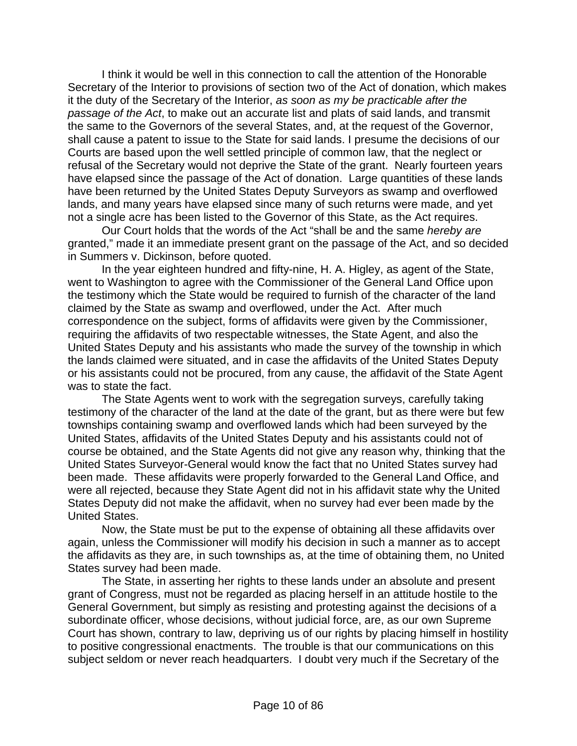I think it would be well in this connection to call the attention of the Honorable Secretary of the Interior to provisions of section two of the Act of donation, which makes it the duty of the Secretary of the Interior, *as soon as my be practicable after the passage of the Act*, to make out an accurate list and plats of said lands, and transmit the same to the Governors of the several States, and, at the request of the Governor, shall cause a patent to issue to the State for said lands. I presume the decisions of our Courts are based upon the well settled principle of common law, that the neglect or refusal of the Secretary would not deprive the State of the grant. Nearly fourteen years have elapsed since the passage of the Act of donation. Large quantities of these lands have been returned by the United States Deputy Surveyors as swamp and overflowed lands, and many years have elapsed since many of such returns were made, and yet not a single acre has been listed to the Governor of this State, as the Act requires.

Our Court holds that the words of the Act "shall be and the same *hereby are* granted," made it an immediate present grant on the passage of the Act, and so decided in Summers v. Dickinson, before quoted.

In the year eighteen hundred and fifty-nine, H. A. Higley, as agent of the State, went to Washington to agree with the Commissioner of the General Land Office upon the testimony which the State would be required to furnish of the character of the land claimed by the State as swamp and overflowed, under the Act. After much correspondence on the subject, forms of affidavits were given by the Commissioner, requiring the affidavits of two respectable witnesses, the State Agent, and also the United States Deputy and his assistants who made the survey of the township in which the lands claimed were situated, and in case the affidavits of the United States Deputy or his assistants could not be procured, from any cause, the affidavit of the State Agent was to state the fact.

The State Agents went to work with the segregation surveys, carefully taking testimony of the character of the land at the date of the grant, but as there were but few townships containing swamp and overflowed lands which had been surveyed by the United States, affidavits of the United States Deputy and his assistants could not of course be obtained, and the State Agents did not give any reason why, thinking that the United States Surveyor-General would know the fact that no United States survey had been made. These affidavits were properly forwarded to the General Land Office, and were all rejected, because they State Agent did not in his affidavit state why the United States Deputy did not make the affidavit, when no survey had ever been made by the United States.

Now, the State must be put to the expense of obtaining all these affidavits over again, unless the Commissioner will modify his decision in such a manner as to accept the affidavits as they are, in such townships as, at the time of obtaining them, no United States survey had been made.

The State, in asserting her rights to these lands under an absolute and present grant of Congress, must not be regarded as placing herself in an attitude hostile to the General Government, but simply as resisting and protesting against the decisions of a subordinate officer, whose decisions, without judicial force, are, as our own Supreme Court has shown, contrary to law, depriving us of our rights by placing himself in hostility to positive congressional enactments. The trouble is that our communications on this subject seldom or never reach headquarters. I doubt very much if the Secretary of the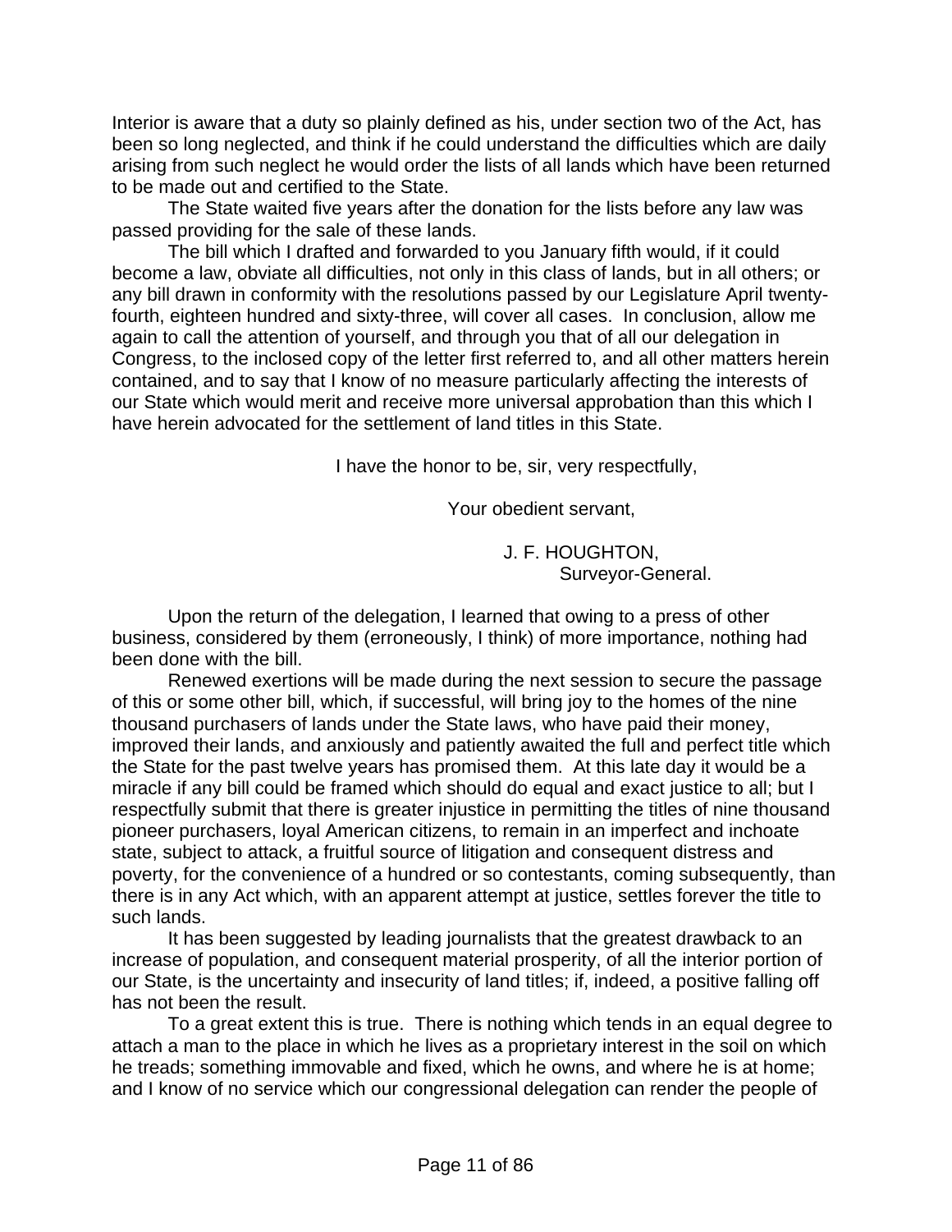Interior is aware that a duty so plainly defined as his, under section two of the Act, has been so long neglected, and think if he could understand the difficulties which are daily arising from such neglect he would order the lists of all lands which have been returned to be made out and certified to the State.

The State waited five years after the donation for the lists before any law was passed providing for the sale of these lands.

The bill which I drafted and forwarded to you January fifth would, if it could become a law, obviate all difficulties, not only in this class of lands, but in all others; or any bill drawn in conformity with the resolutions passed by our Legislature April twenty-fourth, eighteen hundred and sixty-three, will cover all cases. In conclusion, allow me again to call the attention of yourself, and through you that of all our delegation in Congress, to the inclosed copy of the letter first referred to, and all other matters herein contained, and to say that I know of no measure particularly affecting the interests of our State which would merit and receive more universal approbation than this which I have herein advocated for the settlement of land titles in this State.

I have the honor to be, sir, very respectfully,

Your obedient servant,

J. F. HOUGHTON,
Surveyor-General.

Upon the return of the delegation, I learned that owing to a press of other business, considered by them (erroneously, I think) of more importance, nothing had been done with the bill.

Renewed exertions will be made during the next session to secure the passage of this or some other bill, which, if successful, will bring joy to the homes of the nine thousand purchasers of lands under the State laws, who have paid their money, improved their lands, and anxiously and patiently awaited the full and perfect title which the State for the past twelve years has promised them. At this late day it would be a miracle if any bill could be framed which should do equal and exact justice to all; but I respectfully submit that there is greater injustice in permitting the titles of nine thousand pioneer purchasers, loyal American citizens, to remain in an imperfect and inchoate state, subject to attack, a fruitful source of litigation and consequent distress and poverty, for the convenience of a hundred or so contestants, coming subsequently, than there is in any Act which, with an apparent attempt at justice, settles forever the title to such lands.

It has been suggested by leading journalists that the greatest drawback to an increase of population, and consequent material prosperity, of all the interior portion of our State, is the uncertainty and insecurity of land titles; if, indeed, a positive falling off has not been the result.

To a great extent this is true. There is nothing which tends in an equal degree to attach a man to the place in which he lives as a proprietary interest in the soil on which he treads; something immovable and fixed, which he owns, and where he is at home; and I know of no service which our congressional delegation can render the people of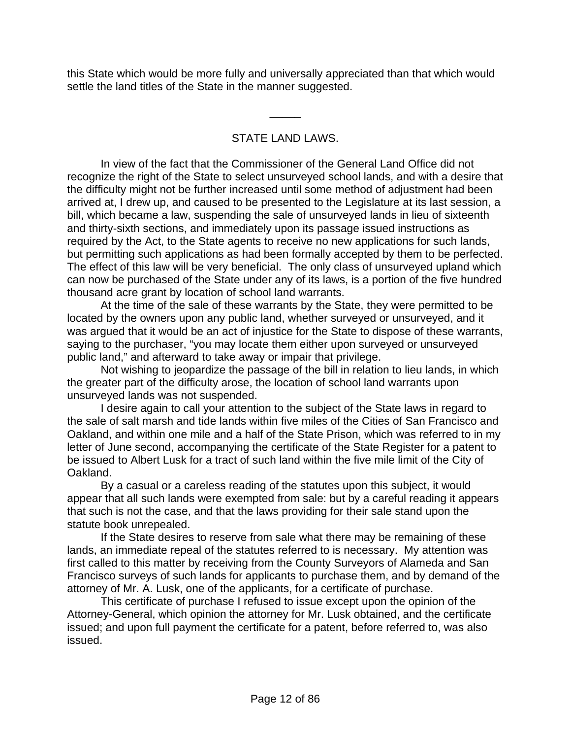this State which would be more fully and universally appreciated than that which would settle the land titles of the State in the manner suggested.

―――

## STATE LAND LAWS.

In view of the fact that the Commissioner of the General Land Office did not recognize the right of the State to select unsurveyed school lands, and with a desire that the difficulty might not be further increased until some method of adjustment had been arrived at, I drew up, and caused to be presented to the Legislature at its last session, a bill, which became a law, suspending the sale of unsurveyed lands in lieu of sixteenth and thirty-sixth sections, and immediately upon its passage issued instructions as required by the Act, to the State agents to receive no new applications for such lands, but permitting such applications as had been formally accepted by them to be perfected. The effect of this law will be very beneficial. The only class of unsurveyed upland which can now be purchased of the State under any of its laws, is a portion of the five hundred thousand acre grant by location of school land warrants.

At the time of the sale of these warrants by the State, they were permitted to be located by the owners upon any public land, whether surveyed or unsurveyed, and it was argued that it would be an act of injustice for the State to dispose of these warrants, saying to the purchaser, "you may locate them either upon surveyed or unsurveyed public land," and afterward to take away or impair that privilege.

Not wishing to jeopardize the passage of the bill in relation to lieu lands, in which the greater part of the difficulty arose, the location of school land warrants upon unsurveyed lands was not suspended.

I desire again to call your attention to the subject of the State laws in regard to the sale of salt marsh and tide lands within five miles of the Cities of San Francisco and Oakland, and within one mile and a half of the State Prison, which was referred to in my letter of June second, accompanying the certificate of the State Register for a patent to be issued to Albert Lusk for a tract of such land within the five mile limit of the City of Oakland.

By a casual or a careless reading of the statutes upon this subject, it would appear that all such lands were exempted from sale: but by a careful reading it appears that such is not the case, and that the laws providing for their sale stand upon the statute book unrepealed.

If the State desires to reserve from sale what there may be remaining of these lands, an immediate repeal of the statutes referred to is necessary. My attention was first called to this matter by receiving from the County Surveyors of Alameda and San Francisco surveys of such lands for applicants to purchase them, and by demand of the attorney of Mr. A. Lusk, one of the applicants, for a certificate of purchase.

This certificate of purchase I refused to issue except upon the opinion of the Attorney-General, which opinion the attorney for Mr. Lusk obtained, and the certificate issued; and upon full payment the certificate for a patent, before referred to, was also issued.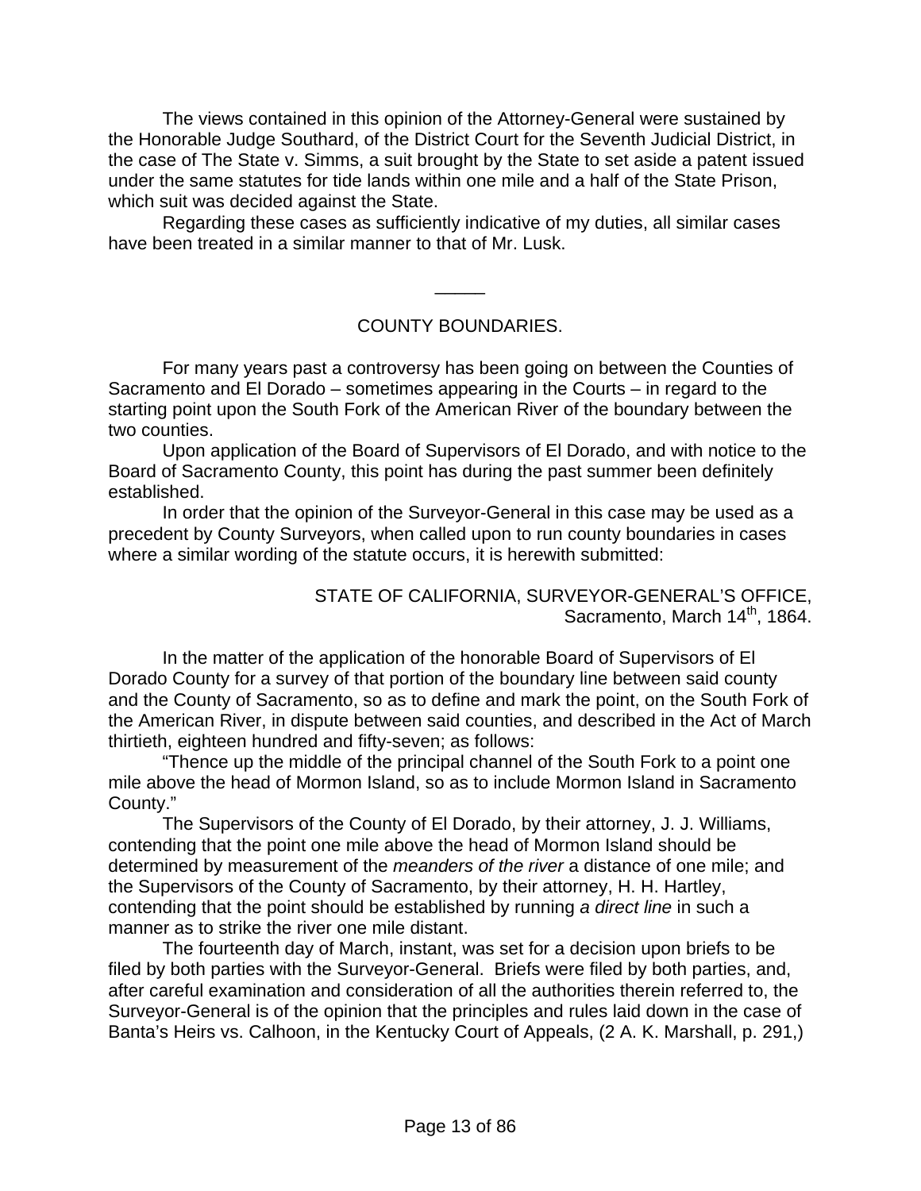The views contained in this opinion of the Attorney-General were sustained by the Honorable Judge Southard, of the District Court for the Seventh Judicial District, in the case of The State v. Simms, a suit brought by the State to set aside a patent issued under the same statutes for tide lands within one mile and a half of the State Prison, which suit was decided against the State.

Regarding these cases as sufficiently indicative of my duties, all similar cases have been treated in a similar manner to that of Mr. Lusk.

---

## COUNTY BOUNDARIES.

For many years past a controversy has been going on between the Counties of Sacramento and El Dorado – sometimes appearing in the Courts – in regard to the starting point upon the South Fork of the American River of the boundary between the two counties.

Upon application of the Board of Supervisors of El Dorado, and with notice to the Board of Sacramento County, this point has during the past summer been definitely established.

In order that the opinion of the Surveyor-General in this case may be used as a precedent by County Surveyors, when called upon to run county boundaries in cases where a similar wording of the statute occurs, it is herewith submitted:

STATE OF CALIFORNIA, SURVEYOR-GENERAL'S OFFICE,
Sacramento, March 14th, 1864.

In the matter of the application of the honorable Board of Supervisors of El Dorado County for a survey of that portion of the boundary line between said county and the County of Sacramento, so as to define and mark the point, on the South Fork of the American River, in dispute between said counties, and described in the Act of March thirtieth, eighteen hundred and fifty-seven; as follows:

"Thence up the middle of the principal channel of the South Fork to a point one mile above the head of Mormon Island, so as to include Mormon Island in Sacramento County."

The Supervisors of the County of El Dorado, by their attorney, J. J. Williams, contending that the point one mile above the head of Mormon Island should be determined by measurement of the *meanders of the river* a distance of one mile; and the Supervisors of the County of Sacramento, by their attorney, H. H. Hartley, contending that the point should be established by running *a direct line* in such a manner as to strike the river one mile distant.

The fourteenth day of March, instant, was set for a decision upon briefs to be filed by both parties with the Surveyor-General. Briefs were filed by both parties, and, after careful examination and consideration of all the authorities therein referred to, the Surveyor-General is of the opinion that the principles and rules laid down in the case of Banta's Heirs vs. Calhoon, in the Kentucky Court of Appeals, (2 A. K. Marshall, p. 291,)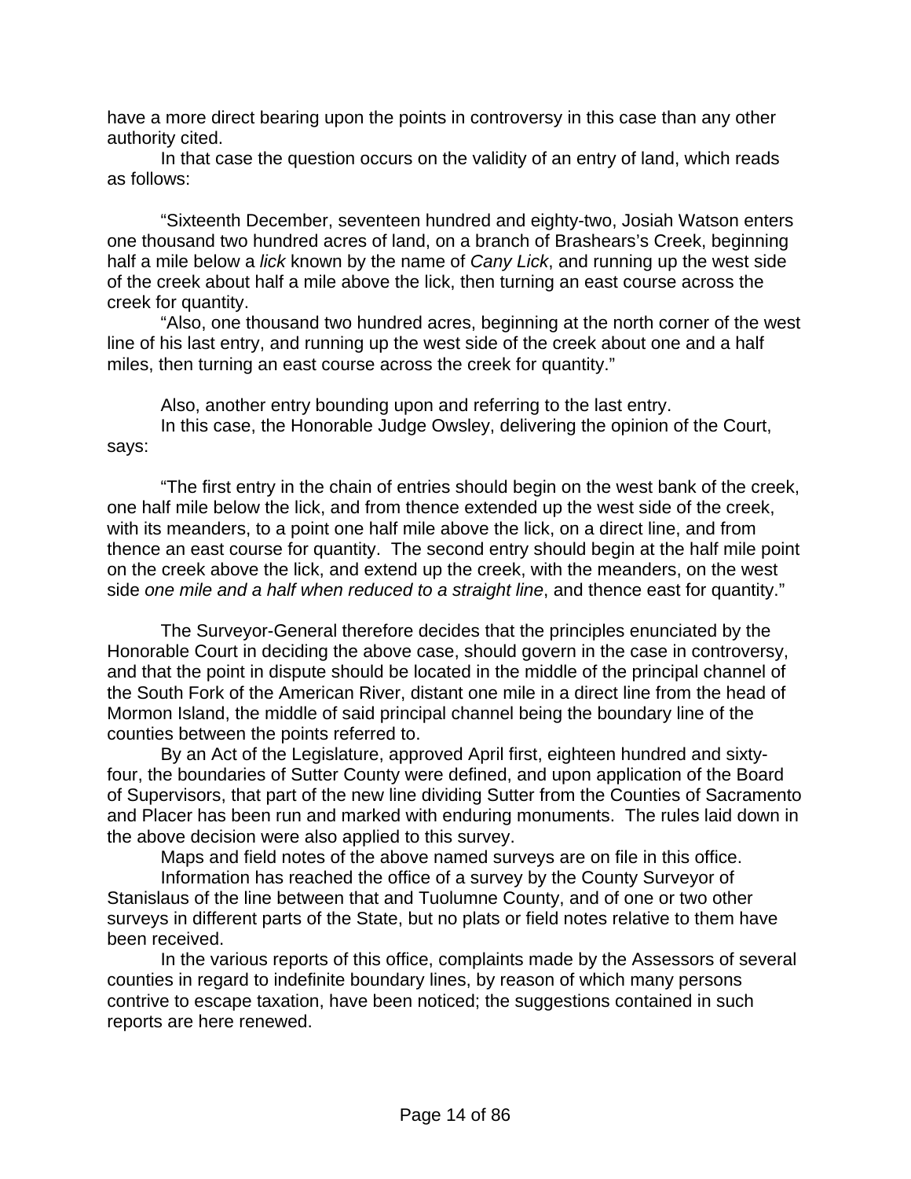have a more direct bearing upon the points in controversy in this case than any other authority cited.

In that case the question occurs on the validity of an entry of land, which reads as follows:

"Sixteenth December, seventeen hundred and eighty-two, Josiah Watson enters one thousand two hundred acres of land, on a branch of Brashears's Creek, beginning half a mile below a *lick* known by the name of *Cany Lick*, and running up the west side of the creek about half a mile above the lick, then turning an east course across the creek for quantity.

"Also, one thousand two hundred acres, beginning at the north corner of the west line of his last entry, and running up the west side of the creek about one and a half miles, then turning an east course across the creek for quantity."

Also, another entry bounding upon and referring to the last entry.

In this case, the Honorable Judge Owsley, delivering the opinion of the Court, says:

"The first entry in the chain of entries should begin on the west bank of the creek, one half mile below the lick, and from thence extended up the west side of the creek, with its meanders, to a point one half mile above the lick, on a direct line, and from thence an east course for quantity. The second entry should begin at the half mile point on the creek above the lick, and extend up the creek, with the meanders, on the west side *one mile and a half when reduced to a straight line*, and thence east for quantity."

The Surveyor-General therefore decides that the principles enunciated by the Honorable Court in deciding the above case, should govern in the case in controversy, and that the point in dispute should be located in the middle of the principal channel of the South Fork of the American River, distant one mile in a direct line from the head of Mormon Island, the middle of said principal channel being the boundary line of the counties between the points referred to.

By an Act of the Legislature, approved April first, eighteen hundred and sixty-four, the boundaries of Sutter County were defined, and upon application of the Board of Supervisors, that part of the new line dividing Sutter from the Counties of Sacramento and Placer has been run and marked with enduring monuments. The rules laid down in the above decision were also applied to this survey.

Maps and field notes of the above named surveys are on file in this office.

Information has reached the office of a survey by the County Surveyor of Stanislaus of the line between that and Tuolumne County, and of one or two other surveys in different parts of the State, but no plats or field notes relative to them have been received.

In the various reports of this office, complaints made by the Assessors of several counties in regard to indefinite boundary lines, by reason of which many persons contrive to escape taxation, have been noticed; the suggestions contained in such reports are here renewed.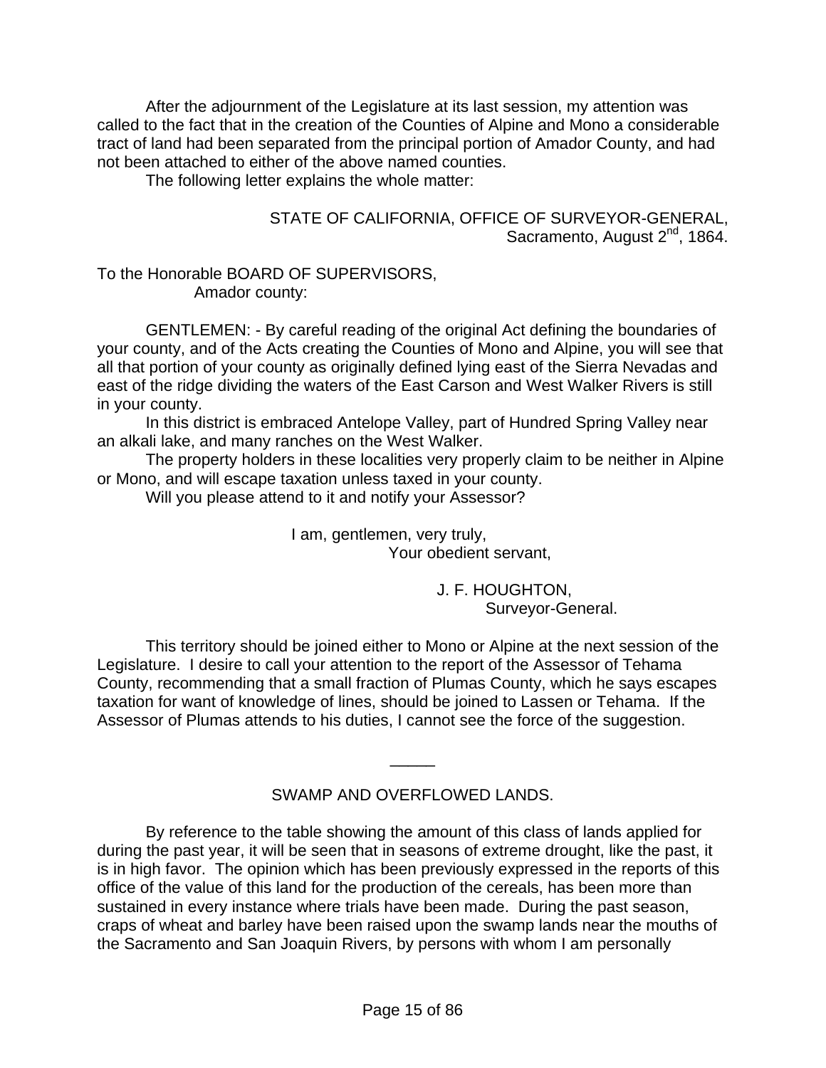After the adjournment of the Legislature at its last session, my attention was called to the fact that in the creation of the Counties of Alpine and Mono a considerable tract of land had been separated from the principal portion of Amador County, and had not been attached to either of the above named counties.

The following letter explains the whole matter:

STATE OF CALIFORNIA, OFFICE OF SURVEYOR-GENERAL,
Sacramento, August 2nd, 1864.

To the Honorable BOARD OF SUPERVISORS,
Amador county:

GENTLEMEN: - By careful reading of the original Act defining the boundaries of your county, and of the Acts creating the Counties of Mono and Alpine, you will see that all that portion of your county as originally defined lying east of the Sierra Nevadas and east of the ridge dividing the waters of the East Carson and West Walker Rivers is still in your county.

In this district is embraced Antelope Valley, part of Hundred Spring Valley near an alkali lake, and many ranches on the West Walker.

The property holders in these localities very properly claim to be neither in Alpine or Mono, and will escape taxation unless taxed in your county.

Will you please attend to it and notify your Assessor?

I am, gentlemen, very truly,
Your obedient servant,

J. F. HOUGHTON,
Surveyor-General.

This territory should be joined either to Mono or Alpine at the next session of the Legislature. I desire to call your attention to the report of the Assessor of Tehama County, recommending that a small fraction of Plumas County, which he says escapes taxation for want of knowledge of lines, should be joined to Lassen or Tehama. If the Assessor of Plumas attends to his duties, I cannot see the force of the suggestion.

\_\_\_\_\_

## SWAMP AND OVERFLOWED LANDS.

By reference to the table showing the amount of this class of lands applied for during the past year, it will be seen that in seasons of extreme drought, like the past, it is in high favor. The opinion which has been previously expressed in the reports of this office of the value of this land for the production of the cereals, has been more than sustained in every instance where trials have been made. During the past season, craps of wheat and barley have been raised upon the swamp lands near the mouths of the Sacramento and San Joaquin Rivers, by persons with whom I am personally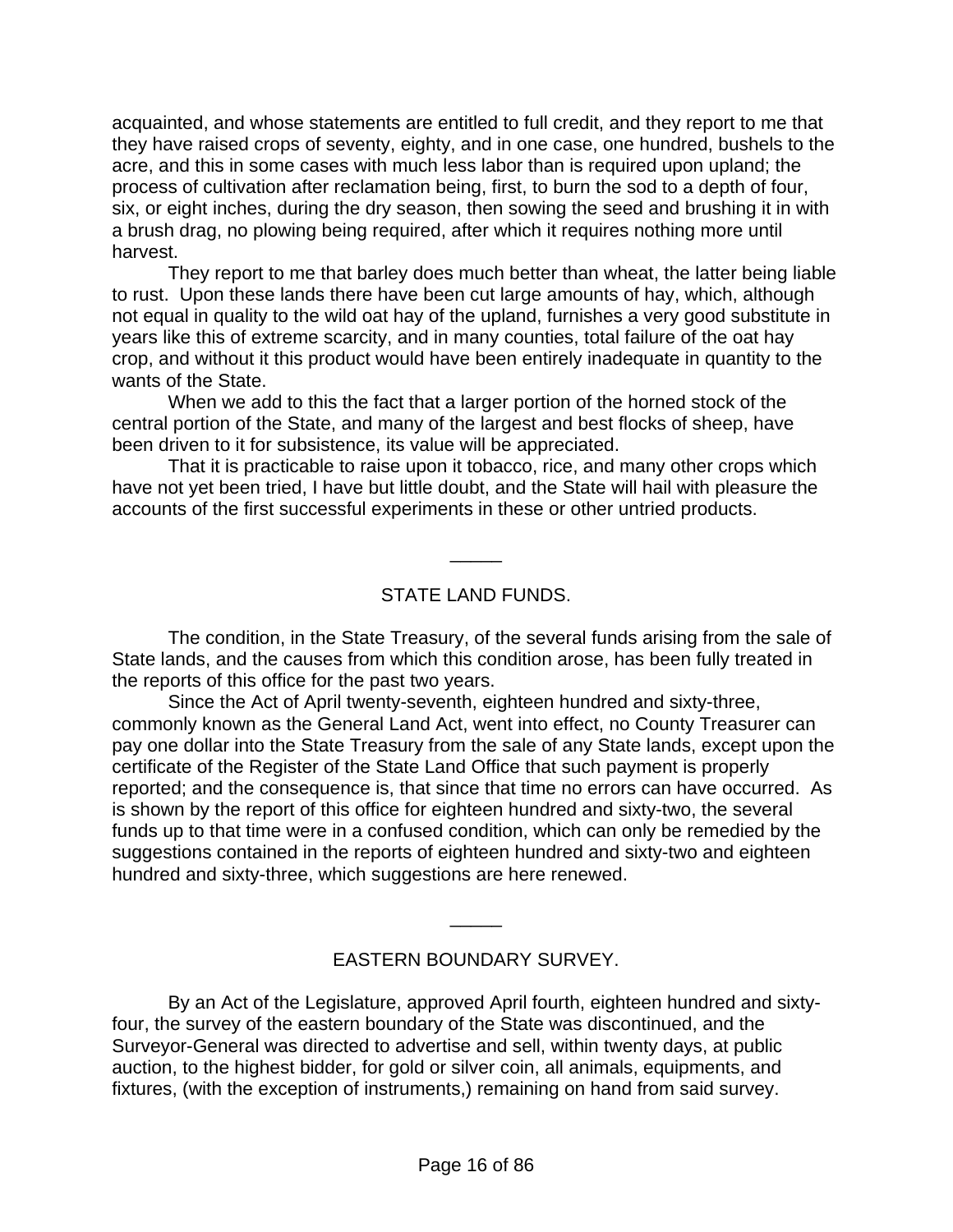acquainted, and whose statements are entitled to full credit, and they report to me that they have raised crops of seventy, eighty, and in one case, one hundred, bushels to the acre, and this in some cases with much less labor than is required upon upland; the process of cultivation after reclamation being, first, to burn the sod to a depth of four, six, or eight inches, during the dry season, then sowing the seed and brushing it in with a brush drag, no plowing being required, after which it requires nothing more until harvest.

They report to me that barley does much better than wheat, the latter being liable to rust. Upon these lands there have been cut large amounts of hay, which, although not equal in quality to the wild oat hay of the upland, furnishes a very good substitute in years like this of extreme scarcity, and in many counties, total failure of the oat hay crop, and without it this product would have been entirely inadequate in quantity to the wants of the State.

When we add to this the fact that a larger portion of the horned stock of the central portion of the State, and many of the largest and best flocks of sheep, have been driven to it for subsistence, its value will be appreciated.

That it is practicable to raise upon it tobacco, rice, and many other crops which have not yet been tried, I have but little doubt, and the State will hail with pleasure the accounts of the first successful experiments in these or other untried products.

---

## STATE LAND FUNDS.

The condition, in the State Treasury, of the several funds arising from the sale of State lands, and the causes from which this condition arose, has been fully treated in the reports of this office for the past two years.

Since the Act of April twenty-seventh, eighteen hundred and sixty-three, commonly known as the General Land Act, went into effect, no County Treasurer can pay one dollar into the State Treasury from the sale of any State lands, except upon the certificate of the Register of the State Land Office that such payment is properly reported; and the consequence is, that since that time no errors can have occurred. As is shown by the report of this office for eighteen hundred and sixty-two, the several funds up to that time were in a confused condition, which can only be remedied by the suggestions contained in the reports of eighteen hundred and sixty-two and eighteen hundred and sixty-three, which suggestions are here renewed.

---

## EASTERN BOUNDARY SURVEY.

By an Act of the Legislature, approved April fourth, eighteen hundred and sixty-four, the survey of the eastern boundary of the State was discontinued, and the Surveyor-General was directed to advertise and sell, within twenty days, at public auction, to the highest bidder, for gold or silver coin, all animals, equipments, and fixtures, (with the exception of instruments,) remaining on hand from said survey.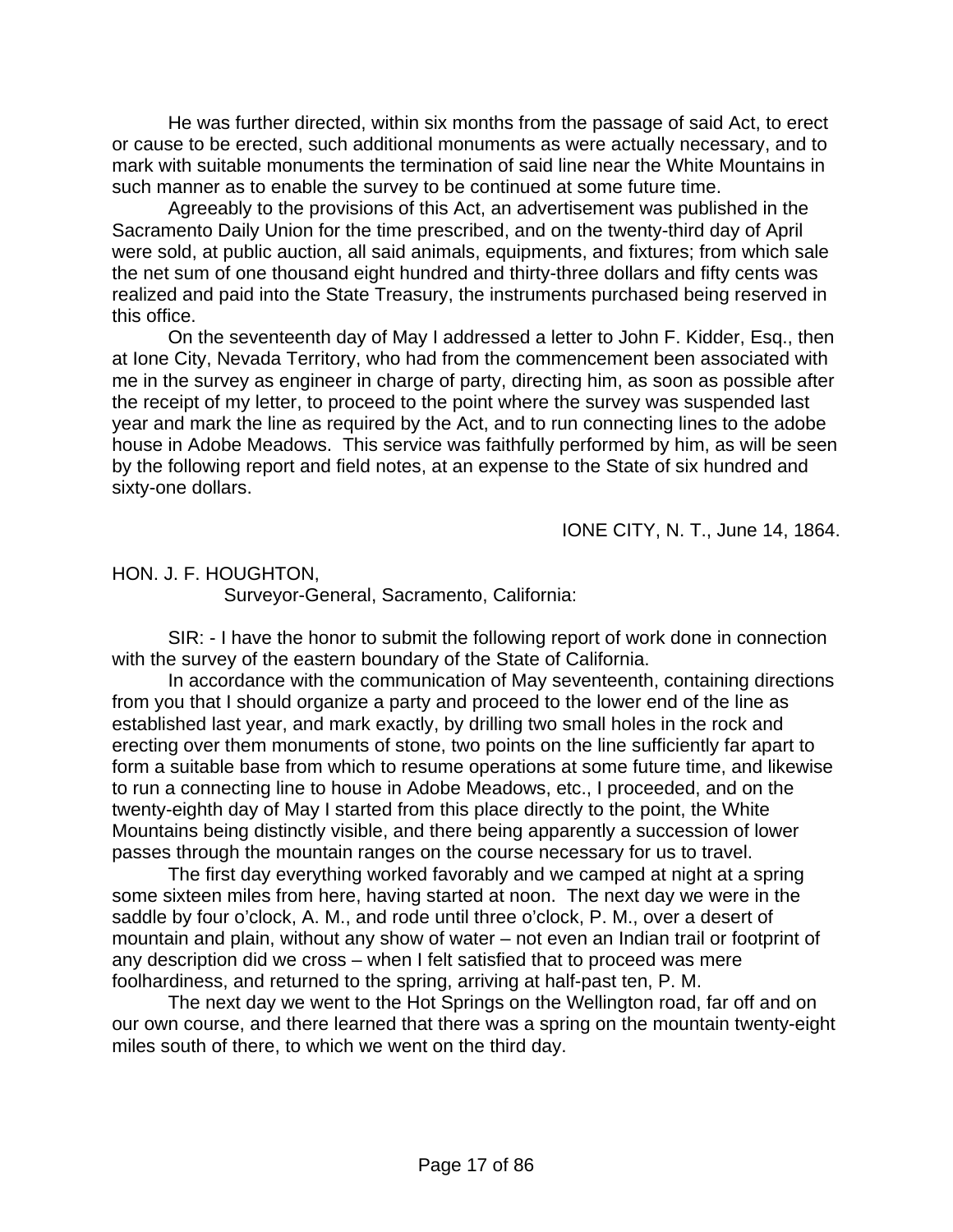He was further directed, within six months from the passage of said Act, to erect or cause to be erected, such additional monuments as were actually necessary, and to mark with suitable monuments the termination of said line near the White Mountains in such manner as to enable the survey to be continued at some future time.

Agreeably to the provisions of this Act, an advertisement was published in the Sacramento Daily Union for the time prescribed, and on the twenty-third day of April were sold, at public auction, all said animals, equipments, and fixtures; from which sale the net sum of one thousand eight hundred and thirty-three dollars and fifty cents was realized and paid into the State Treasury, the instruments purchased being reserved in this office.

On the seventeenth day of May I addressed a letter to John F. Kidder, Esq., then at Ione City, Nevada Territory, who had from the commencement been associated with me in the survey as engineer in charge of party, directing him, as soon as possible after the receipt of my letter, to proceed to the point where the survey was suspended last year and mark the line as required by the Act, and to run connecting lines to the adobe house in Adobe Meadows. This service was faithfully performed by him, as will be seen by the following report and field notes, at an expense to the State of six hundred and sixty-one dollars.

IONE CITY, N. T., June 14, 1864.

HON. J. F. HOUGHTON,
Surveyor-General, Sacramento, California:

SIR: - I have the honor to submit the following report of work done in connection with the survey of the eastern boundary of the State of California.

In accordance with the communication of May seventeenth, containing directions from you that I should organize a party and proceed to the lower end of the line as established last year, and mark exactly, by drilling two small holes in the rock and erecting over them monuments of stone, two points on the line sufficiently far apart to form a suitable base from which to resume operations at some future time, and likewise to run a connecting line to house in Adobe Meadows, etc., I proceeded, and on the twenty-eighth day of May I started from this place directly to the point, the White Mountains being distinctly visible, and there being apparently a succession of lower passes through the mountain ranges on the course necessary for us to travel.

The first day everything worked favorably and we camped at night at a spring some sixteen miles from here, having started at noon. The next day we were in the saddle by four o'clock, A. M., and rode until three o'clock, P. M., over a desert of mountain and plain, without any show of water – not even an Indian trail or footprint of any description did we cross – when I felt satisfied that to proceed was mere foolhardiness, and returned to the spring, arriving at half-past ten, P. M.

The next day we went to the Hot Springs on the Wellington road, far off and on our own course, and there learned that there was a spring on the mountain twenty-eight miles south of there, to which we went on the third day.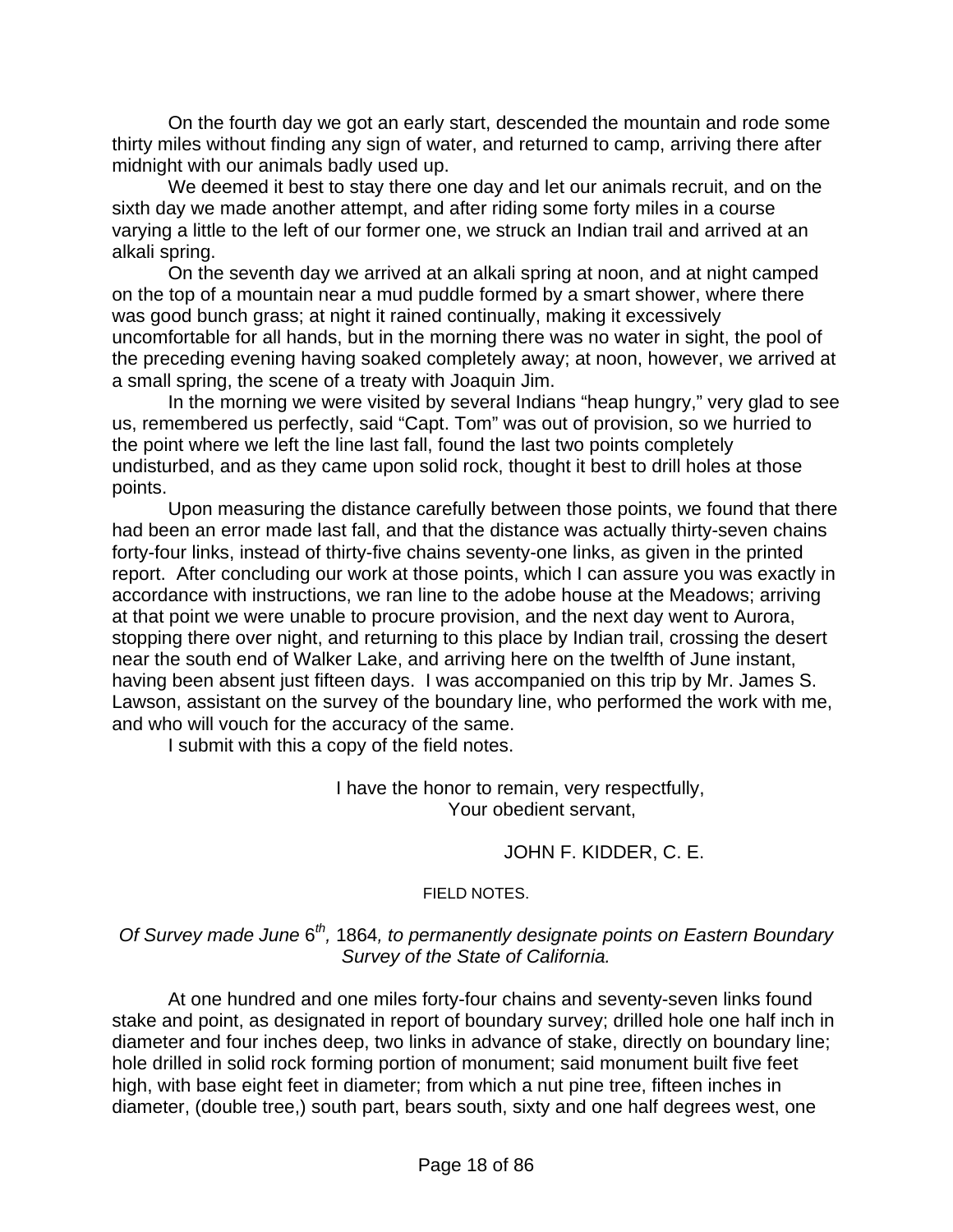On the fourth day we got an early start, descended the mountain and rode some thirty miles without finding any sign of water, and returned to camp, arriving there after midnight with our animals badly used up.

We deemed it best to stay there one day and let our animals recruit, and on the sixth day we made another attempt, and after riding some forty miles in a course varying a little to the left of our former one, we struck an Indian trail and arrived at an alkali spring.

On the seventh day we arrived at an alkali spring at noon, and at night camped on the top of a mountain near a mud puddle formed by a smart shower, where there was good bunch grass; at night it rained continually, making it excessively uncomfortable for all hands, but in the morning there was no water in sight, the pool of the preceding evening having soaked completely away; at noon, however, we arrived at a small spring, the scene of a treaty with Joaquin Jim.

In the morning we were visited by several Indians "heap hungry," very glad to see us, remembered us perfectly, said "Capt. Tom" was out of provision, so we hurried to the point where we left the line last fall, found the last two points completely undisturbed, and as they came upon solid rock, thought it best to drill holes at those points.

Upon measuring the distance carefully between those points, we found that there had been an error made last fall, and that the distance was actually thirty-seven chains forty-four links, instead of thirty-five chains seventy-one links, as given in the printed report. After concluding our work at those points, which I can assure you was exactly in accordance with instructions, we ran line to the adobe house at the Meadows; arriving at that point we were unable to procure provision, and the next day went to Aurora, stopping there over night, and returning to this place by Indian trail, crossing the desert near the south end of Walker Lake, and arriving here on the twelfth of June instant, having been absent just fifteen days. I was accompanied on this trip by Mr. James S. Lawson, assistant on the survey of the boundary line, who performed the work with me, and who will vouch for the accuracy of the same.

I submit with this a copy of the field notes.

I have the honor to remain, very respectfully,
Your obedient servant,

JOHN F. KIDDER, C. E.

FIELD NOTES.

*Of Survey made June* 6th*,* 1864*, to permanently designate points on Eastern Boundary Survey of the State of California.*

At one hundred and one miles forty-four chains and seventy-seven links found stake and point, as designated in report of boundary survey; drilled hole one half inch in diameter and four inches deep, two links in advance of stake, directly on boundary line; hole drilled in solid rock forming portion of monument; said monument built five feet high, with base eight feet in diameter; from which a nut pine tree, fifteen inches in diameter, (double tree,) south part, bears south, sixty and one half degrees west, one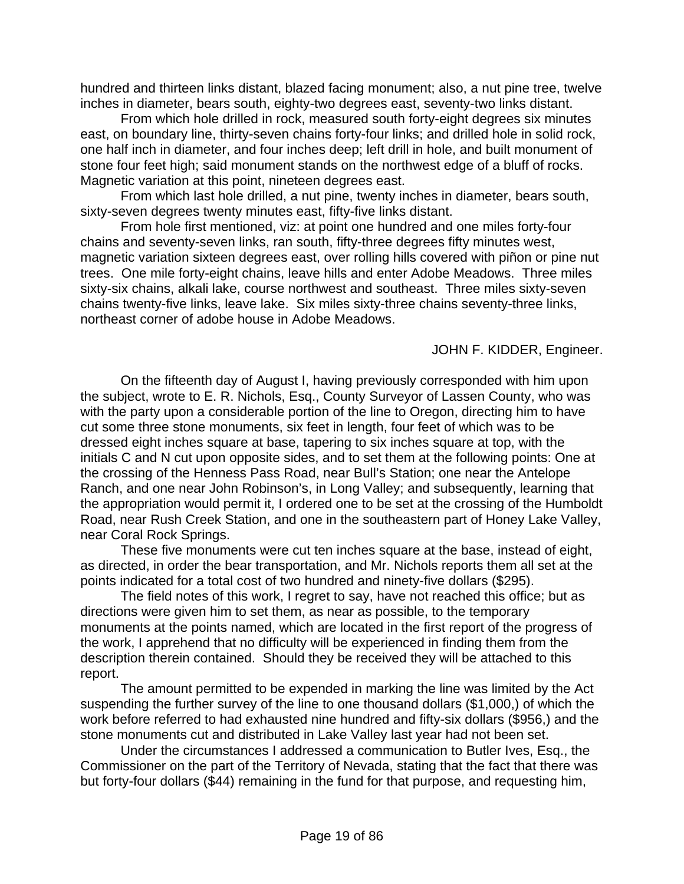hundred and thirteen links distant, blazed facing monument; also, a nut pine tree, twelve inches in diameter, bears south, eighty-two degrees east, seventy-two links distant.

From which hole drilled in rock, measured south forty-eight degrees six minutes east, on boundary line, thirty-seven chains forty-four links; and drilled hole in solid rock, one half inch in diameter, and four inches deep; left drill in hole, and built monument of stone four feet high; said monument stands on the northwest edge of a bluff of rocks. Magnetic variation at this point, nineteen degrees east.

From which last hole drilled, a nut pine, twenty inches in diameter, bears south, sixty-seven degrees twenty minutes east, fifty-five links distant.

From hole first mentioned, viz: at point one hundred and one miles forty-four chains and seventy-seven links, ran south, fifty-three degrees fifty minutes west, magnetic variation sixteen degrees east, over rolling hills covered with piñon or pine nut trees. One mile forty-eight chains, leave hills and enter Adobe Meadows. Three miles sixty-six chains, alkali lake, course northwest and southeast. Three miles sixty-seven chains twenty-five links, leave lake. Six miles sixty-three chains seventy-three links, northeast corner of adobe house in Adobe Meadows.

JOHN F. KIDDER, Engineer.

On the fifteenth day of August I, having previously corresponded with him upon the subject, wrote to E. R. Nichols, Esq., County Surveyor of Lassen County, who was with the party upon a considerable portion of the line to Oregon, directing him to have cut some three stone monuments, six feet in length, four feet of which was to be dressed eight inches square at base, tapering to six inches square at top, with the initials C and N cut upon opposite sides, and to set them at the following points: One at the crossing of the Henness Pass Road, near Bull's Station; one near the Antelope Ranch, and one near John Robinson's, in Long Valley; and subsequently, learning that the appropriation would permit it, I ordered one to be set at the crossing of the Humboldt Road, near Rush Creek Station, and one in the southeastern part of Honey Lake Valley, near Coral Rock Springs.

These five monuments were cut ten inches square at the base, instead of eight, as directed, in order the bear transportation, and Mr. Nichols reports them all set at the points indicated for a total cost of two hundred and ninety-five dollars ($295).

The field notes of this work, I regret to say, have not reached this office; but as directions were given him to set them, as near as possible, to the temporary monuments at the points named, which are located in the first report of the progress of the work, I apprehend that no difficulty will be experienced in finding them from the description therein contained. Should they be received they will be attached to this report.

The amount permitted to be expended in marking the line was limited by the Act suspending the further survey of the line to one thousand dollars ($1,000,) of which the work before referred to had exhausted nine hundred and fifty-six dollars ($956,) and the stone monuments cut and distributed in Lake Valley last year had not been set.

Under the circumstances I addressed a communication to Butler Ives, Esq., the Commissioner on the part of the Territory of Nevada, stating that the fact that there was but forty-four dollars ($44) remaining in the fund for that purpose, and requesting him,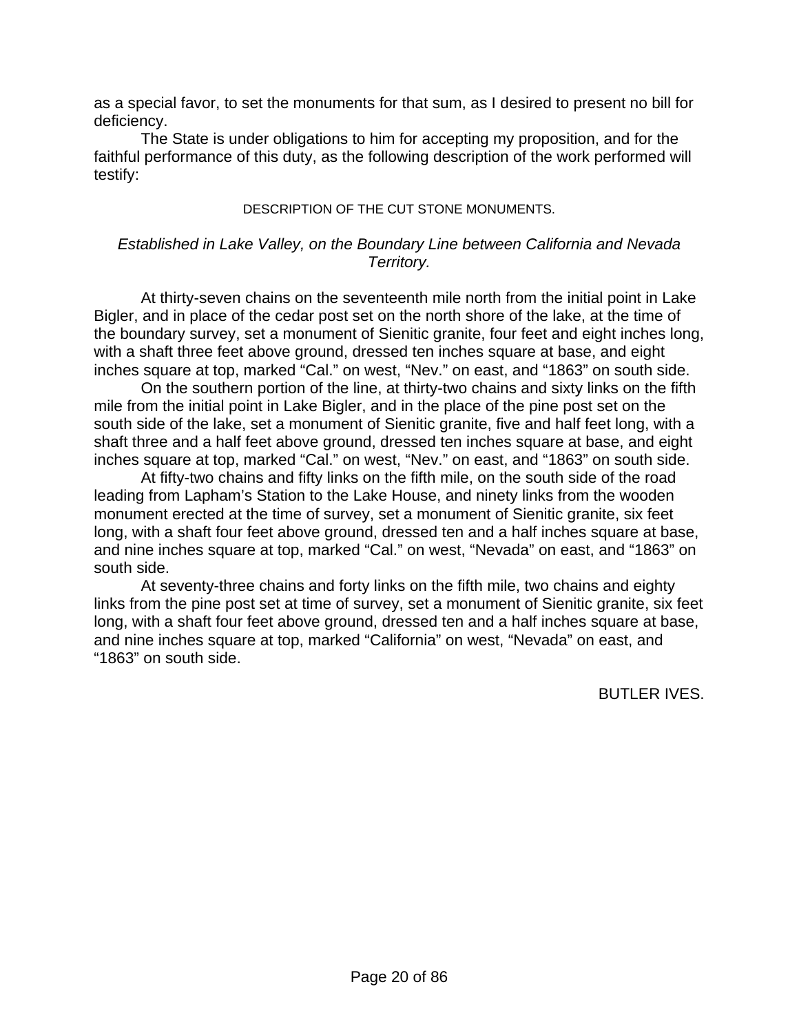as a special favor, to set the monuments for that sum, as I desired to present no bill for deficiency.

The State is under obligations to him for accepting my proposition, and for the faithful performance of this duty, as the following description of the work performed will testify:

DESCRIPTION OF THE CUT STONE MONUMENTS.

*Established in Lake Valley, on the Boundary Line between California and Nevada Territory.*

At thirty-seven chains on the seventeenth mile north from the initial point in Lake Bigler, and in place of the cedar post set on the north shore of the lake, at the time of the boundary survey, set a monument of Sienitic granite, four feet and eight inches long, with a shaft three feet above ground, dressed ten inches square at base, and eight inches square at top, marked “Cal.” on west, “Nev.” on east, and “1863” on south side.

On the southern portion of the line, at thirty-two chains and sixty links on the fifth mile from the initial point in Lake Bigler, and in the place of the pine post set on the south side of the lake, set a monument of Sienitic granite, five and half feet long, with a shaft three and a half feet above ground, dressed ten inches square at base, and eight inches square at top, marked “Cal.” on west, “Nev.” on east, and “1863” on south side.

At fifty-two chains and fifty links on the fifth mile, on the south side of the road leading from Lapham’s Station to the Lake House, and ninety links from the wooden monument erected at the time of survey, set a monument of Sienitic granite, six feet long, with a shaft four feet above ground, dressed ten and a half inches square at base, and nine inches square at top, marked “Cal.” on west, “Nevada” on east, and “1863” on south side.

At seventy-three chains and forty links on the fifth mile, two chains and eighty links from the pine post set at time of survey, set a monument of Sienitic granite, six feet long, with a shaft four feet above ground, dressed ten and a half inches square at base, and nine inches square at top, marked “California” on west, “Nevada” on east, and “1863” on south side.

BUTLER IVES.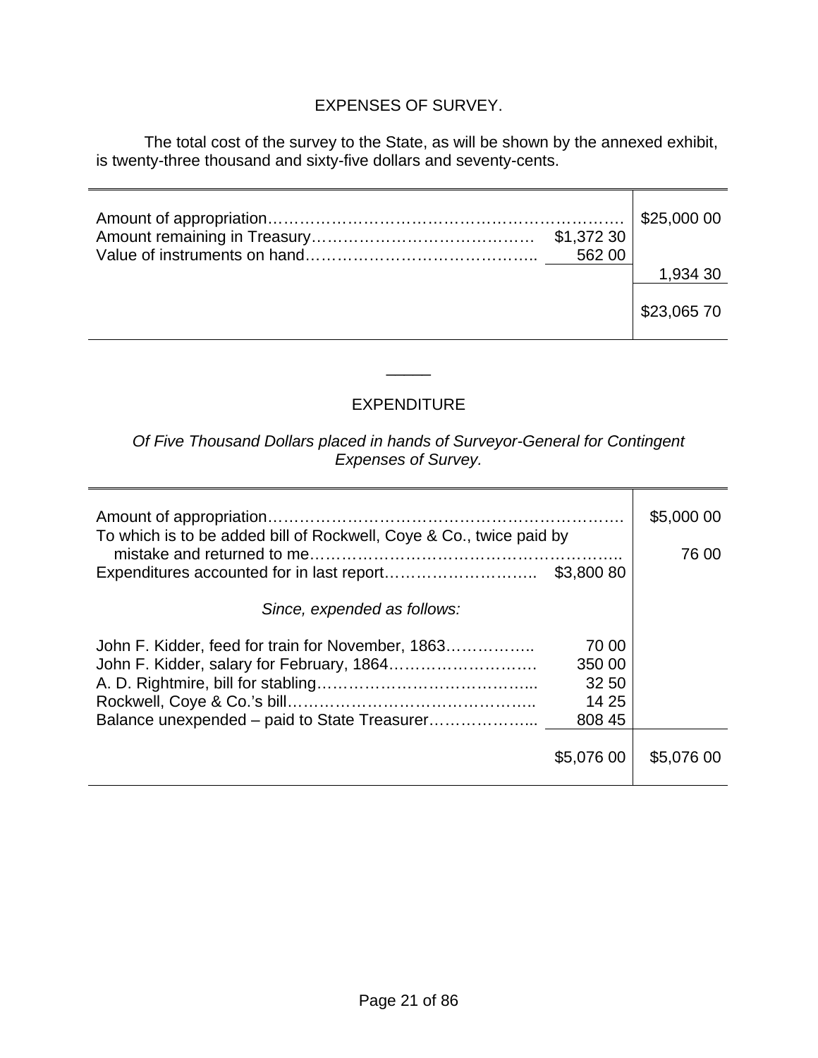## EXPENSES OF SURVEY.

The total cost of the survey to the State, as will be shown by the annexed exhibit, is twenty-three thousand and sixty-five dollars and seventy-cents.

| | | |
|---|---|---|
| Amount of appropriation………………………………………………………… | | $25,000 00 |
| Amount remaining in Treasury…………………………………… | $1,372 30 | |
| Value of instruments on hand…………………………………….. | 562 00 | |
| | | 1,934 30 |
| | | $23,065 70 |

---

## EXPENDITURE

*Of Five Thousand Dollars placed in hands of Surveyor-General for Contingent Expenses of Survey.*

| | | |
|---|---|---|
| Amount of appropriation………………………………………………………… | | $5,000 00 |
| To which is to be added bill of Rockwell, Coye & Co., twice paid by mistake and returned to me……………………………………………….. | | 76 00 |
| Expenditures accounted for in last report……………………….. | $3,800 80 | |
| *Since, expended as follows:* | | |
| John F. Kidder, feed for train for November, 1863…………….. | 70 00 | |
| John F. Kidder, salary for February, 1864……………………… | 350 00 | |
| A. D. Rightmire, bill for stabling………………………………….. | 32 50 | |
| Rockwell, Coye & Co.'s bill……………………………………….. | 14 25 | |
| Balance unexpended – paid to State Treasurer………………... | 808 45 | |
| | $5,076 00 | $5,076 00 |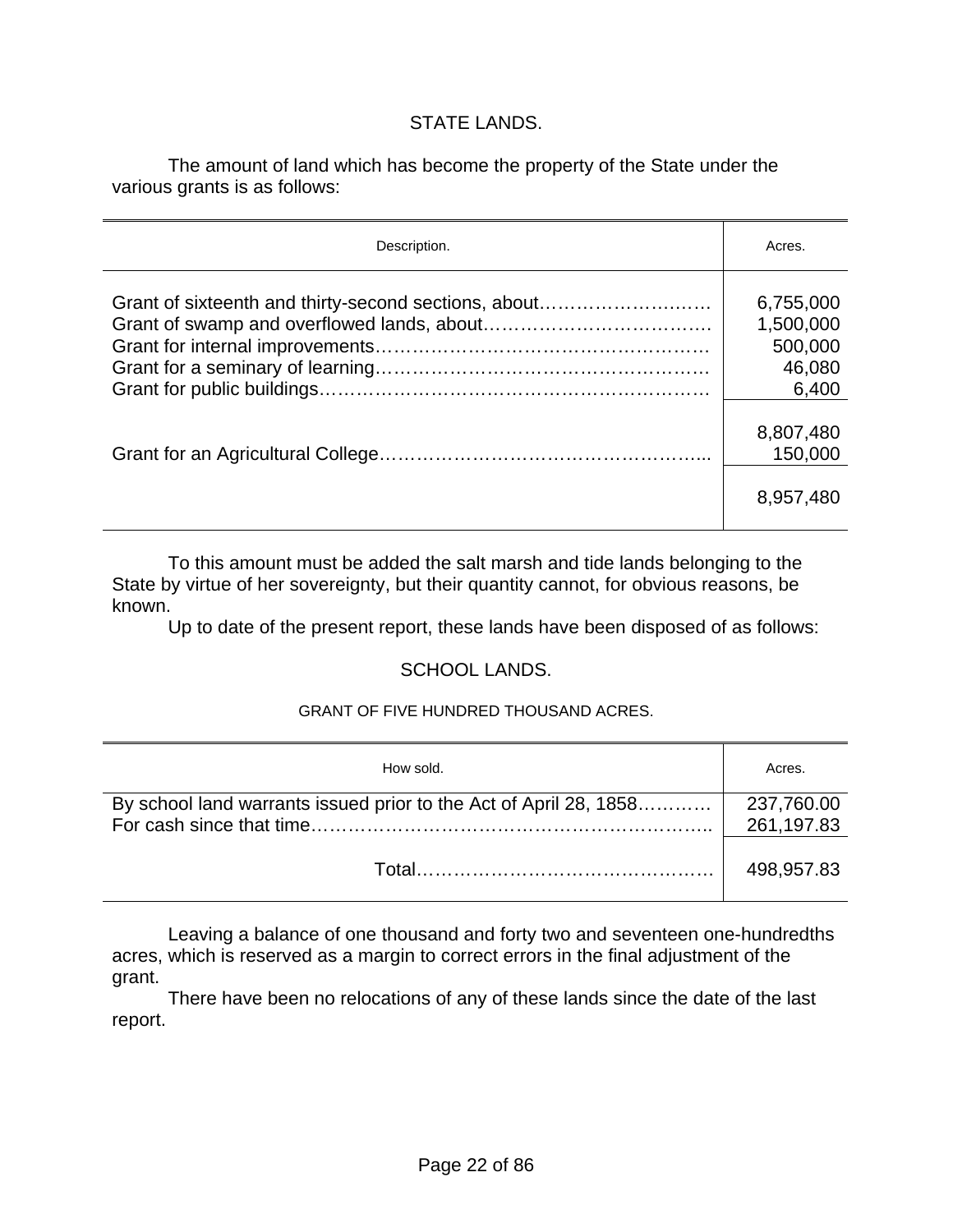## STATE LANDS.

The amount of land which has become the property of the State under the various grants is as follows:

| Description. | Acres. |
|---|---|
| Grant of sixteenth and thirty-second sections, about………………………… | 6,755,000 |
| Grant of swamp and overflowed lands, about……………………………… | 1,500,000 |
| Grant for internal improvements……………………………………………… | 500,000 |
| Grant for a seminary of learning……………………………………………… | 46,080 |
| Grant for public buildings……………………………………………………… | 6,400 |
| | 8,807,480 |
| Grant for an Agricultural College…………………………………………….. | 150,000 |
| | 8,957,480 |

To this amount must be added the salt marsh and tide lands belonging to the State by virtue of her sovereignty, but their quantity cannot, for obvious reasons, be known.

Up to date of the present report, these lands have been disposed of as follows:

## SCHOOL LANDS.

### GRANT OF FIVE HUNDRED THOUSAND ACRES.

| How sold. | Acres. |
|---|---|
| By school land warrants issued prior to the Act of April 28, 1858………… | 237,760.00 |
| For cash since that time……………………………………………………….. | 261,197.83 |
| Total………………………………………… | 498,957.83 |

Leaving a balance of one thousand and forty two and seventeen one-hundredths acres, which is reserved as a margin to correct errors in the final adjustment of the grant.

There have been no relocations of any of these lands since the date of the last report.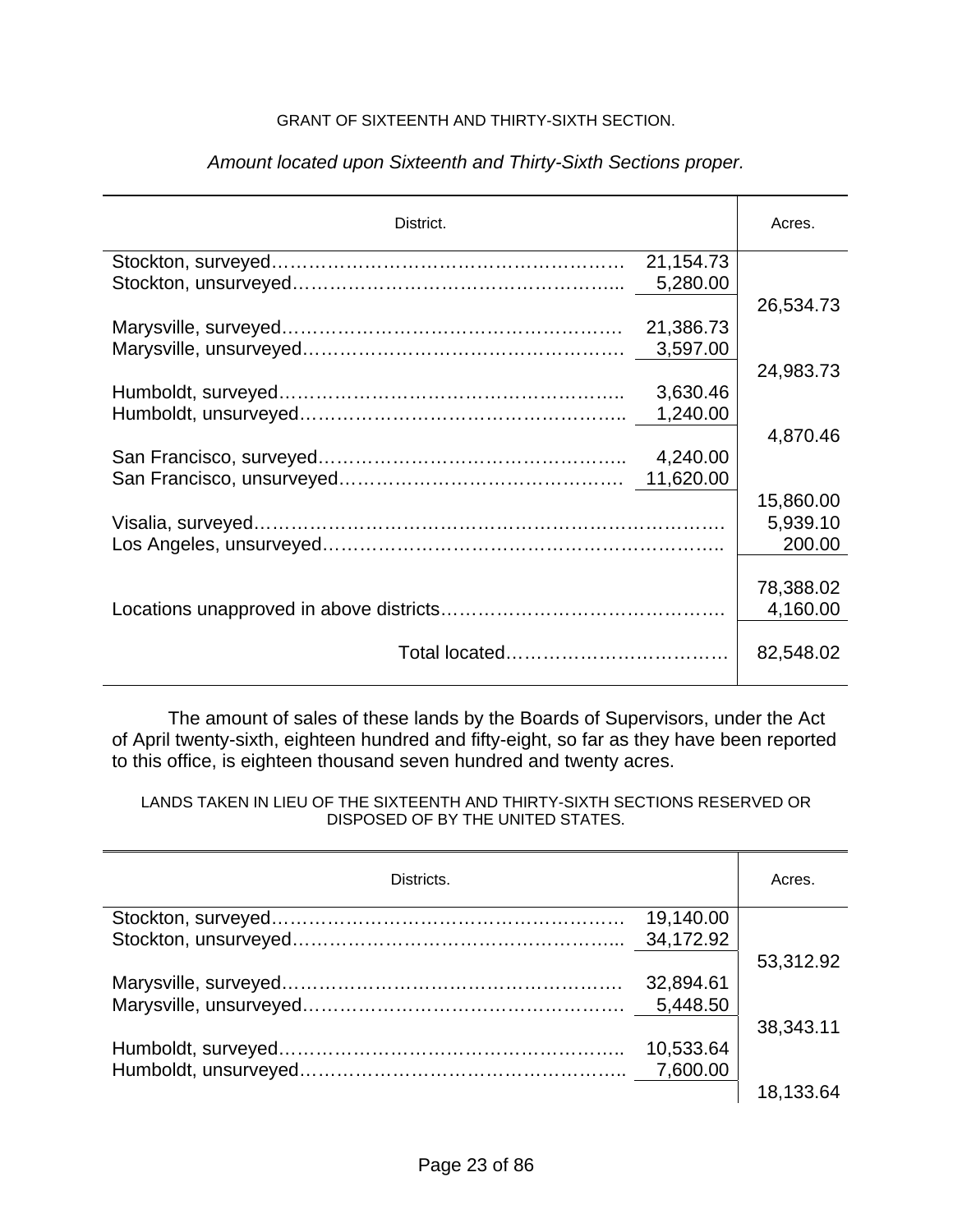GRANT OF SIXTEENTH AND THIRTY-SIXTH SECTION.

*Amount located upon Sixteenth and Thirty-Sixth Sections proper.*

| District. | | Acres. |
|---|---|---|
| Stockton, surveyed | 21,154.73 | |
| Stockton, unsurveyed | 5,280.00 | |
| | | 26,534.73 |
| Marysville, surveyed | 21,386.73 | |
| Marysville, unsurveyed | 3,597.00 | |
| | | 24,983.73 |
| Humboldt, surveyed | 3,630.46 | |
| Humboldt, unsurveyed | 1,240.00 | |
| | | 4,870.46 |
| San Francisco, surveyed | 4,240.00 | |
| San Francisco, unsurveyed | 11,620.00 | |
| | | 15,860.00 |
| Visalia, surveyed | | 5,939.10 |
| Los Angeles, unsurveyed | | 200.00 |
| | | 78,388.02 |
| Locations unapproved in above districts | | 4,160.00 |
| Total located | | 82,548.02 |

The amount of sales of these lands by the Boards of Supervisors, under the Act of April twenty-sixth, eighteen hundred and fifty-eight, so far as they have been reported to this office, is eighteen thousand seven hundred and twenty acres.

LANDS TAKEN IN LIEU OF THE SIXTEENTH AND THIRTY-SIXTH SECTIONS RESERVED OR DISPOSED OF BY THE UNITED STATES.

| Districts. | | Acres. |
|---|---|---|
| Stockton, surveyed | 19,140.00 | |
| Stockton, unsurveyed | 34,172.92 | |
| | | 53,312.92 |
| Marysville, surveyed | 32,894.61 | |
| Marysville, unsurveyed | 5,448.50 | |
| | | 38,343.11 |
| Humboldt, surveyed | 10,533.64 | |
| Humboldt, unsurveyed | 7,600.00 | |
| | | 18,133.64 |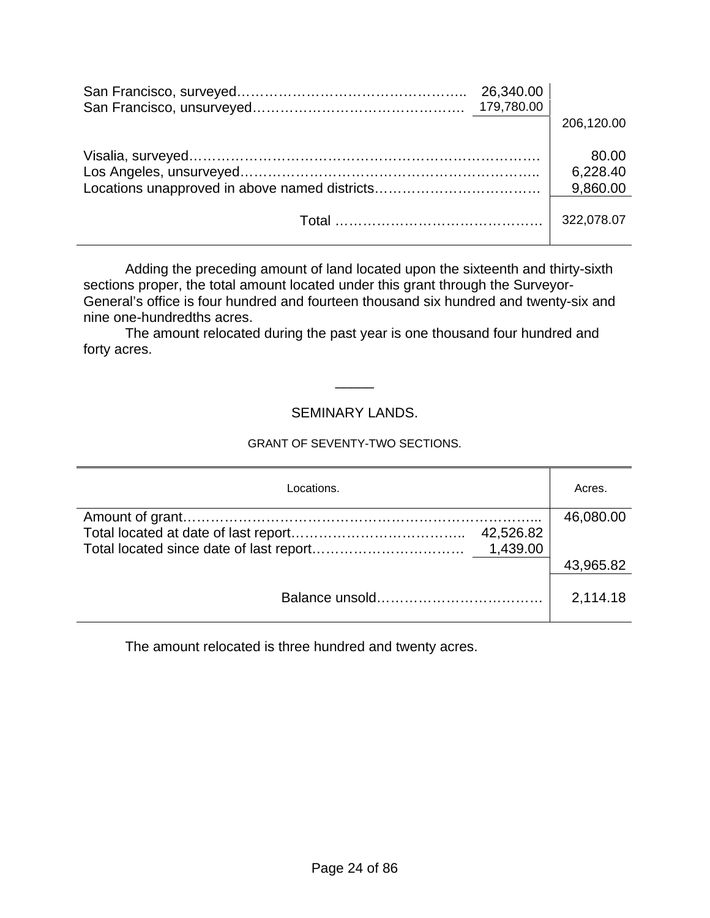| | | |
|---|---|---|
| San Francisco, surveyed………………………………………….. | 26,340.00 | |
| San Francisco, unsurveyed………………………………………. | 179,780.00 | |
| | | 206,120.00 |
| Visalia, surveyed……………………………………………………………… | | 80.00 |
| Los Angeles, unsurveyed…………………………………………………….. | | 6,228.40 |
| Locations unapproved in above named districts……………………………… | | 9,860.00 |
| Total ……………………………………… | | 322,078.07 |

Adding the preceding amount of land located upon the sixteenth and thirty-sixth sections proper, the total amount located under this grant through the Surveyor-General's office is four hundred and fourteen thousand six hundred and twenty-six and nine one-hundredths acres.

The amount relocated during the past year is one thousand four hundred and forty acres.

---

## SEMINARY LANDS.

### GRANT OF SEVENTY-TWO SECTIONS.

| Locations. | | Acres. |
|---|---|---|
| Amount of grant………………………………………………………………... | | 46,080.00 |
| Total located at date of last report……………………………….. | 42,526.82 | |
| Total located since date of last report…………………………… | 1,439.00 | |
| | | 43,965.82 |
| Balance unsold……………………………… | | 2,114.18 |

The amount relocated is three hundred and twenty acres.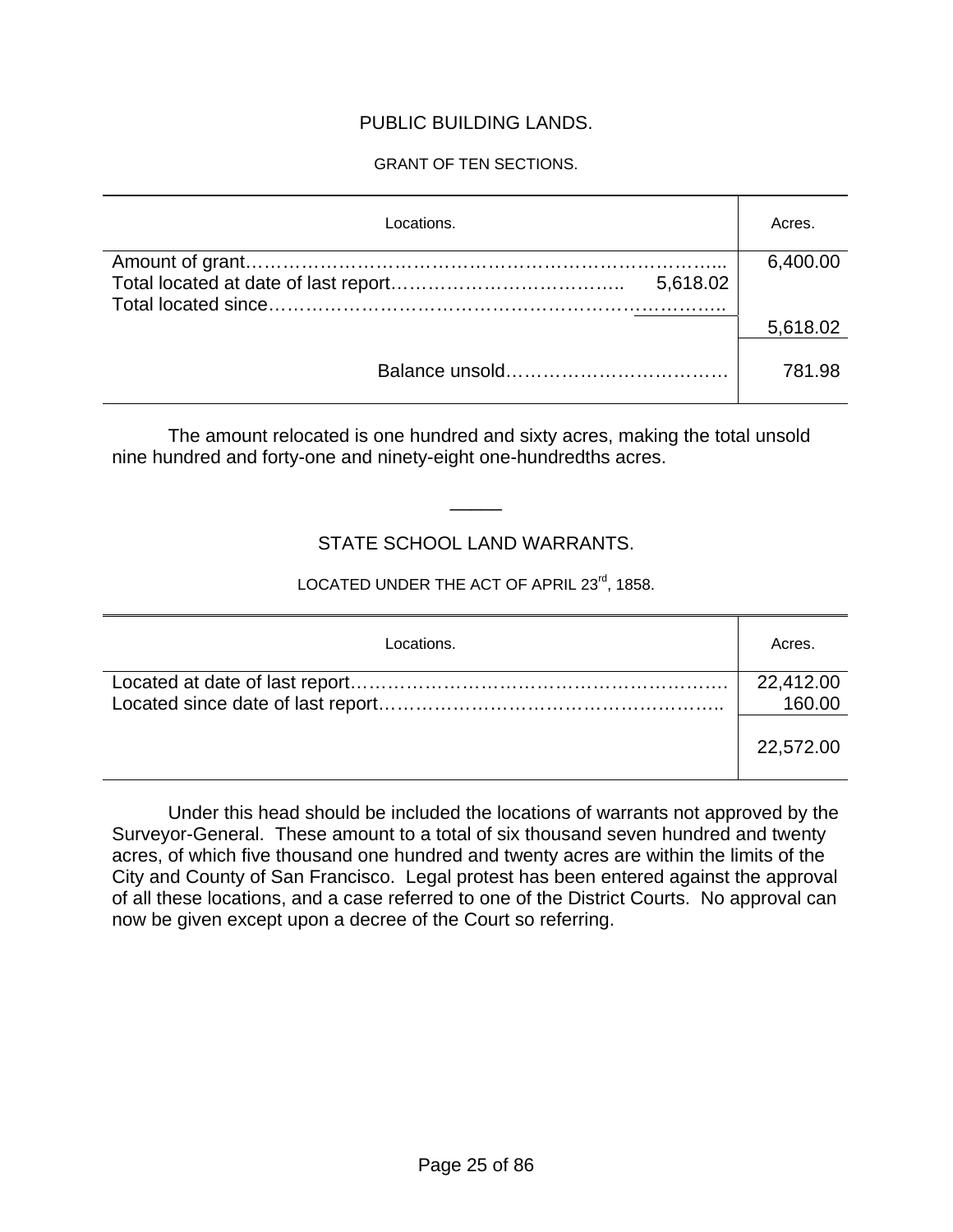# PUBLIC BUILDING LANDS.

## GRANT OF TEN SECTIONS.

| Locations. | | Acres. |
|---|---|---|
| Amount of grant………………………………………………………………… | | 6,400.00 |
| Total located at date of last report……………………………….. | 5,618.02 | |
| Total located since…………………………………………………………….. | | |
| | | 5,618.02 |
| Balance unsold……………………………… | | 781.98 |

The amount relocated is one hundred and sixty acres, making the total unsold nine hundred and forty-one and ninety-eight one-hundredths acres.

---

# STATE SCHOOL LAND WARRANTS.

## LOCATED UNDER THE ACT OF APRIL 23rd, 1858.

| Locations. | Acres. |
|---|---|
| Located at date of last report……………………………………………………. | 22,412.00 |
| Located since date of last report……………………………………………….. | 160.00 |
| | 22,572.00 |

Under this head should be included the locations of warrants not approved by the Surveyor-General. These amount to a total of six thousand seven hundred and twenty acres, of which five thousand one hundred and twenty acres are within the limits of the City and County of San Francisco. Legal protest has been entered against the approval of all these locations, and a case referred to one of the District Courts. No approval can now be given except upon a decree of the Court so referring.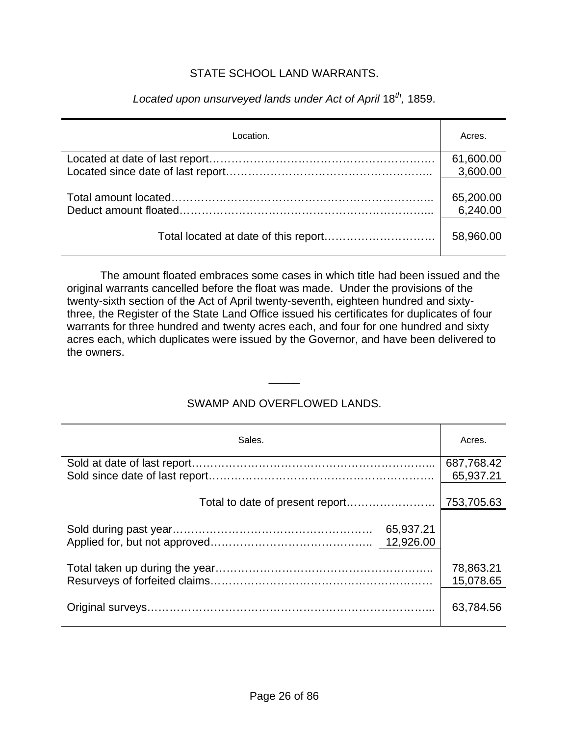## STATE SCHOOL LAND WARRANTS.

*Located upon unsurveyed lands under Act of April* 18th*,* 1859.

| Location. | Acres. |
|---|---|
| Located at date of last report | 61,600.00 |
| Located since date of last report | 3,600.00 |
| Total amount located | 65,200.00 |
| Deduct amount floated | 6,240.00 |
| Total located at date of this report | 58,960.00 |

The amount floated embraces some cases in which title had been issued and the original warrants cancelled before the float was made. Under the provisions of the twenty-sixth section of the Act of April twenty-seventh, eighteen hundred and sixty-three, the Register of the State Land Office issued his certificates for duplicates of four warrants for three hundred and twenty acres each, and four for one hundred and sixty acres each, which duplicates were issued by the Governor, and have been delivered to the owners.

---

## SWAMP AND OVERFLOWED LANDS.

| Sales. | | Acres. |
|---|---|---|
| Sold at date of last report | | 687,768.42 |
| Sold since date of last report | | 65,937.21 |
| Total to date of present report | | 753,705.63 |
| Sold during past year | 65,937.21 | |
| Applied for, but not approved | 12,926.00 | |
| Total taken up during the year | | 78,863.21 |
| Resurveys of forfeited claims | | 15,078.65 |
| Original surveys | | 63,784.56 |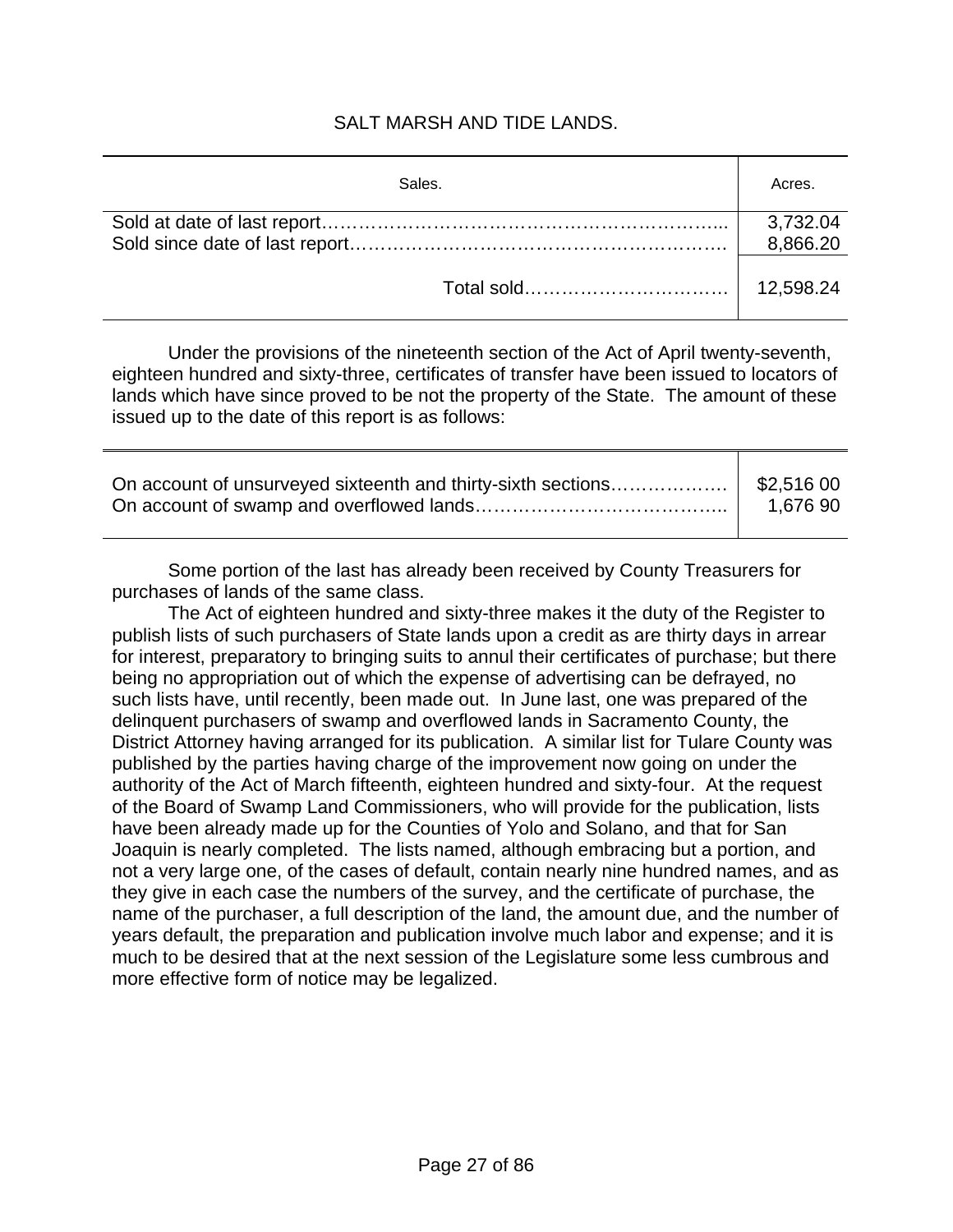## SALT MARSH AND TIDE LANDS.

| Sales. | Acres. |
|---|---|
| Sold at date of last report………………………………………………………... | 3,732.04 |
| Sold since date of last report…………………………………………………. | 8,866.20 |
| Total sold…………………………… | 12,598.24 |

Under the provisions of the nineteenth section of the Act of April twenty-seventh, eighteen hundred and sixty-three, certificates of transfer have been issued to locators of lands which have since proved to be not the property of the State. The amount of these issued up to the date of this report is as follows:

| | |
|---|---|
| On account of unsurveyed sixteenth and thirty-sixth sections………………. | $2,516 00 |
| On account of swamp and overflowed lands………………………………….. | 1,676 90 |

Some portion of the last has already been received by County Treasurers for purchases of lands of the same class.

The Act of eighteen hundred and sixty-three makes it the duty of the Register to publish lists of such purchasers of State lands upon a credit as are thirty days in arrear for interest, preparatory to bringing suits to annul their certificates of purchase; but there being no appropriation out of which the expense of advertising can be defrayed, no such lists have, until recently, been made out. In June last, one was prepared of the delinquent purchasers of swamp and overflowed lands in Sacramento County, the District Attorney having arranged for its publication. A similar list for Tulare County was published by the parties having charge of the improvement now going on under the authority of the Act of March fifteenth, eighteen hundred and sixty-four. At the request of the Board of Swamp Land Commissioners, who will provide for the publication, lists have been already made up for the Counties of Yolo and Solano, and that for San Joaquin is nearly completed. The lists named, although embracing but a portion, and not a very large one, of the cases of default, contain nearly nine hundred names, and as they give in each case the numbers of the survey, and the certificate of purchase, the name of the purchaser, a full description of the land, the amount due, and the number of years default, the preparation and publication involve much labor and expense; and it is much to be desired that at the next session of the Legislature some less cumbrous and more effective form of notice may be legalized.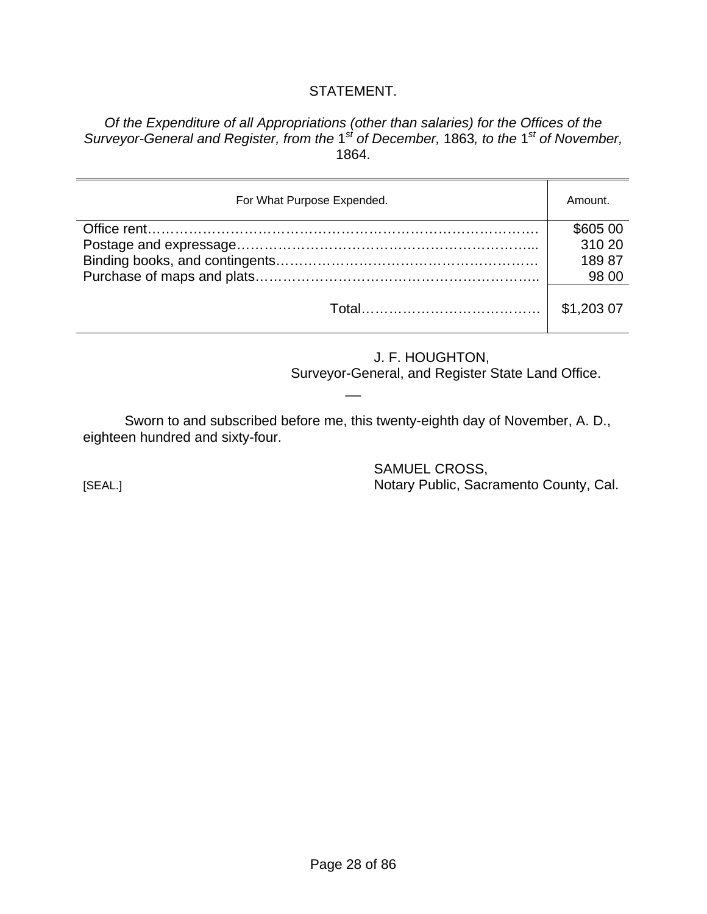## STATEMENT.

*Of the Expenditure of all Appropriations (other than salaries) for the Offices of the Surveyor-General and Register, from the* 1st *of December,* 1863*, to the* 1st *of November,* 1864.

| For What Purpose Expended. | Amount. |
|---|---|
| Office rent………………………………………………………………………. | $605 00 |
| Postage and expressage…………………………………………………………... | 310 20 |
| Binding books, and contingents………………………………………………… | 189 87 |
| Purchase of maps and plats…………………………………………………….. | 98 00 |
| Total………………………………… | $1,203 07 |

J. F. HOUGHTON,
Surveyor-General, and Register State Land Office.

—

Sworn to and subscribed before me, this twenty-eighth day of November, A. D., eighteen hundred and sixty-four.

SAMUEL CROSS,
[SEAL.] Notary Public, Sacramento County, Cal.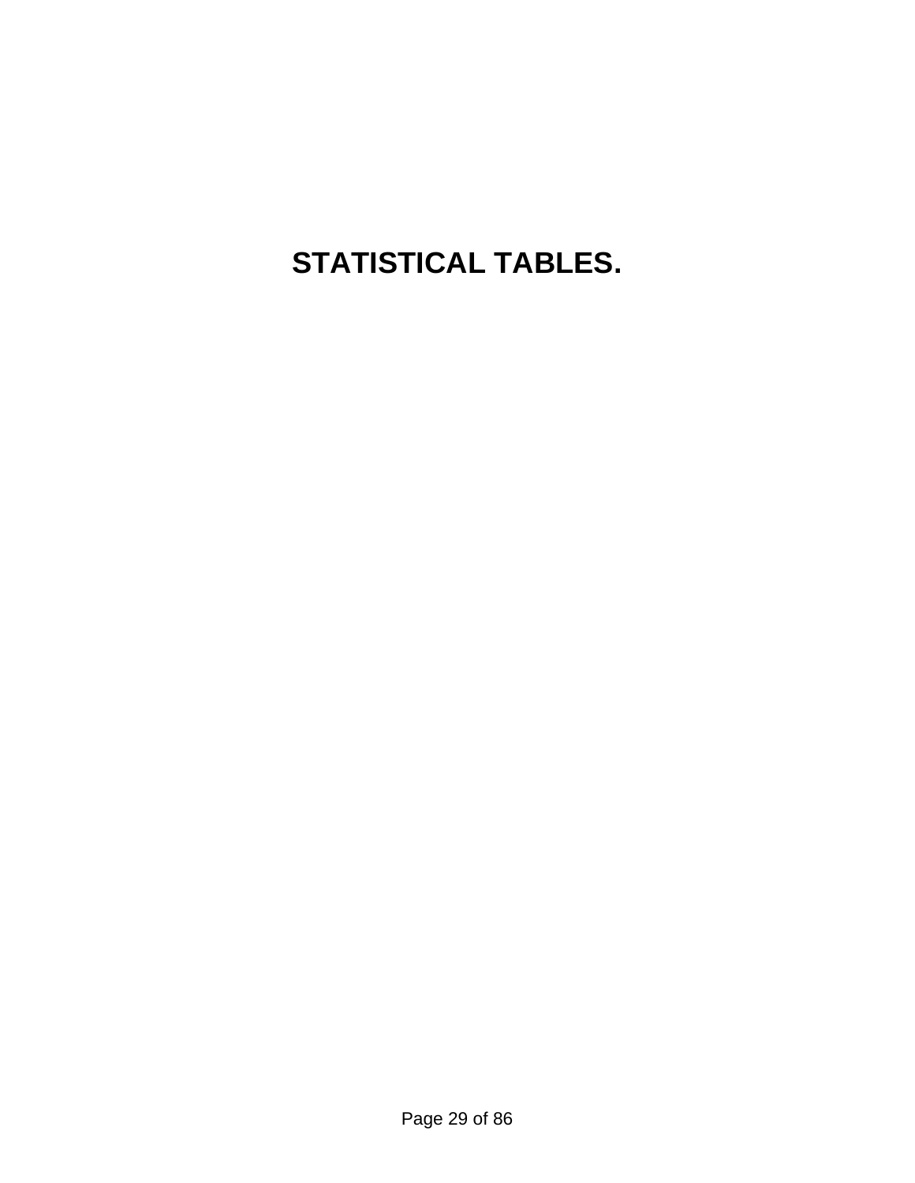# STATISTICAL TABLES.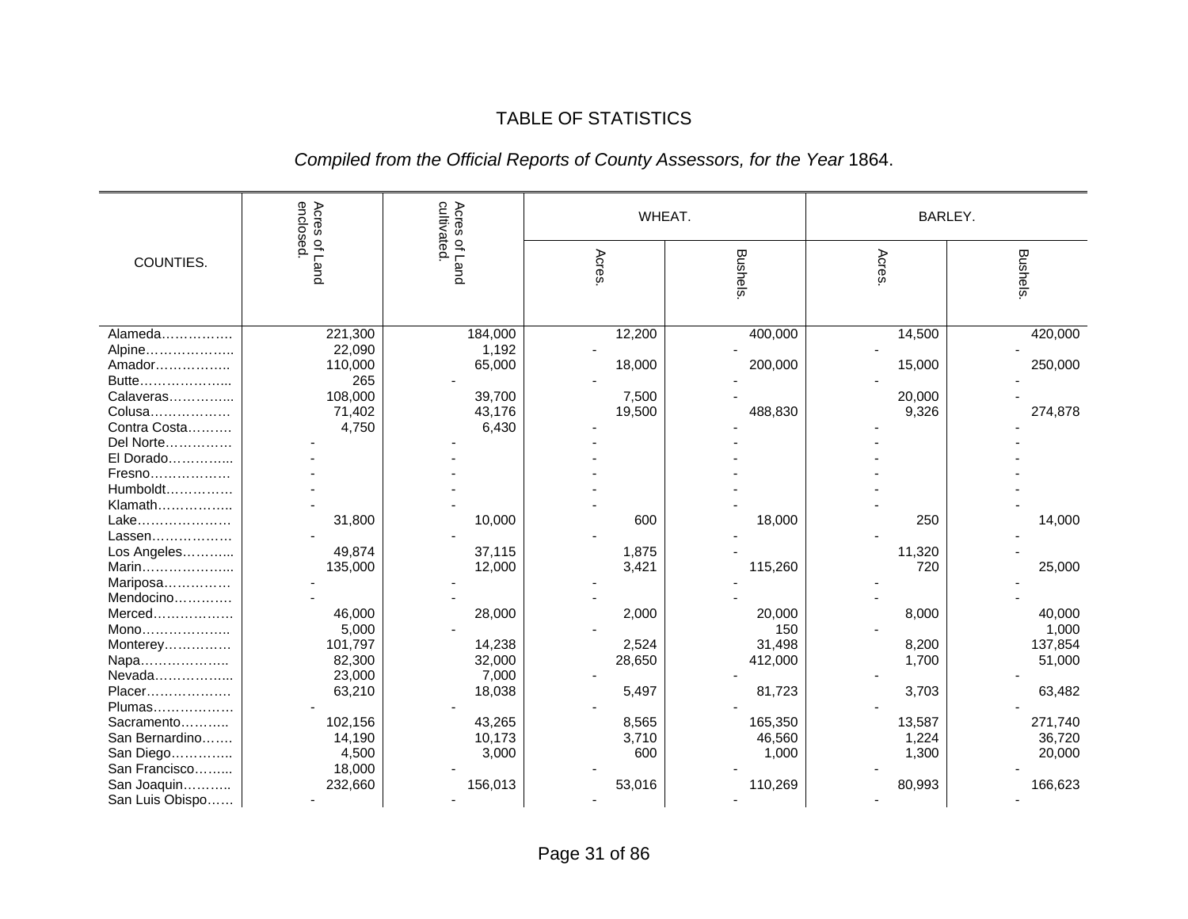# TABLE OF STATISTICS

*Compiled from the Official Reports of County Assessors, for the Year* 1864.

| COUNTIES. | Acres of Land enclosed. | Acres of Land cultivated. | WHEAT. | | BARLEY. | |
|---|---|---|---|---|---|---|
| | | | Acres. | Bushels. | Acres. | Bushels. |
| Alameda……………. | 221,300 | 184,000 | 12,200 | 400,000 | 14,500 | 420,000 |
| Alpine……………….. | 22,090 | 1,192 | - | - | - | - |
| Amador…………….. | 110,000 | 65,000 | 18,000 | 200,000 | 15,000 | 250,000 |
| Butte……………….. | 265 | - | - | - | - | - |
| Calaveras………….. | 108,000 | 39,700 | 7,500 | - | 20,000 | - |
| Colusa……………… | 71,402 | 43,176 | 19,500 | 488,830 | 9,326 | 274,878 |
| Contra Costa………. | 4,750 | 6,430 | - | - | - | - |
| Del Norte…………… | - | - | - | - | - | - |
| El Dorado………….. | - | - | - | - | - | - |
| Fresno……………… | - | - | - | - | - | - |
| Humboldt…………… | - | - | - | - | - | - |
| Klamath…………….. | - | - | - | - | - | - |
| Lake………………… | 31,800 | 10,000 | 600 | 18,000 | 250 | 14,000 |
| Lassen……………… | - | - | - | - | - | - |
| Los Angeles……….. | 49,874 | 37,115 | 1,875 | - | 11,320 | - |
| Marin……………….. | 135,000 | 12,000 | 3,421 | 115,260 | 720 | 25,000 |
| Mariposa…………… | - | - | - | - | - | - |
| Mendocino………… | - | - | - | - | - | - |
| Merced……………… | 46,000 | 28,000 | 2,000 | 20,000 | 8,000 | 40,000 |
| Mono……………….. | 5,000 | - | - | 150 | - | 1,000 |
| Monterey…………… | 101,797 | 14,238 | 2,524 | 31,498 | 8,200 | 137,854 |
| Napa……………….. | 82,300 | 32,000 | 28,650 | 412,000 | 1,700 | 51,000 |
| Nevada…………….. | 23,000 | 7,000 | - | - | - | - |
| Placer………………. | 63,210 | 18,038 | 5,497 | 81,723 | 3,703 | 63,482 |
| Plumas……………… | - | - | - | - | - | - |
| Sacramento……….. | 102,156 | 43,265 | 8,565 | 165,350 | 13,587 | 271,740 |
| San Bernardino……. | 14,190 | 10,173 | 3,710 | 46,560 | 1,224 | 36,720 |
| San Diego………….. | 4,500 | 3,000 | 600 | 1,000 | 1,300 | 20,000 |
| San Francisco…….. | 18,000 | - | - | - | - | - |
| San Joaquin……….. | 232,660 | 156,013 | 53,016 | 110,269 | 80,993 | 166,623 |
| San Luis Obispo…… | - | - | - | - | - | - |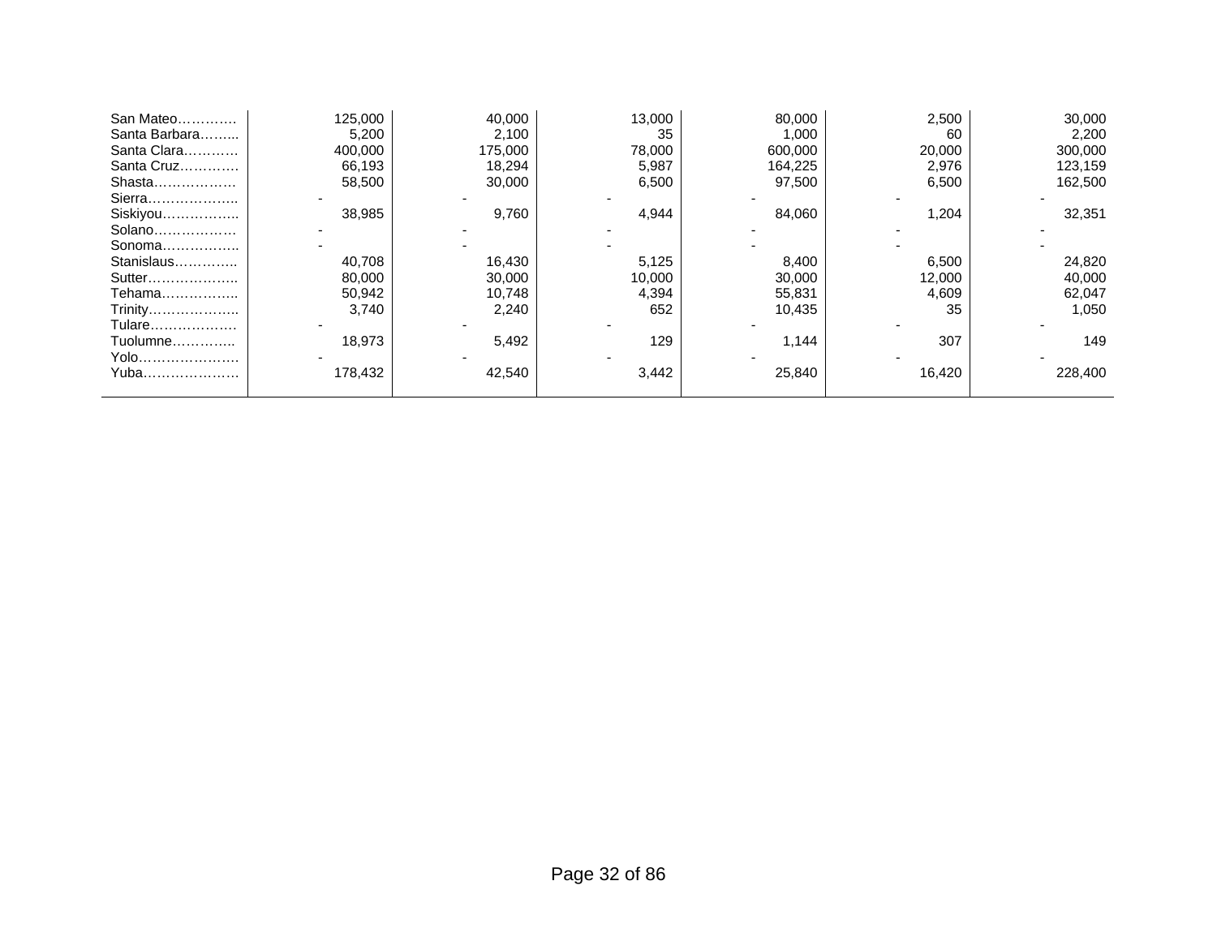| | | | | | | |
|---|---|---|---|---|---|---|
| San Mateo………… | 125,000 | 40,000 | 13,000 | 80,000 | 2,500 | 30,000 |
| Santa Barbara…….. | 5,200 | 2,100 | 35 | 1,000 | 60 | 2,200 |
| Santa Clara………… | 400,000 | 175,000 | 78,000 | 600,000 | 20,000 | 300,000 |
| Santa Cruz………… | 66,193 | 18,294 | 5,987 | 164,225 | 2,976 | 123,159 |
| Shasta……………… | 58,500 | 30,000 | 6,500 | 97,500 | 6,500 | 162,500 |
| Sierra……………….. | - | - | - | - | - | - |
| Siskiyou…………….. | 38,985 | 9,760 | 4,944 | 84,060 | 1,204 | 32,351 |
| Solano……………… | - | - | - | - | - | - |
| Sonoma…………….. | - | - | - | - | - | - |
| Stanislaus………….. | 40,708 | 16,430 | 5,125 | 8,400 | 6,500 | 24,820 |
| Sutter……………….. | 80,000 | 30,000 | 10,000 | 30,000 | 12,000 | 40,000 |
| Tehama…………….. | 50,942 | 10,748 | 4,394 | 55,831 | 4,609 | 62,047 |
| Trinity……………….. | 3,740 | 2,240 | 652 | 10,435 | 35 | 1,050 |
| Tulare……………… | - | - | - | - | - | - |
| Tuolumne………….. | 18,973 | 5,492 | 129 | 1,144 | 307 | 149 |
| Yolo…………………. | - | - | - | - | - | - |
| Yuba………………… | 178,432 | 42,540 | 3,442 | 25,840 | 16,420 | 228,400 |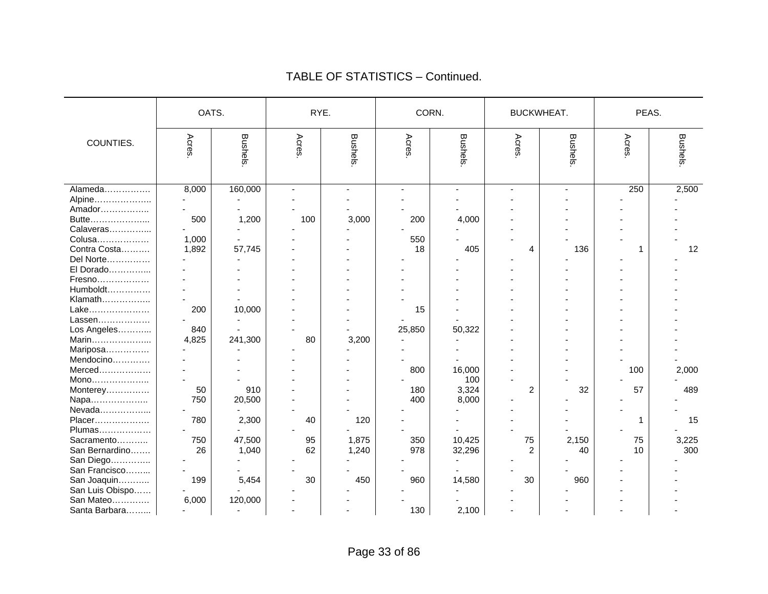## TABLE OF STATISTICS – Continued.

| COUNTIES. | OATS. | | RYE. | | CORN. | | BUCKWHEAT. | | PEAS. | |
|---|---|---|---|---|---|---|---|---|---|---|
| | Acres. | Bushels. | Acres. | Bushels. | Acres. | Bushels. | Acres. | Bushels. | Acres. | Bushels. |
| Alameda……………. | 8,000 | 160,000 | - | - | - | - | - | - | 250 | 2,500 |
| Alpine……………….. | - | - | - | - | - | - | - | - | - | - |
| Amador…………….. | - | - | - | - | - | - | - | - | - | - |
| Butte………………... | 500 | 1,200 | 100 | 3,000 | 200 | 4,000 | - | - | - | - |
| Calaveras…………... | - | - | - | - | - | - | - | - | - | - |
| Colusa……………… | 1,000 | - | - | - | 550 | - | - | - | - | - |
| Contra Costa………. | 1,892 | 57,745 | - | - | 18 | 405 | 4 | 136 | 1 | 12 |
| Del Norte…………… | - | - | - | - | - | - | - | - | - | - |
| El Dorado…………... | - | - | - | - | - | - | - | - | - | - |
| Fresno……………… | - | - | - | - | - | - | - | - | - | - |
| Humboldt…………… | - | - | - | - | - | - | - | - | - | - |
| Klamath…………….. | - | - | - | - | - | - | - | - | - | - |
| Lake………………… | 200 | 10,000 | - | - | 15 | - | - | - | - | - |
| Lassen……………… | - | - | - | - | - | - | - | - | - | - |
| Los Angeles………... | 840 | - | - | - | 25,850 | 50,322 | - | - | - | - |
| Marin………………... | 4,825 | 241,300 | 80 | 3,200 | - | - | - | - | - | - |
| Mariposa…………… | - | - | - | - | - | - | - | - | - | - |
| Mendocino………… | - | - | - | - | - | - | - | - | - | - |
| Merced……………… | - | - | - | - | 800 | 16,000 | - | - | 100 | 2,000 |
| Mono……………….. | - | - | - | - | - | 100 | - | - | - | - |
| Monterey…………… | 50 | 910 | - | - | 180 | 3,324 | 2 | 32 | 57 | 489 |
| Napa……………….. | 750 | 20,500 | - | - | 400 | 8,000 | - | - | - | - |
| Nevada……………... | - | - | - | - | - | - | - | - | - | - |
| Placer………………. | 780 | 2,300 | 40 | 120 | - | - | - | - | 1 | 15 |
| Plumas……………… | - | - | - | - | - | - | - | - | - | - |
| Sacramento……….. | 750 | 47,500 | 95 | 1,875 | 350 | 10,425 | 75 | 2,150 | 75 | 3,225 |
| San Bernardino……. | 26 | 1,040 | 62 | 1,240 | 978 | 32,296 | 2 | 40 | 10 | 300 |
| San Diego………….. | - | - | - | - | - | - | - | - | - | - |
| San Francisco……... | - | - | - | - | - | - | - | - | - | - |
| San Joaquin……….. | 199 | 5,454 | 30 | 450 | 960 | 14,580 | 30 | 960 | - | - |
| San Luis Obispo…… | - | - | - | - | - | - | - | - | - | - |
| San Mateo…………. | 6,000 | 120,000 | - | - | - | - | - | - | - | - |
| Santa Barbara……... | - | - | - | - | 130 | 2,100 | - | - | - | - |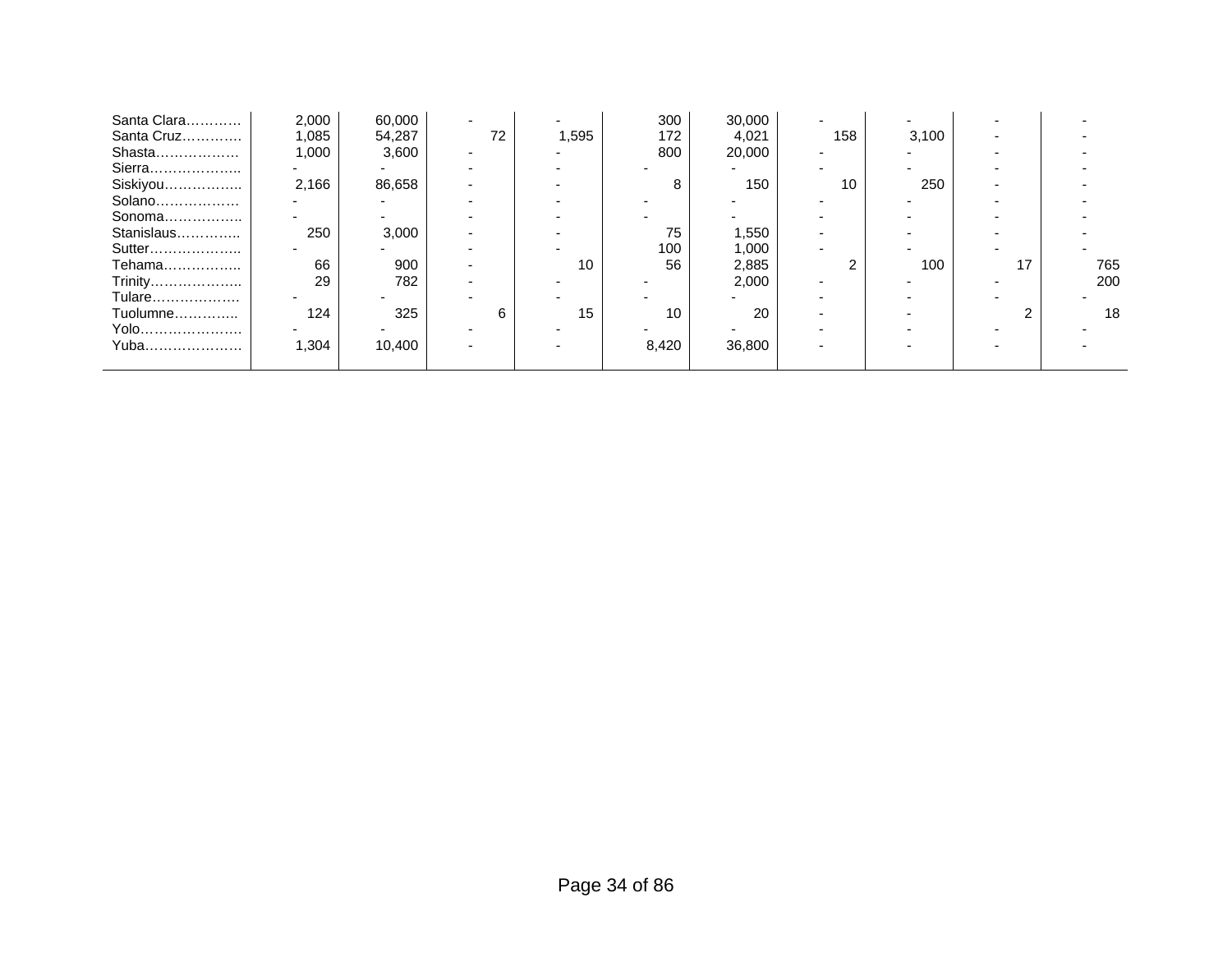| | | | | | | | | | | |
|---|---|---|---|---|---|---|---|---|---|---|
| Santa Clara………… | 2,000 | 60,000 | - | - | 300 | 30,000 | - | - | - | - |
| Santa Cruz…………. | 1,085 | 54,287 | 72 | 1,595 | 172 | 4,021 | 158 | 3,100 | - | - |
| Shasta……………… | 1,000 | 3,600 | - | - | 800 | 20,000 | - | - | - | - |
| Sierra……………….. | - | - | - | - | - | - | - | - | - | - |
| Siskiyou…………….. | 2,166 | 86,658 | - | - | 8 | 150 | 10 | 250 | - | - |
| Solano……………… | - | - | - | - | - | - | - | - | - | - |
| Sonoma…………….. | - | - | - | - | - | - | - | - | - | - |
| Stanislaus………….. | 250 | 3,000 | - | - | 75 | 1,550 | - | - | - | - |
| Sutter……………….. | - | - | - | - | 100 | 1,000 | - | - | - | - |
| Tehama…………….. | 66 | 900 | - | 10 | 56 | 2,885 | 2 | 100 | 17 | 765 |
| Trinity……………….. | 29 | 782 | - | - | - | 2,000 | - | - | - | 200 |
| Tulare………………. | - | - | - | - | - | - | - | - | - | - |
| Tuolumne………….. | 124 | 325 | 6 | 15 | 10 | 20 | - | - | 2 | 18 |
| Yolo…………………. | - | - | - | - | - | - | - | - | - | - |
| Yuba………………… | 1,304 | 10,400 | - | - | 8,420 | 36,800 | - | - | - | - |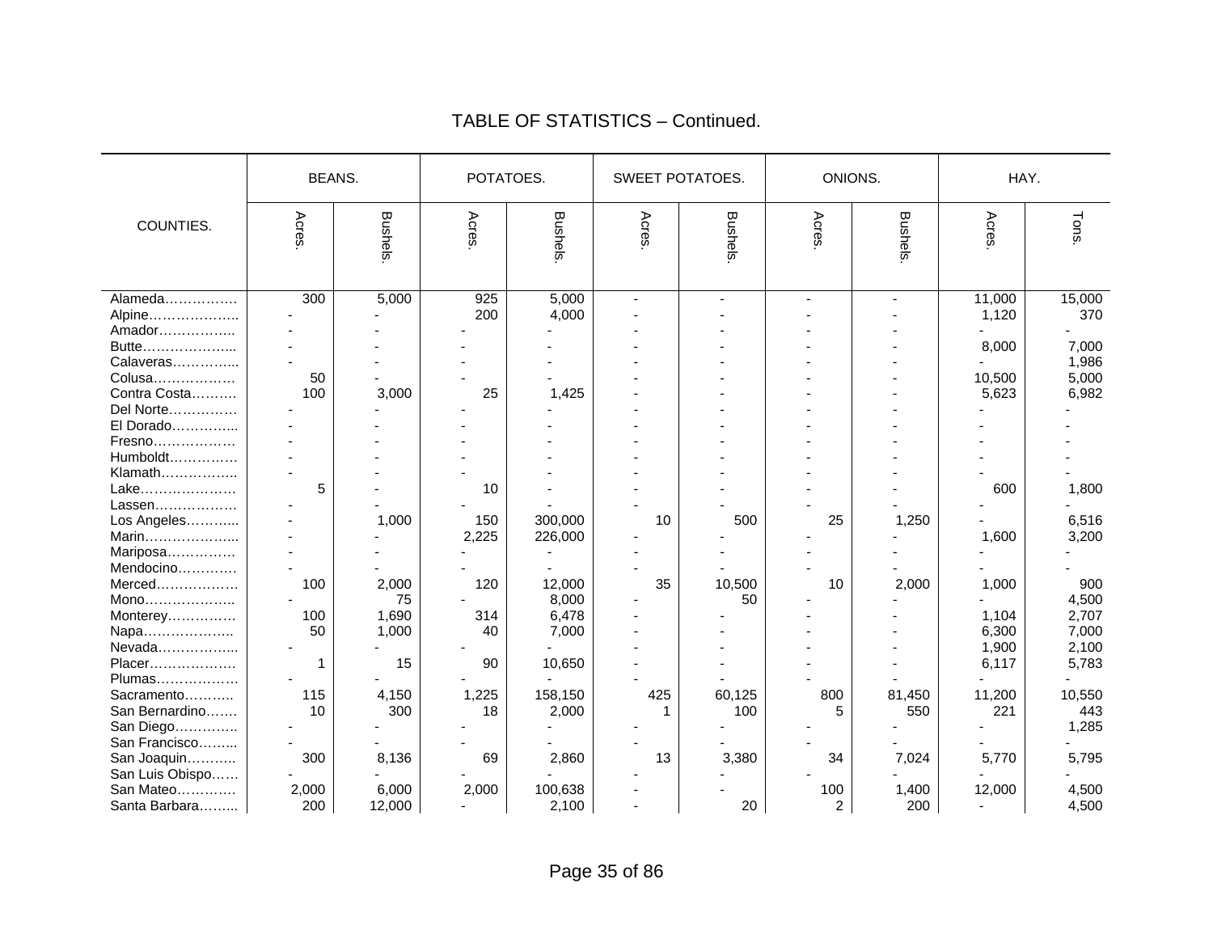## TABLE OF STATISTICS – Continued.

| COUNTIES. | BEANS. | | POTATOES. | | SWEET POTATOES. | | ONIONS. | | HAY. | |
|---|---|---|---|---|---|---|---|---|---|---|
| | Acres. | Bushels. | Acres. | Bushels. | Acres. | Bushels. | Acres. | Bushels. | Acres. | Tons. |
| Alameda……………. | 300 | 5,000 | 925 | 5,000 | - | - | - | - | 11,000 | 15,000 |
| Alpine……………….. | - | - | 200 | 4,000 | - | - | - | - | 1,120 | 370 |
| Amador…………….. | - | - | - | - | - | - | - | - | - | - |
| Butte………………... | - | - | - | - | - | - | - | - | 8,000 | 7,000 |
| Calaveras…………... | - | - | - | - | - | - | - | - | - | 1,986 |
| Colusa……………… | 50 | - | - | - | - | - | - | - | 10,500 | 5,000 |
| Contra Costa………. | 100 | 3,000 | 25 | 1,425 | - | - | - | - | 5,623 | 6,982 |
| Del Norte…………… | - | - | - | - | - | - | - | - | - | - |
| El Dorado…………... | - | - | - | - | - | - | - | - | - | - |
| Fresno……………… | - | - | - | - | - | - | - | - | - | - |
| Humboldt…………… | - | - | - | - | - | - | - | - | - | - |
| Klamath…………….. | - | - | - | - | - | - | - | - | - | - |
| Lake………………… | 5 | - | 10 | - | - | - | - | - | 600 | 1,800 |
| Lassen……………… | - | - | - | - | - | - | - | - | - | - |
| Los Angeles………... | - | 1,000 | 150 | 300,000 | 10 | 500 | 25 | 1,250 | - | 6,516 |
| Marin………………... | - | - | 2,225 | 226,000 | - | - | - | - | 1,600 | 3,200 |
| Mariposa…………… | - | - | - | - | - | - | - | - | - | - |
| Mendocino………… | - | - | - | - | - | - | - | - | - | - |
| Merced……………… | 100 | 2,000 | 120 | 12,000 | 35 | 10,500 | 10 | 2,000 | 1,000 | 900 |
| Mono……………….. | - | 75 | - | 8,000 | - | 50 | - | - | - | 4,500 |
| Monterey…………… | 100 | 1,690 | 314 | 6,478 | - | - | - | - | 1,104 | 2,707 |
| Napa……………….. | 50 | 1,000 | 40 | 7,000 | - | - | - | - | 6,300 | 7,000 |
| Nevada……………... | - | - | - | - | - | - | - | - | 1,900 | 2,100 |
| Placer………………. | 1 | 15 | 90 | 10,650 | - | - | - | - | 6,117 | 5,783 |
| Plumas……………… | - | - | - | - | - | - | - | - | - | - |
| Sacramento……….. | 115 | 4,150 | 1,225 | 158,150 | 425 | 60,125 | 800 | 81,450 | 11,200 | 10,550 |
| San Bernardino……. | 10 | 300 | 18 | 2,000 | 1 | 100 | 5 | 550 | 221 | 443 |
| San Diego………….. | - | - | - | - | - | - | - | - | - | 1,285 |
| San Francisco……... | - | - | - | - | - | - | - | - | - | - |
| San Joaquin……….. | 300 | 8,136 | 69 | 2,860 | 13 | 3,380 | 34 | 7,024 | 5,770 | 5,795 |
| San Luis Obispo…… | - | - | - | - | - | - | - | - | - | - |
| San Mateo………… | 2,000 | 6,000 | 2,000 | 100,638 | - | - | 100 | 1,400 | 12,000 | 4,500 |
| Santa Barbara……... | 200 | 12,000 | - | 2,100 | - | 20 | 2 | 200 | - | 4,500 |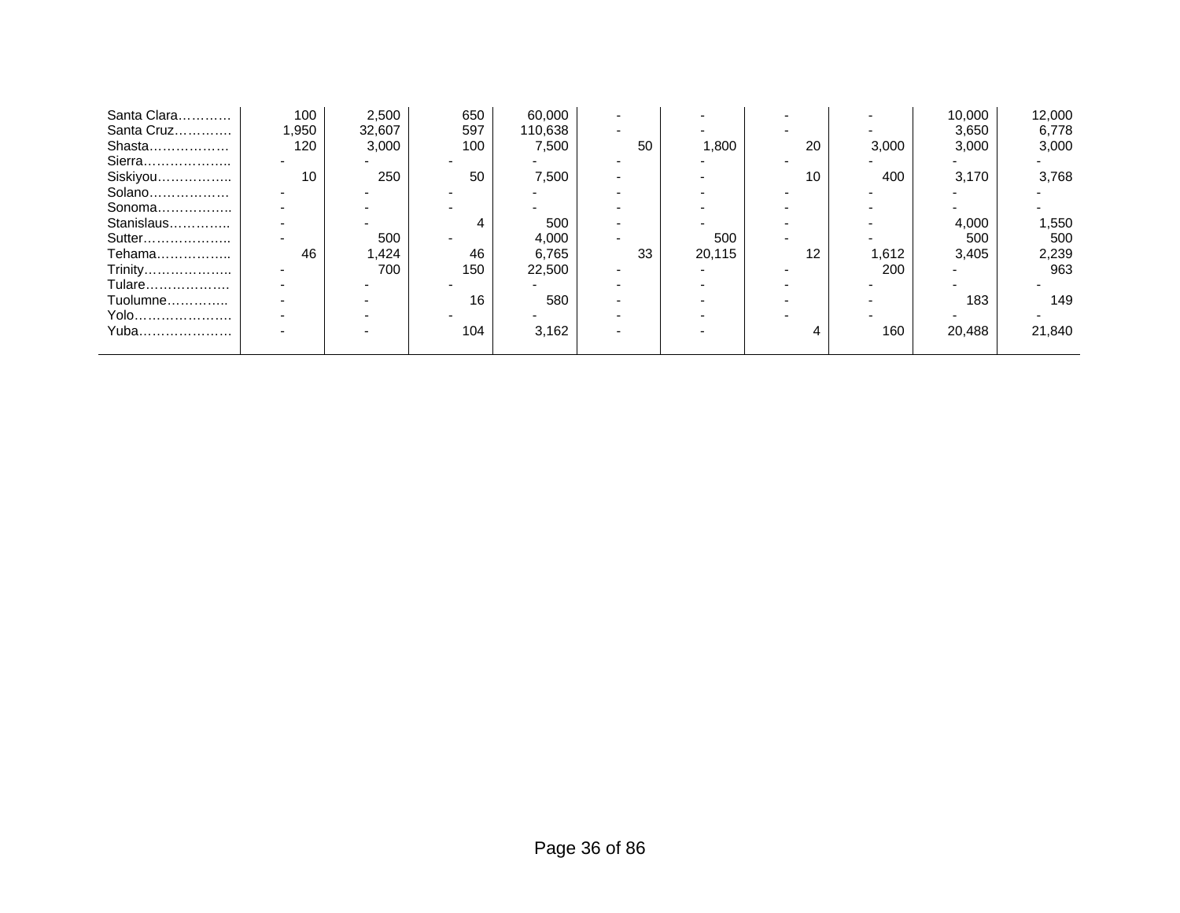| | | | | | | | | | | |
|---|---|---|---|---|---|---|---|---|---|---|
| Santa Clara………… | 100 | 2,500 | 650 | 60,000 | - | - | - | - | 10,000 | 12,000 |
| Santa Cruz…………. | 1,950 | 32,607 | 597 | 110,638 | - | - | - | - | 3,650 | 6,778 |
| Shasta……………… | 120 | 3,000 | 100 | 7,500 | 50 | 1,800 | 20 | 3,000 | 3,000 | 3,000 |
| Sierra……………….. | - | - | - | - | - | - | - | - | - | - |
| Siskiyou…………….. | 10 | 250 | 50 | 7,500 | - | - | 10 | 400 | 3,170 | 3,768 |
| Solano……………… | - | - | - | - | - | - | - | - | - | - |
| Sonoma…………….. | - | - | - | - | - | - | - | - | - | - |
| Stanislaus………….. | - | - | 4 | 500 | - | - | - | - | 4,000 | 1,550 |
| Sutter……………….. | - | 500 | - | 4,000 | - | 500 | - | - | 500 | 500 |
| Tehama…………….. | 46 | 1,424 | 46 | 6,765 | 33 | 20,115 | 12 | 1,612 | 3,405 | 2,239 |
| Trinity……………….. | - | 700 | 150 | 22,500 | - | - | - | 200 | - | 963 |
| Tulare………………. | - | - | - | - | - | - | - | - | - | - |
| Tuolumne………….. | - | - | 16 | 580 | - | - | - | - | 183 | 149 |
| Yolo…………………. | - | - | - | - | - | - | - | - | - | - |
| Yuba………………… | - | - | 104 | 3,162 | - | - | 4 | 160 | 20,488 | 21,840 |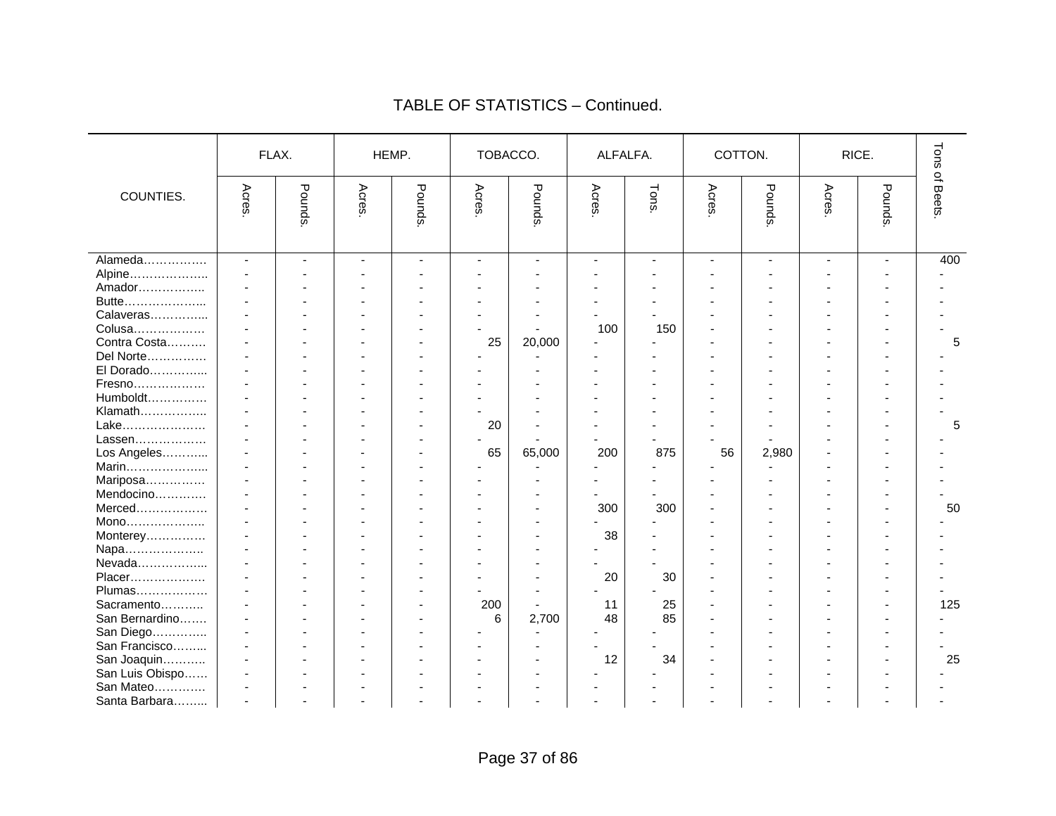# TABLE OF STATISTICS – Continued.

| COUNTIES. | FLAX. | | HEMP. | | TOBACCO. | | ALFALFA. | | COTTON. | | RICE. | | Tons of Beets. |
|---|---|---|---|---|---|---|---|---|---|---|---|---|---|
| | Acres. | Pounds. | Acres. | Pounds. | Acres. | Pounds. | Acres. | Tons. | Acres. | Pounds. | Acres. | Pounds. | |
| Alameda……………. | - | - | - | - | - | - | - | - | - | - | - | - | 400 |
| Alpine……………….. | - | - | - | - | - | - | - | - | - | - | - | - | - |
| Amador…………….. | - | - | - | - | - | - | - | - | - | - | - | - | - |
| Butte……………….. | - | - | - | - | - | - | - | - | - | - | - | - | - |
| Calaveras………….. | - | - | - | - | - | - | - | - | - | - | - | - | - |
| Colusa……………… | - | - | - | - | - | - | 100 | 150 | - | - | - | - | - |
| Contra Costa………. | - | - | - | - | 25 | 20,000 | - | - | - | - | - | - | 5 |
| Del Norte…………… | - | - | - | - | - | - | - | - | - | - | - | - | - |
| El Dorado………….. | - | - | - | - | - | - | - | - | - | - | - | - | - |
| Fresno……………… | - | - | - | - | - | - | - | - | - | - | - | - | - |
| Humboldt…………… | - | - | - | - | - | - | - | - | - | - | - | - | - |
| Klamath…………….. | - | - | - | - | - | - | - | - | - | - | - | - | - |
| Lake………………… | - | - | - | - | 20 | - | - | - | - | - | - | - | 5 |
| Lassen……………… | - | - | - | - | - | - | - | - | - | - | - | - | - |
| Los Angeles……….. | - | - | - | - | 65 | 65,000 | 200 | 875 | 56 | 2,980 | - | - | - |
| Marin……………….. | - | - | - | - | - | - | - | - | - | - | - | - | - |
| Mariposa…………… | - | - | - | - | - | - | - | - | - | - | - | - | - |
| Mendocino………… | - | - | - | - | - | - | - | - | - | - | - | - | - |
| Merced……………… | - | - | - | - | - | - | 300 | 300 | - | - | - | - | 50 |
| Mono……………….. | - | - | - | - | - | - | - | - | - | - | - | - | - |
| Monterey…………… | - | - | - | - | - | - | 38 | - | - | - | - | - | - |
| Napa……………….. | - | - | - | - | - | - | - | - | - | - | - | - | - |
| Nevada…………….. | - | - | - | - | - | - | - | - | - | - | - | - | - |
| Placer……………… | - | - | - | - | - | - | 20 | 30 | - | - | - | - | - |
| Plumas……………… | - | - | - | - | - | - | - | - | - | - | - | - | - |
| Sacramento……….. | - | - | - | - | 200 | - | 11 | 25 | - | - | - | - | 125 |
| San Bernardino……. | - | - | - | - | 6 | 2,700 | 48 | 85 | - | - | - | - | - |
| San Diego………….. | - | - | - | - | - | - | - | - | - | - | - | - | - |
| San Francisco…….. | - | - | - | - | - | - | - | - | - | - | - | - | - |
| San Joaquin……….. | - | - | - | - | - | - | 12 | 34 | - | - | - | - | 25 |
| San Luis Obispo…… | - | - | - | - | - | - | - | - | - | - | - | - | - |
| San Mateo………… | - | - | - | - | - | - | - | - | - | - | - | - | - |
| Santa Barbara…….. | - | - | - | - | - | - | - | - | - | - | - | - | - |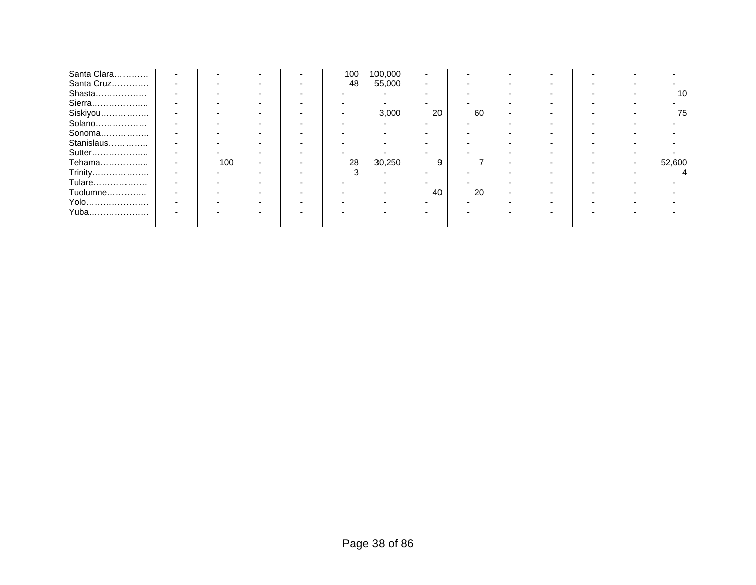| | | | | | | | | | | | | | |
|---|---|---|---|---|---|---|---|---|---|---|---|---|---|
| Santa Clara………… | - | - | - | - | 100 | 100,000 | - | - | - | - | - | - | - |
| Santa Cruz…………. | - | - | - | - | 48 | 55,000 | - | - | - | - | - | - | - |
| Shasta……………… | - | - | - | - | - | - | - | - | - | - | - | - | 10 |
| Sierra……………….. | - | - | - | - | - | - | - | - | - | - | - | - | - |
| Siskiyou…………….. | - | - | - | - | - | 3,000 | 20 | 60 | - | - | - | - | 75 |
| Solano……………… | - | - | - | - | - | - | - | - | - | - | - | - | - |
| Sonoma…………….. | - | - | - | - | - | - | - | - | - | - | - | - | - |
| Stanislaus………….. | - | - | - | - | - | - | - | - | - | - | - | - | - |
| Sutter……………….. | - | - | - | - | - | - | - | - | - | - | - | - | - |
| Tehama…………….. | - | 100 | - | - | 28 | 30,250 | 9 | 7 | - | - | - | - | 52,600 |
| Trinity……………….. | - | - | - | - | 3 | - | - | - | - | - | - | - | 4 |
| Tulare………………. | - | - | - | - | - | - | - | - | - | - | - | - | - |
| Tuolumne………….. | - | - | - | - | - | - | 40 | 20 | - | - | - | - | - |
| Yolo…………………. | - | - | - | - | - | - | - | - | - | - | - | - | - |
| Yuba………………… | - | - | - | - | - | - | - | - | - | - | - | - | - |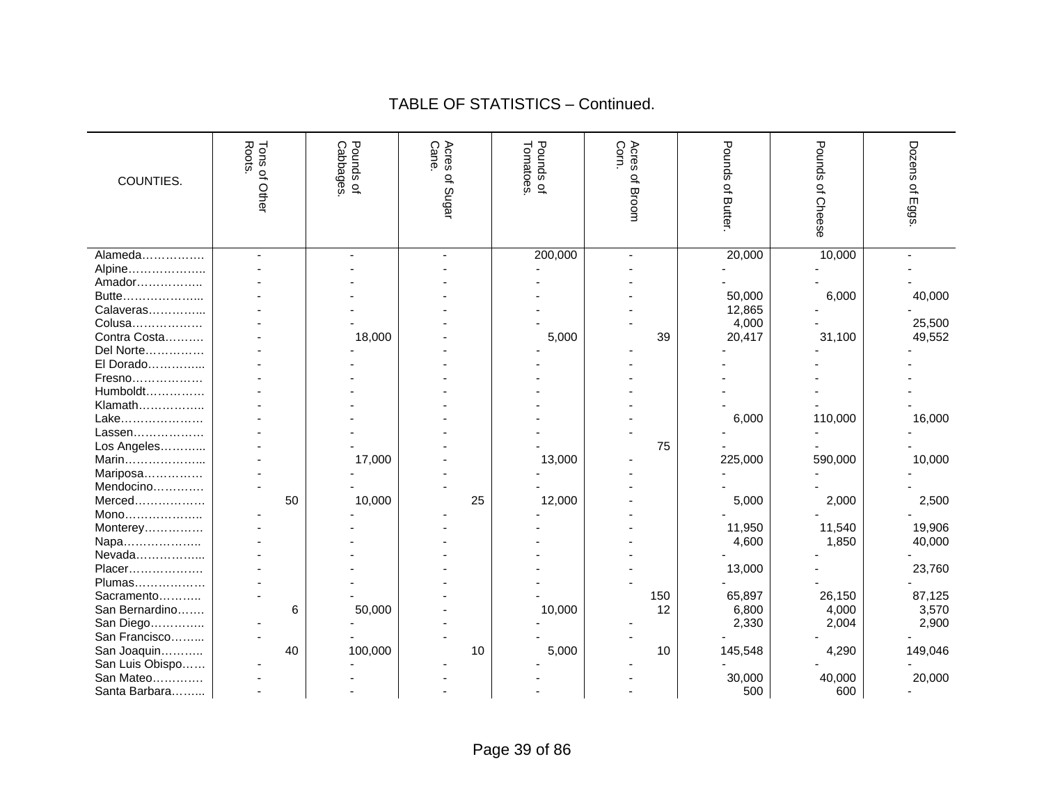## TABLE OF STATISTICS – Continued.

| COUNTIES. | Tons of Other Roots. | Pounds of Cabbages. | Acres of Sugar Cane. | Pounds of Tomatoes. | Acres of Broom Corn. | Pounds of Butter. | Pounds of Cheese | Dozens of Eggs. |
|---|---|---|---|---|---|---|---|---|
| Alameda……………. | - | - | - | 200,000 | - | 20,000 | 10,000 | - |
| Alpine……………….. | - | - | - | - | - | - | - | - |
| Amador…………….. | - | - | - | - | - | - | - | - |
| Butte………………... | - | - | - | - | - | 50,000 | 6,000 | 40,000 |
| Calaveras…………... | - | - | - | - | - | 12,865 | - | - |
| Colusa……………… | - | - | - | - | - | 4,000 | - | 25,500 |
| Contra Costa………. | - | 18,000 | - | 5,000 | 39 | 20,417 | 31,100 | 49,552 |
| Del Norte…………… | - | - | - | - | - | - | - | - |
| El Dorado…………... | - | - | - | - | - | - | - | - |
| Fresno……………… | - | - | - | - | - | - | - | - |
| Humboldt…………… | - | - | - | - | - | - | - | - |
| Klamath…………….. | - | - | - | - | - | - | - | - |
| Lake………………… | - | - | - | - | - | 6,000 | 110,000 | 16,000 |
| Lassen……………… | - | - | - | - | - | - | - | - |
| Los Angeles………... | - | - | - | - | 75 | - | - | - |
| Marin………………... | - | 17,000 | - | 13,000 | - | 225,000 | 590,000 | 10,000 |
| Mariposa…………… | - | - | - | - | - | - | - | - |
| Mendocino………… | - | - | - | - | - | - | - | - |
| Merced……………… | 50 | 10,000 | 25 | 12,000 | - | 5,000 | 2,000 | 2,500 |
| Mono……………….. | - | - | - | - | - | - | - | - |
| Monterey…………… | - | - | - | - | - | 11,950 | 11,540 | 19,906 |
| Napa……………….. | - | - | - | - | - | 4,600 | 1,850 | 40,000 |
| Nevada……………... | - | - | - | - | - | - | - | - |
| Placer………………. | - | - | - | - | - | 13,000 | - | 23,760 |
| Plumas……………… | - | - | - | - | - | - | - | - |
| Sacramento……….. | - | - | - | - | 150 | 65,897 | 26,150 | 87,125 |
| San Bernardino……. | 6 | 50,000 | - | 10,000 | 12 | 6,800 | 4,000 | 3,570 |
| San Diego………….. | - | - | - | - | - | 2,330 | 2,004 | 2,900 |
| San Francisco……... | - | - | - | - | - | - | - | - |
| San Joaquin……….. | 40 | 100,000 | 10 | 5,000 | 10 | 145,548 | 4,290 | 149,046 |
| San Luis Obispo…… | - | - | - | - | - | - | - | - |
| San Mateo………… | - | - | - | - | - | 30,000 | 40,000 | 20,000 |
| Santa Barbara……... | - | - | - | - | - | 500 | 600 | - |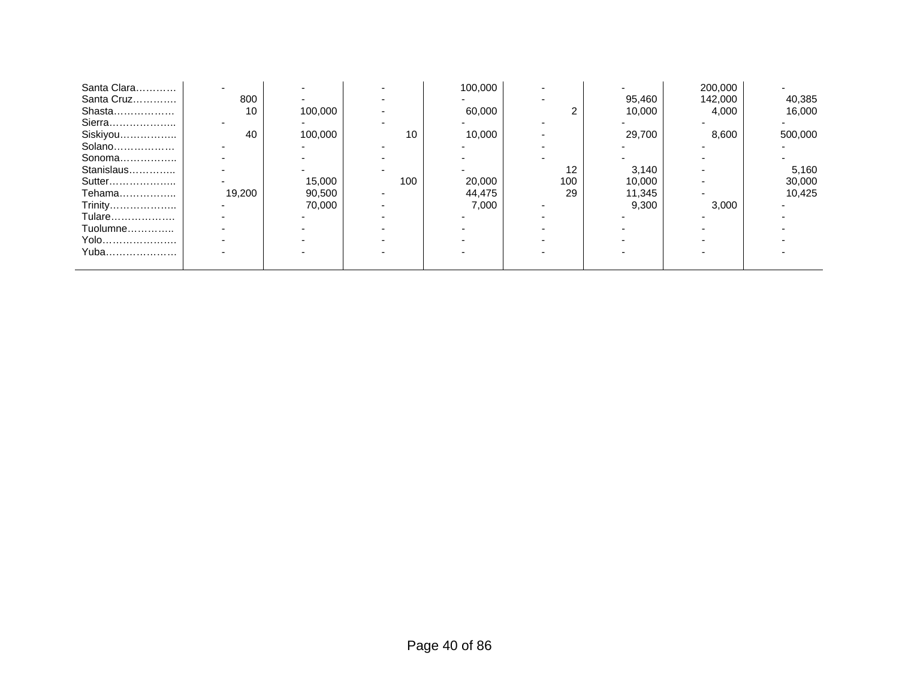| | | | | | | | | |
|---|---|---|---|---|---|---|---|---|
| Santa Clara………… | - | - | - | 100,000 | - | - | 200,000 | - |
| Santa Cruz…………. | 800 | - | - | - | - | 95,460 | 142,000 | 40,385 |
| Shasta……………… | 10 | 100,000 | - | 60,000 | 2 | 10,000 | 4,000 | 16,000 |
| Sierra……………….. | - | - | - | - | - | - | - | - |
| Siskiyou…………….. | 40 | 100,000 | 10 | 10,000 | - | 29,700 | 8,600 | 500,000 |
| Solano……………… | - | - | - | - | - | - | - | - |
| Sonoma…………….. | - | - | - | - | - | - | - | - |
| Stanislaus………….. | - | - | - | - | 12 | 3,140 | - | 5,160 |
| Sutter……………….. | - | 15,000 | 100 | 20,000 | 100 | 10,000 | - | 30,000 |
| Tehama…………….. | 19,200 | 90,500 | - | 44,475 | 29 | 11,345 | - | 10,425 |
| Trinity……………….. | - | 70,000 | - | 7,000 | - | 9,300 | 3,000 | - |
| Tulare………………. | - | - | - | - | - | - | - | - |
| Tuolumne………….. | - | - | - | - | - | - | - | - |
| Yolo…………………. | - | - | - | - | - | - | - | - |
| Yuba………………… | - | - | - | - | - | - | - | - |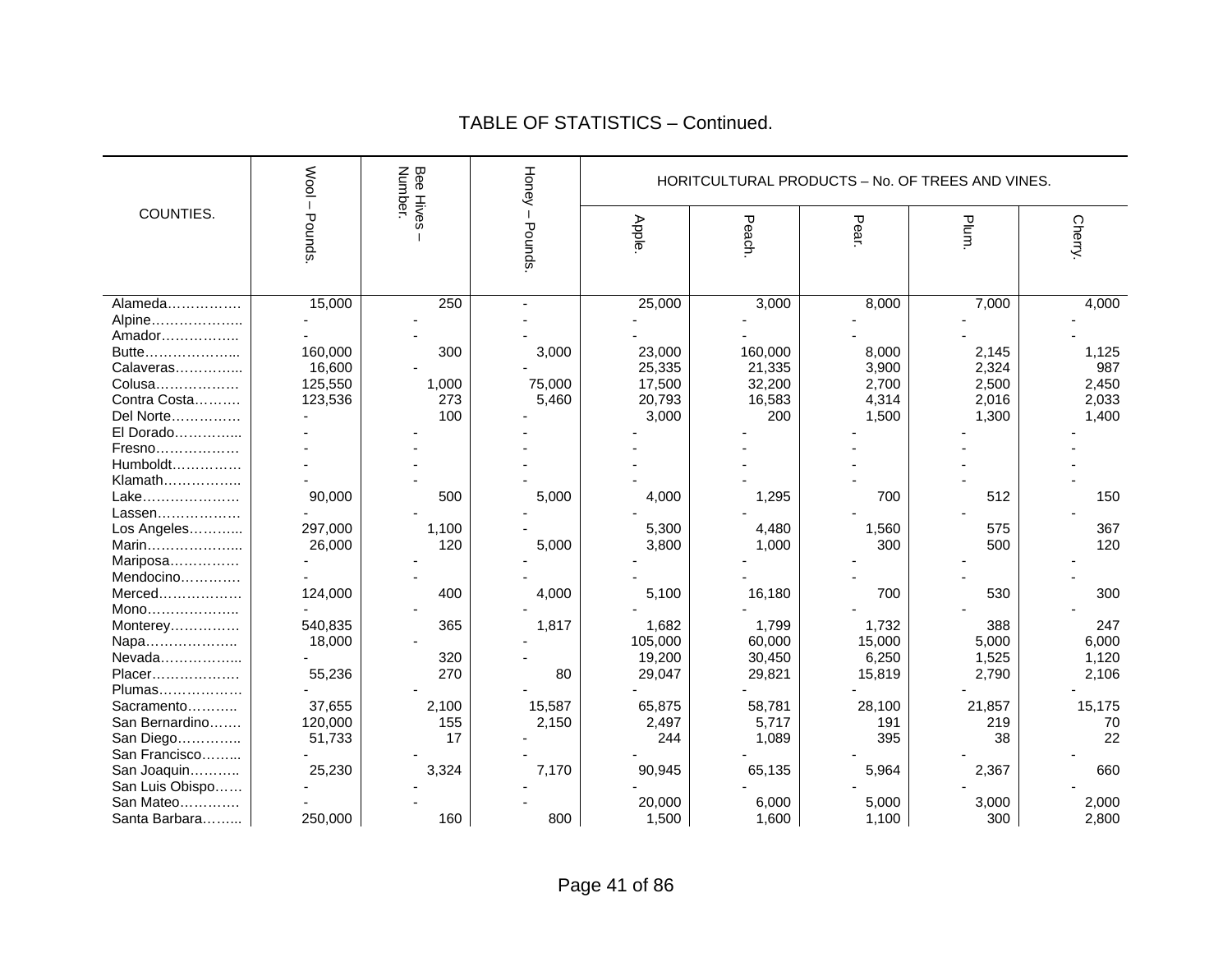## TABLE OF STATISTICS – Continued.

| COUNTIES. | Wool – Pounds. | Bee Hives – Number. | Honey – Pounds. | HORITCULTURAL PRODUCTS – No. OF TREES AND VINES. | | | | |
|---|---|---|---|---|---|---|---|---|
| | | | | Apple. | Peach. | Pear. | Plum. | Cherry. |
| Alameda……………. | 15,000 | 250 | - | 25,000 | 3,000 | 8,000 | 7,000 | 4,000 |
| Alpine……………….. | - | - | - | - | - | - | - | - |
| Amador…………….. | - | - | - | - | - | - | - | - |
| Butte……………….. | 160,000 | 300 | 3,000 | 23,000 | 160,000 | 8,000 | 2,145 | 1,125 |
| Calaveras………….. | 16,600 | - | - | 25,335 | 21,335 | 3,900 | 2,324 | 987 |
| Colusa……………… | 125,550 | 1,000 | 75,000 | 17,500 | 32,200 | 2,700 | 2,500 | 2,450 |
| Contra Costa………. | 123,536 | 273 | 5,460 | 20,793 | 16,583 | 4,314 | 2,016 | 2,033 |
| Del Norte…………… | - | 100 | - | 3,000 | 200 | 1,500 | 1,300 | 1,400 |
| El Dorado………….. | - | - | - | - | - | - | - | - |
| Fresno……………… | - | - | - | - | - | - | - | - |
| Humboldt…………… | - | - | - | - | - | - | - | - |
| Klamath…………….. | - | - | - | - | - | - | - | - |
| Lake………………… | 90,000 | 500 | 5,000 | 4,000 | 1,295 | 700 | 512 | 150 |
| Lassen……………… | - | - | - | - | - | - | - | - |
| Los Angeles……….. | 297,000 | 1,100 | - | 5,300 | 4,480 | 1,560 | 575 | 367 |
| Marin……………….. | 26,000 | 120 | 5,000 | 3,800 | 1,000 | 300 | 500 | 120 |
| Mariposa…………… | - | - | - | - | - | - | - | - |
| Mendocino………… | - | - | - | - | - | - | - | - |
| Merced……………… | 124,000 | 400 | 4,000 | 5,100 | 16,180 | 700 | 530 | 300 |
| Mono……………….. | - | - | - | - | - | - | - | - |
| Monterey…………… | 540,835 | 365 | 1,817 | 1,682 | 1,799 | 1,732 | 388 | 247 |
| Napa……………….. | 18,000 | - | - | 105,000 | 60,000 | 15,000 | 5,000 | 6,000 |
| Nevada…………….. | - | 320 | - | 19,200 | 30,450 | 6,250 | 1,525 | 1,120 |
| Placer……………… | 55,236 | 270 | 80 | 29,047 | 29,821 | 15,819 | 2,790 | 2,106 |
| Plumas……………… | - | - | - | - | - | - | - | - |
| Sacramento……….. | 37,655 | 2,100 | 15,587 | 65,875 | 58,781 | 28,100 | 21,857 | 15,175 |
| San Bernardino……. | 120,000 | 155 | 2,150 | 2,497 | 5,717 | 191 | 219 | 70 |
| San Diego………….. | 51,733 | 17 | - | 244 | 1,089 | 395 | 38 | 22 |
| San Francisco…….. | - | - | - | - | - | - | - | - |
| San Joaquin……….. | 25,230 | 3,324 | 7,170 | 90,945 | 65,135 | 5,964 | 2,367 | 660 |
| San Luis Obispo…… | - | - | - | - | - | - | - | - |
| San Mateo…………. | - | - | - | 20,000 | 6,000 | 5,000 | 3,000 | 2,000 |
| Santa Barbara…….. | 250,000 | 160 | 800 | 1,500 | 1,600 | 1,100 | 300 | 2,800 |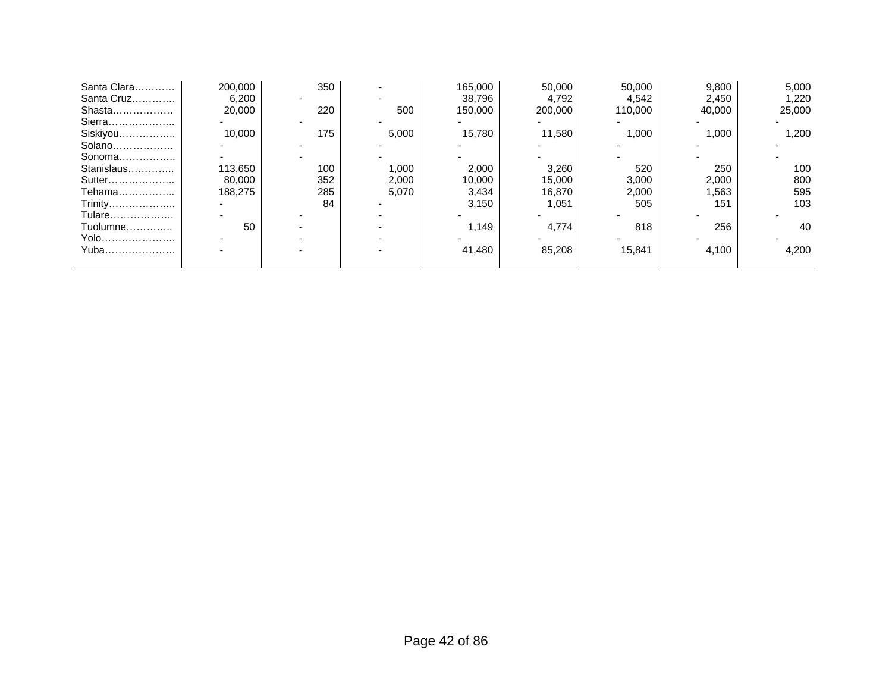| | | | | | | | | |
|---|---|---|---|---|---|---|---|---|
| Santa Clara………… | 200,000 | 350 | - | 165,000 | 50,000 | 50,000 | 9,800 | 5,000 |
| Santa Cruz…………. | 6,200 | - | - | 38,796 | 4,792 | 4,542 | 2,450 | 1,220 |
| Shasta……………… | 20,000 | 220 | 500 | 150,000 | 200,000 | 110,000 | 40,000 | 25,000 |
| Sierra……………….. | - | - | - | - | - | - | - | - |
| Siskiyou…………….. | 10,000 | 175 | 5,000 | 15,780 | 11,580 | 1,000 | 1,000 | 1,200 |
| Solano……………… | - | - | - | - | - | - | - | - |
| Sonoma…………….. | - | - | - | - | - | - | - | - |
| Stanislaus………….. | 113,650 | 100 | 1,000 | 2,000 | 3,260 | 520 | 250 | 100 |
| Sutter……………….. | 80,000 | 352 | 2,000 | 10,000 | 15,000 | 3,000 | 2,000 | 800 |
| Tehama…………….. | 188,275 | 285 | 5,070 | 3,434 | 16,870 | 2,000 | 1,563 | 595 |
| Trinity……………….. | - | 84 | - | 3,150 | 1,051 | 505 | 151 | 103 |
| Tulare………………. | - | - | - | - | - | - | - | - |
| Tuolumne………….. | 50 | - | - | 1,149 | 4,774 | 818 | 256 | 40 |
| Yolo…………………. | - | - | - | - | - | - | - | - |
| Yuba………………… | - | - | - | 41,480 | 85,208 | 15,841 | 4,100 | 4,200 |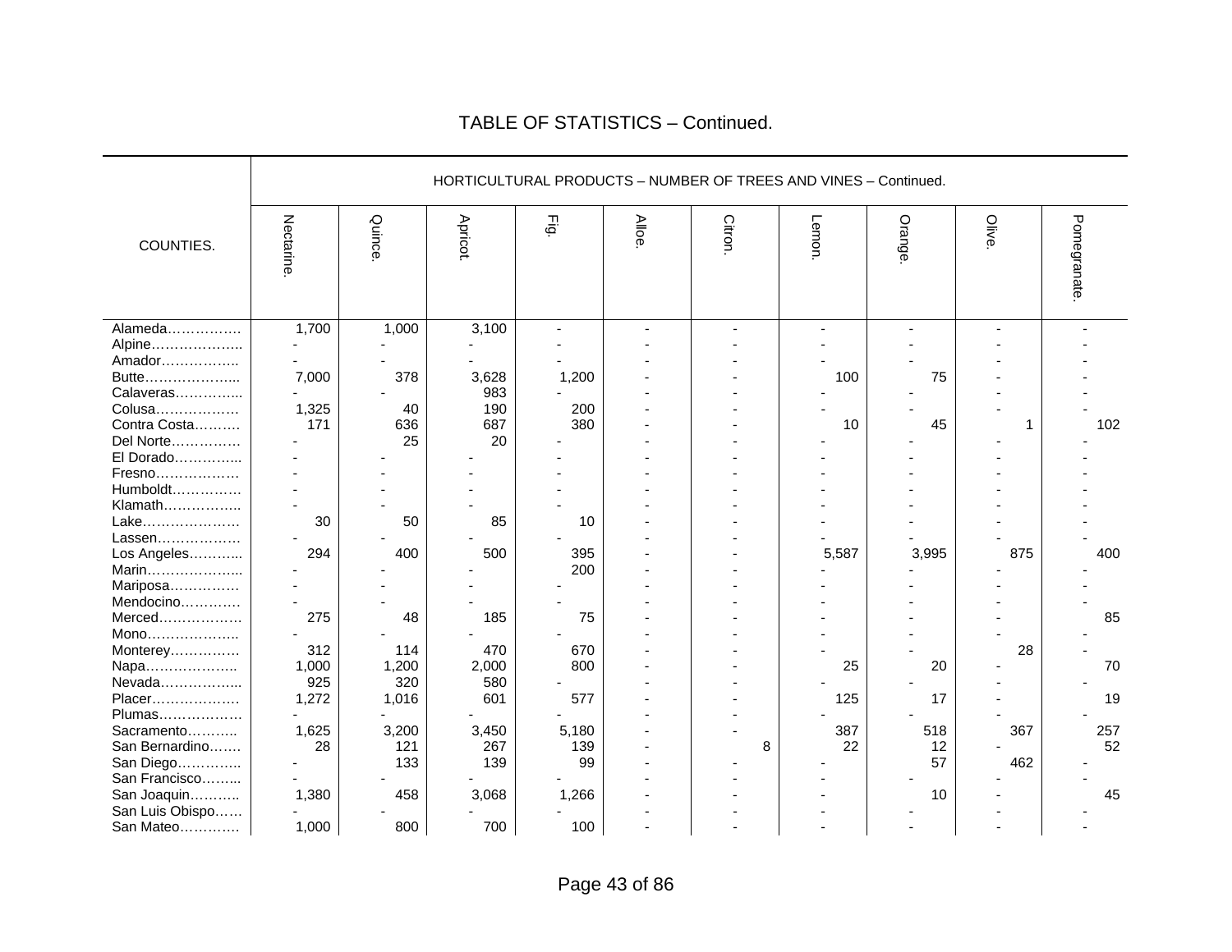## TABLE OF STATISTICS – Continued.

| COUNTIES. | HORTICULTURAL PRODUCTS – NUMBER OF TREES AND VINES – Continued. | | | | | | | | | |
|---|---|---|---|---|---|---|---|---|---|---|
| | Nectarine. | Quince. | Apricot. | Fig. | Alloe. | Citron. | Lemon. | Orange. | Olive. | Pomegranate. |
| Alameda……………. | 1,700 | 1,000 | 3,100 | - | - | - | - | - | - | - |
| Alpine……………….. | - | - | - | - | - | - | - | - | - | - |
| Amador…………….. | - | - | - | - | - | - | - | - | - | - |
| Butte……………….... | 7,000 | 378 | 3,628 | 1,200 | - | - | 100 | 75 | - | - |
| Calaveras…………... | - | - | 983 | - | - | - | - | - | - | - |
| Colusa……………… | 1,325 | 40 | 190 | 200 | - | - | - | - | - | - |
| Contra Costa………. | 171 | 636 | 687 | 380 | - | - | 10 | 45 | 1 | 102 |
| Del Norte…………… | - | 25 | 20 | - | - | - | - | - | - | - |
| El Dorado…………... | - | - | - | - | - | - | - | - | - | - |
| Fresno……………… | - | - | - | - | - | - | - | - | - | - |
| Humboldt…………… | - | - | - | - | - | - | - | - | - | - |
| Klamath…………….. | - | - | - | - | - | - | - | - | - | - |
| Lake………………… | 30 | 50 | 85 | 10 | - | - | - | - | - | - |
| Lassen……………… | - | - | - | - | - | - | - | - | - | - |
| Los Angeles………... | 294 | 400 | 500 | 395 | - | - | 5,587 | 3,995 | 875 | 400 |
| Marin……………….... | - | - | - | 200 | - | - | - | - | - | - |
| Mariposa…………… | - | - | - | - | - | - | - | - | - | - |
| Mendocino………… | - | - | - | - | - | - | - | - | - | - |
| Merced……………… | 275 | 48 | 185 | 75 | - | - | - | - | - | 85 |
| Mono……………….. | - | - | - | - | - | - | - | - | - | - |
| Monterey…………… | 312 | 114 | 470 | 670 | - | - | - | - | 28 | - |
| Napa……………….. | 1,000 | 1,200 | 2,000 | 800 | - | - | 25 | 20 | - | 70 |
| Nevada……………... | 925 | 320 | 580 | - | - | - | - | - | - | - |
| Placer………………. | 1,272 | 1,016 | 601 | 577 | - | - | 125 | 17 | - | 19 |
| Plumas……………… | - | - | - | - | - | - | - | - | - | - |
| Sacramento……….. | 1,625 | 3,200 | 3,450 | 5,180 | - | - | 387 | 518 | 367 | 257 |
| San Bernardino……. | 28 | 121 | 267 | 139 | - | 8 | 22 | 12 | - | 52 |
| San Diego………….. | - | 133 | 139 | 99 | - | - | - | 57 | 462 | - |
| San Francisco……... | - | - | - | - | - | - | - | - | - | - |
| San Joaquin……….. | 1,380 | 458 | 3,068 | 1,266 | - | - | - | 10 | - | 45 |
| San Luis Obispo…… | - | - | - | - | - | - | - | - | - | - |
| San Mateo………… | 1,000 | 800 | 700 | 100 | - | - | - | - | - | - |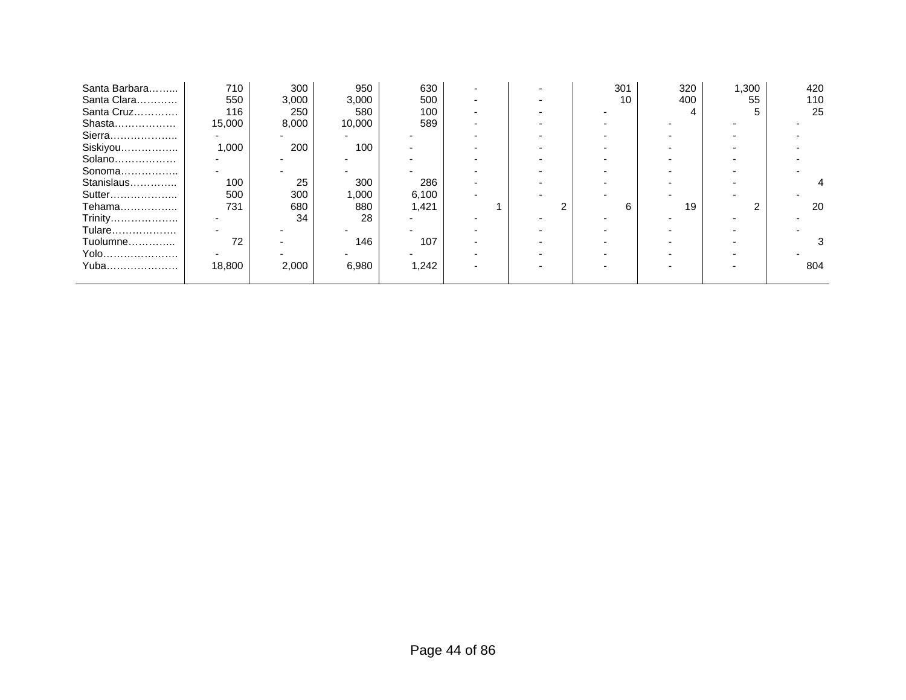| | | | | | | | | | | |
|---|---|---|---|---|---|---|---|---|---|---|
| Santa Barbara…….. | 710 | 300 | 950 | 630 | - | - | 301 | 320 | 1,300 | 420 |
| Santa Clara………… | 550 | 3,000 | 3,000 | 500 | - | - | 10 | 400 | 55 | 110 |
| Santa Cruz………… | 116 | 250 | 580 | 100 | - | - | - | 4 | 5 | 25 |
| Shasta……………… | 15,000 | 8,000 | 10,000 | 589 | - | - | - | - | - | - |
| Sierra……………….. | - | - | - | - | - | - | - | - | - | - |
| Siskiyou…………….. | 1,000 | 200 | 100 | - | - | - | - | - | - | - |
| Solano……………… | - | - | - | - | - | - | - | - | - | - |
| Sonoma…………….. | - | - | - | - | - | - | - | - | - | - |
| Stanislaus………….. | 100 | 25 | 300 | 286 | - | - | - | - | - | 4 |
| Sutter……………….. | 500 | 300 | 1,000 | 6,100 | - | - | - | - | - | - |
| Tehama…………….. | 731 | 680 | 880 | 1,421 | 1 | 2 | 6 | 19 | 2 | 20 |
| Trinity……………….. | - | 34 | 28 | - | - | - | - | - | - | - |
| Tulare………………. | - | - | - | - | - | - | - | - | - | - |
| Tuolumne………….. | 72 | - | 146 | 107 | - | - | - | - | - | 3 |
| Yolo…………………. | - | - | - | - | - | - | - | - | - | - |
| Yuba………………… | 18,800 | 2,000 | 6,980 | 1,242 | - | - | - | - | - | 804 |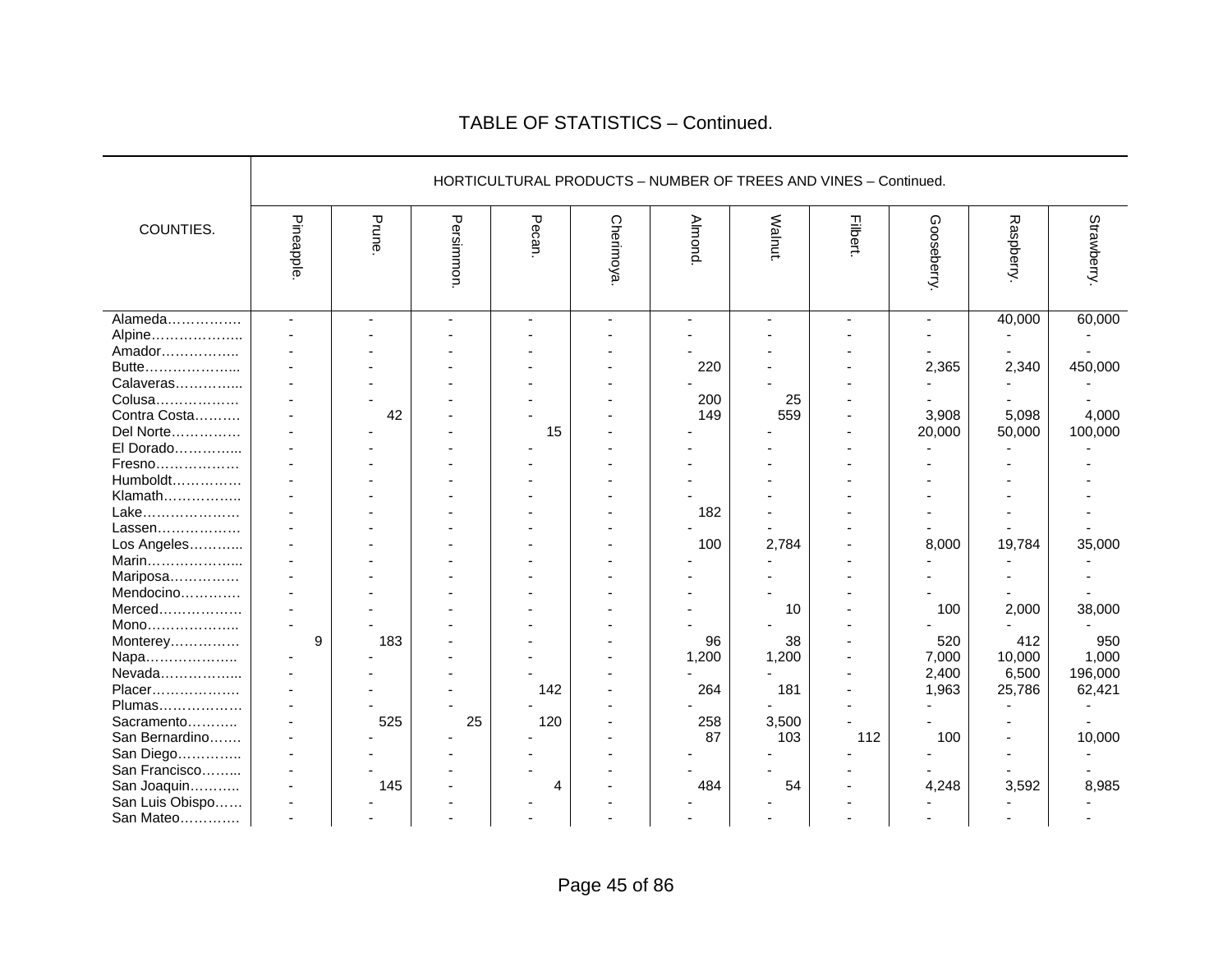# TABLE OF STATISTICS – Continued.

| COUNTIES. | HORTICULTURAL PRODUCTS – NUMBER OF TREES AND VINES – Continued. | | | | | | | | | | |
|---|---|---|---|---|---|---|---|---|---|---|---|
| | Pineapple. | Prune. | Persimmon. | Pecan. | Cherimoya. | Almond. | Walnut. | Filbert. | Gooseberry. | Raspberry. | Strawberry. |
| Alameda……………. | - | - | - | - | - | - | - | - | - | 40,000 | 60,000 |
| Alpine……………….. | - | - | - | - | - | - | - | - | - | - | - |
| Amador…………….. | - | - | - | - | - | - | - | - | - | - | - |
| Butte………………... | - | - | - | - | - | 220 | - | - | 2,365 | 2,340 | 450,000 |
| Calaveras…………... | - | - | - | - | - | - | - | - | - | - | - |
| Colusa……………… | - | - | - | - | - | 200 | 25 | - | - | - | - |
| Contra Costa………. | - | 42 | - | - | - | 149 | 559 | - | 3,908 | 5,098 | 4,000 |
| Del Norte…………… | - | - | - | 15 | - | - | - | - | 20,000 | 50,000 | 100,000 |
| El Dorado…………... | - | - | - | - | - | - | - | - | - | - | - |
| Fresno……………… | - | - | - | - | - | - | - | - | - | - | - |
| Humboldt…………… | - | - | - | - | - | - | - | - | - | - | - |
| Klamath…………….. | - | - | - | - | - | - | - | - | - | - | - |
| Lake………………… | - | - | - | - | - | 182 | - | - | - | - | - |
| Lassen……………… | - | - | - | - | - | - | - | - | - | - | - |
| Los Angeles………... | - | - | - | - | - | 100 | 2,784 | - | 8,000 | 19,784 | 35,000 |
| Marin………………... | - | - | - | - | - | - | - | - | - | - | - |
| Mariposa…………… | - | - | - | - | - | - | - | - | - | - | - |
| Mendocino………… | - | - | - | - | - | - | - | - | - | - | - |
| Merced……………… | - | - | - | - | - | - | 10 | - | 100 | 2,000 | 38,000 |
| Mono……………….. | - | - | - | - | - | - | - | - | - | - | - |
| Monterey…………… | 9 | 183 | - | - | - | 96 | 38 | - | 520 | 412 | 950 |
| Napa……………….. | - | - | - | - | - | 1,200 | 1,200 | - | 7,000 | 10,000 | 1,000 |
| Nevada……………... | - | - | - | - | - | - | - | - | 2,400 | 6,500 | 196,000 |
| Placer………………. | - | - | - | 142 | - | 264 | 181 | - | 1,963 | 25,786 | 62,421 |
| Plumas……………… | - | - | - | - | - | - | - | - | - | - | - |
| Sacramento……….. | - | 525 | 25 | 120 | - | 258 | 3,500 | - | - | - | - |
| San Bernardino……. | - | - | - | - | - | 87 | 103 | 112 | 100 | - | 10,000 |
| San Diego………….. | - | - | - | - | - | - | - | - | - | - | - |
| San Francisco……... | - | - | - | - | - | - | - | - | - | - | - |
| San Joaquin……….. | - | 145 | - | 4 | - | 484 | 54 | - | 4,248 | 3,592 | 8,985 |
| San Luis Obispo…… | - | - | - | - | - | - | - | - | - | - | - |
| San Mateo…………. | - | - | - | - | - | - | - | - | - | - | - |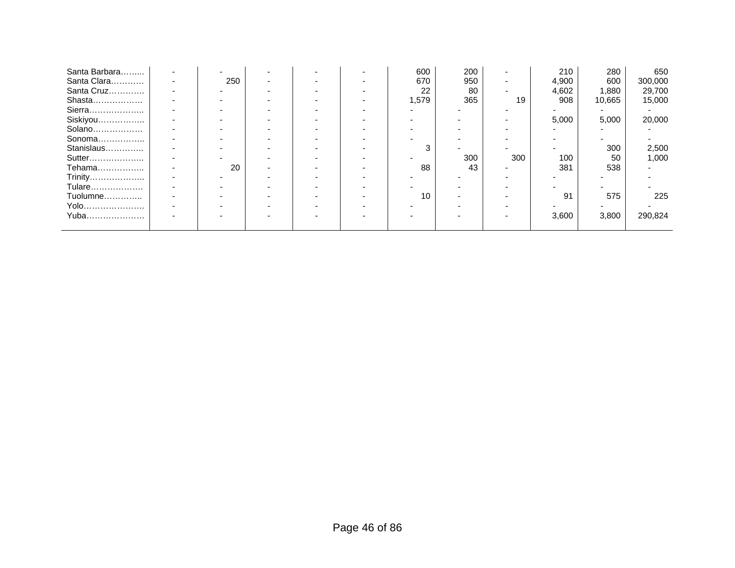| | | | | | | | | | | | |
|---|---|---|---|---|---|---|---|---|---|---|---|
| Santa Barbara……... | - | - | - | - | - | 600 | 200 | - | 210 | 280 | 650 |
| Santa Clara………… | - | 250 | - | - | - | 670 | 950 | - | 4,900 | 600 | 300,000 |
| Santa Cruz…………. | - | - | - | - | - | 22 | 80 | - | 4,602 | 1,880 | 29,700 |
| Shasta……………… | - | - | - | - | - | 1,579 | 365 | 19 | 908 | 10,665 | 15,000 |
| Sierra……………….. | - | - | - | - | - | - | - | - | - | - | - |
| Siskiyou…………….. | - | - | - | - | - | - | - | - | 5,000 | 5,000 | 20,000 |
| Solano……………… | - | - | - | - | - | - | - | - | - | - | - |
| Sonoma…………….. | - | - | - | - | - | - | - | - | - | - | - |
| Stanislaus………….. | - | - | - | - | - | 3 | - | - | - | 300 | 2,500 |
| Sutter……………….. | - | - | - | - | - | - | 300 | 300 | 100 | 50 | 1,000 |
| Tehama…………….. | - | 20 | - | - | - | 88 | 43 | - | 381 | 538 | - |
| Trinity……………….. | - | - | - | - | - | - | - | - | - | - | - |
| Tulare………………. | - | - | - | - | - | - | - | - | - | - | - |
| Tuolumne………….. | - | - | - | - | - | 10 | - | - | 91 | 575 | 225 |
| Yolo…………………. | - | - | - | - | - | - | - | - | - | - | - |
| Yuba…………………. | - | - | - | - | - | - | - | - | 3,600 | 3,800 | 290,824 |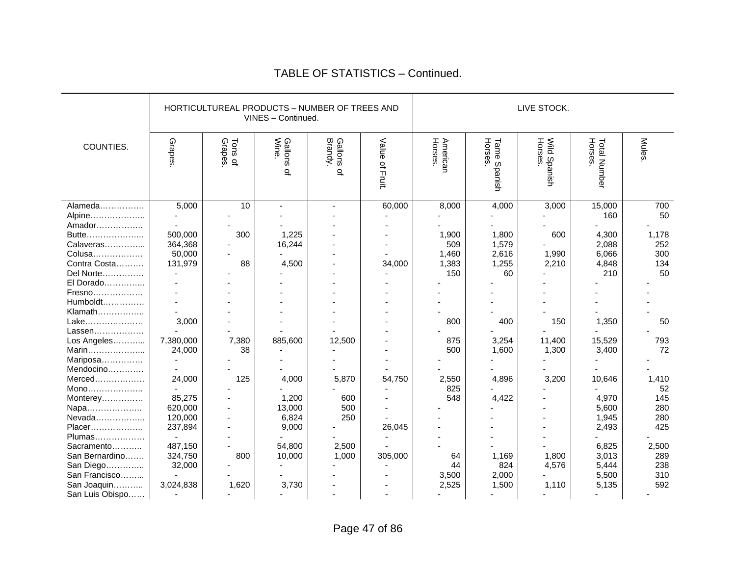## TABLE OF STATISTICS – Continued.

| COUNTIES. | HORTICULTUREAL PRODUCTS – NUMBER OF TREES AND VINES – Continued. | | | | | LIVE STOCK. | | | | |
|---|---|---|---|---|---|---|---|---|---|---|
| | Grapes. | Tons of Grapes. | Gallons of Wine. | Gallons of Brandy. | Value of Fruit. | American Horses. | Tame Spanish Horses. | Wild Spanish Horses. | Total Number Horses. | Mules. |
| Alameda……………. | 5,000 | 10 | - | - | 60,000 | 8,000 | 4,000 | 3,000 | 15,000 | 700 |
| Alpine……………….. | - | - | - | - | - | - | - | - | 160 | 50 |
| Amador…………….. | - | - | - | - | - | - | - | - | - | - |
| Butte………………... | 500,000 | 300 | 1,225 | - | - | 1,900 | 1,800 | 600 | 4,300 | 1,178 |
| Calaveras…………... | 364,368 | - | 16,244 | - | - | 509 | 1,579 | - | 2,088 | 252 |
| Colusa……………… | 50,000 | - | - | - | - | 1,460 | 2,616 | 1,990 | 6,066 | 300 |
| Contra Costa………. | 131,979 | 88 | 4,500 | - | 34,000 | 1,383 | 1,255 | 2,210 | 4,848 | 134 |
| Del Norte…………… | - | - | - | - | - | 150 | 60 | - | 210 | 50 |
| El Dorado…………... | - | - | - | - | - | - | - | - | - | - |
| Fresno……………… | - | - | - | - | - | - | - | - | - | - |
| Humboldt…………… | - | - | - | - | - | - | - | - | - | - |
| Klamath…………….. | - | - | - | - | - | - | - | - | - | - |
| Lake………………… | 3,000 | - | - | - | - | 800 | 400 | 150 | 1,350 | 50 |
| Lassen……………… | - | - | - | - | - | - | - | - | - | - |
| Los Angeles………... | 7,380,000 | 7,380 | 885,600 | 12,500 | - | 875 | 3,254 | 11,400 | 15,529 | 793 |
| Marin………………... | 24,000 | 38 | - | - | - | 500 | 1,600 | 1,300 | 3,400 | 72 |
| Mariposa…………… | - | - | - | - | - | - | - | - | - | - |
| Mendocino………… | - | - | - | - | - | - | - | - | - | - |
| Merced……………… | 24,000 | 125 | 4,000 | 5,870 | 54,750 | 2,550 | 4,896 | 3,200 | 10,646 | 1,410 |
| Mono……………….. | - | - | - | - | - | 825 | - | - | - | 52 |
| Monterey…………… | 85,275 | - | 1,200 | 600 | - | 548 | 4,422 | - | 4,970 | 145 |
| Napa……………….. | 620,000 | - | 13,000 | 500 | - | - | - | - | 5,600 | 280 |
| Nevada……………... | 120,000 | - | 6,824 | 250 | - | - | - | - | 1,945 | 280 |
| Placer………………. | 237,894 | - | 9,000 | - | 26,045 | - | - | - | 2,493 | 425 |
| Plumas……………… | - | - | - | - | - | - | - | - | - | - |
| Sacramento……….. | 487,150 | - | 54,800 | 2,500 | - | - | - | - | 6,825 | 2,500 |
| San Bernardino……. | 324,750 | 800 | 10,000 | 1,000 | 305,000 | 64 | 1,169 | 1,800 | 3,013 | 289 |
| San Diego………….. | 32,000 | - | - | - | - | 44 | 824 | 4,576 | 5,444 | 238 |
| San Francisco……... | - | - | - | - | - | 3,500 | 2,000 | - | 5,500 | 310 |
| San Joaquin……….. | 3,024,838 | 1,620 | 3,730 | - | - | 2,525 | 1,500 | 1,110 | 5,135 | 592 |
| San Luis Obispo…… | - | - | - | - | - | - | - | - | - | - |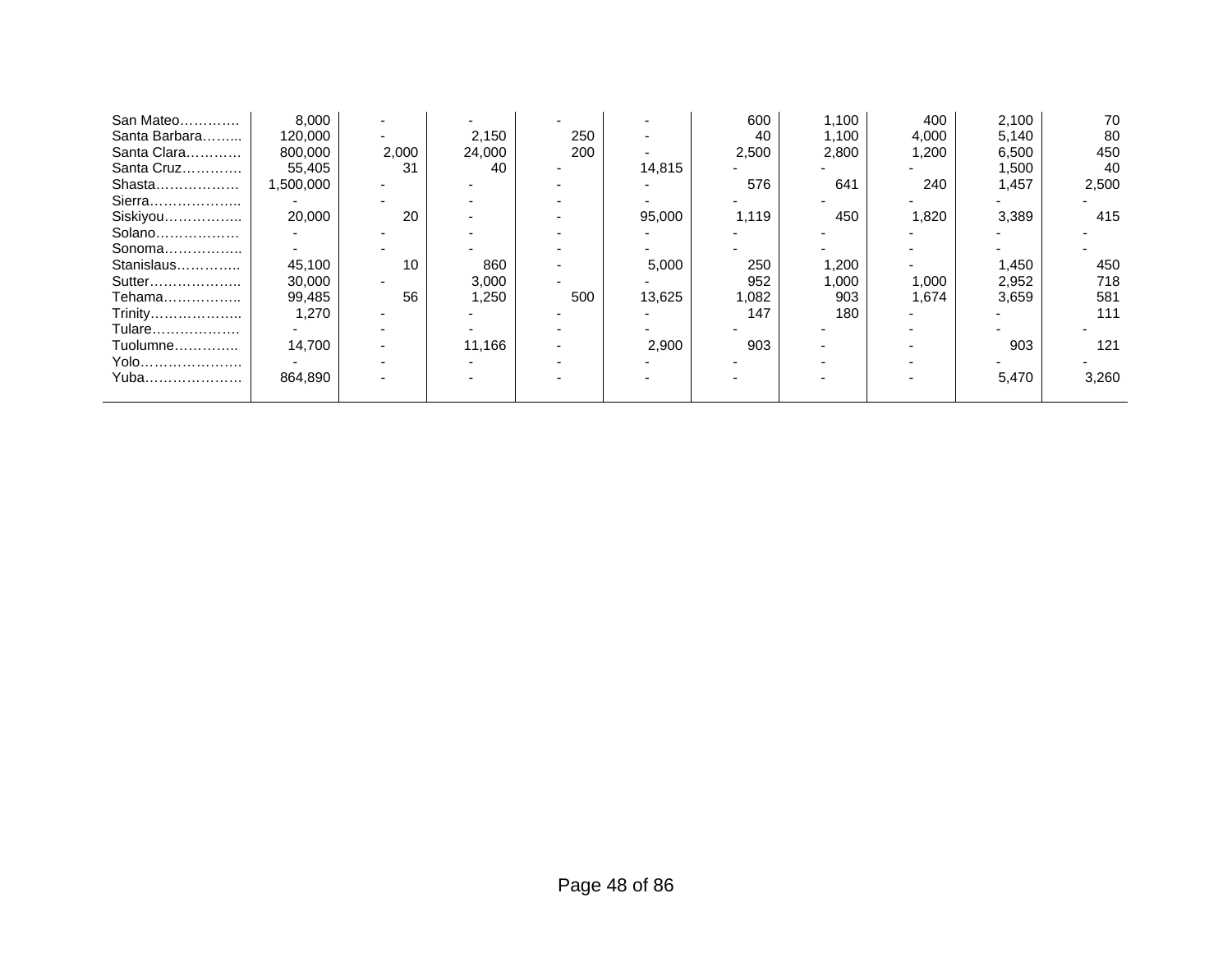| | | | | | | | | | | |
|---|---|---|---|---|---|---|---|---|---|---|
| San Mateo………… | 8,000 | - | - | - | - | 600 | 1,100 | 400 | 2,100 | 70 |
| Santa Barbara…….. | 120,000 | - | 2,150 | 250 | - | 40 | 1,100 | 4,000 | 5,140 | 80 |
| Santa Clara………… | 800,000 | 2,000 | 24,000 | 200 | - | 2,500 | 2,800 | 1,200 | 6,500 | 450 |
| Santa Cruz………… | 55,405 | 31 | 40 | - | 14,815 | - | - | - | 1,500 | 40 |
| Shasta……………… | 1,500,000 | - | - | - | - | 576 | 641 | 240 | 1,457 | 2,500 |
| Sierra……………….. | - | - | - | - | - | - | - | - | - | - |
| Siskiyou…………….. | 20,000 | 20 | - | - | 95,000 | 1,119 | 450 | 1,820 | 3,389 | 415 |
| Solano……………… | - | - | - | - | - | - | - | - | - | - |
| Sonoma…………….. | - | - | - | - | - | - | - | - | - | - |
| Stanislaus………….. | 45,100 | 10 | 860 | - | 5,000 | 250 | 1,200 | - | 1,450 | 450 |
| Sutter……………….. | 30,000 | - | 3,000 | - | - | 952 | 1,000 | 1,000 | 2,952 | 718 |
| Tehama…………….. | 99,485 | 56 | 1,250 | 500 | 13,625 | 1,082 | 903 | 1,674 | 3,659 | 581 |
| Trinity……………….. | 1,270 | - | - | - | - | 147 | 180 | - | - | 111 |
| Tulare……………… | - | - | - | - | - | - | - | - | - | - |
| Tuolumne………….. | 14,700 | - | 11,166 | - | 2,900 | 903 | - | - | 903 | 121 |
| Yolo…………………. | - | - | - | - | - | - | - | - | - | - |
| Yuba………………… | 864,890 | - | - | - | - | - | - | - | 5,470 | 3,260 |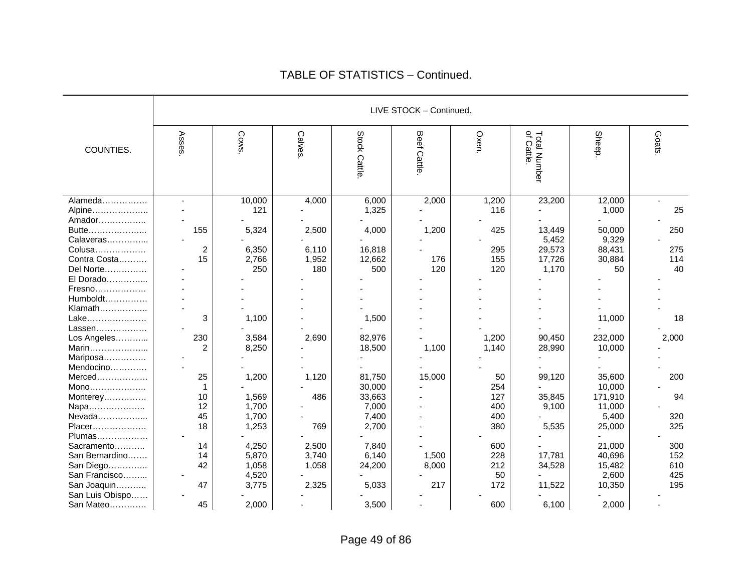## TABLE OF STATISTICS – Continued.

| COUNTIES. | LIVE STOCK – Continued. | | | | | | | | |
|---|---|---|---|---|---|---|---|---|---|
| | Asses. | Cows. | Calves. | Stock Cattle. | Beef Cattle. | Oxen. | Total Number of Cattle. | Sheep. | Goats. |
| Alameda……………. | - | 10,000 | 4,000 | 6,000 | 2,000 | 1,200 | 23,200 | 12,000 | - |
| Alpine……………….. | - | 121 | - | 1,325 | - | 116 | - | 1,000 | 25 |
| Amador…………….. | - | - | - | - | - | - | - | - | - |
| Butte……………….... | 155 | 5,324 | 2,500 | 4,000 | 1,200 | 425 | 13,449 | 50,000 | 250 |
| Calaveras………….... | - | - | - | - | - | - | 5,452 | 9,329 | - |
| Colusa……………… | 2 | 6,350 | 6,110 | 16,818 | - | 295 | 29,573 | 88,431 | 275 |
| Contra Costa………. | 15 | 2,766 | 1,952 | 12,662 | 176 | 155 | 17,726 | 30,884 | 114 |
| Del Norte…………… | - | 250 | 180 | 500 | 120 | 120 | 1,170 | 50 | 40 |
| El Dorado………….... | - | - | - | - | - | - | - | - | - |
| Fresno……………… | - | - | - | - | - | - | - | - | - |
| Humboldt…………… | - | - | - | - | - | - | - | - | - |
| Klamath…………….. | - | - | - | - | - | - | - | - | - |
| Lake………………… | 3 | 1,100 | - | 1,500 | - | - | - | 11,000 | 18 |
| Lassen……………… | - | - | - | - | - | - | - | - | - |
| Los Angeles……….... | 230 | 3,584 | 2,690 | 82,976 | - | 1,200 | 90,450 | 232,000 | 2,000 |
| Marin……………….... | 2 | 8,250 | - | 18,500 | 1,100 | 1,140 | 28,990 | 10,000 | - |
| Mariposa…………… | - | - | - | - | - | - | - | - | - |
| Mendocino………… | - | - | - | - | - | - | - | - | - |
| Merced……………… | 25 | 1,200 | 1,120 | 81,750 | 15,000 | 50 | 99,120 | 35,600 | 200 |
| Mono……………….. | 1 | - | - | 30,000 | - | 254 | - | 10,000 | - |
| Monterey…………… | 10 | 1,569 | 486 | 33,663 | - | 127 | 35,845 | 171,910 | 94 |
| Napa……………….. | 12 | 1,700 | - | 7,000 | - | 400 | 9,100 | 11,000 | - |
| Nevada…………….... | 45 | 1,700 | - | 7,400 | - | 400 | - | 5,400 | 320 |
| Placer………………. | 18 | 1,253 | 769 | 2,700 | - | 380 | 5,535 | 25,000 | 325 |
| Plumas……………… | - | - | - | - | - | - | - | - | - |
| Sacramento……….. | 14 | 4,250 | 2,500 | 7,840 | - | 600 | - | 21,000 | 300 |
| San Bernardino……. | 14 | 5,870 | 3,740 | 6,140 | 1,500 | 228 | 17,781 | 40,696 | 152 |
| San Diego………….. | 42 | 1,058 | 1,058 | 24,200 | 8,000 | 212 | 34,528 | 15,482 | 610 |
| San Francisco…….... | - | 4,520 | - | - | - | 50 | - | 2,600 | 425 |
| San Joaquin……….. | 47 | 3,775 | 2,325 | 5,033 | 217 | 172 | 11,522 | 10,350 | 195 |
| San Luis Obispo…… | - | - | - | - | - | - | - | - | - |
| San Mateo………… | 45 | 2,000 | - | 3,500 | - | 600 | 6,100 | 2,000 | - |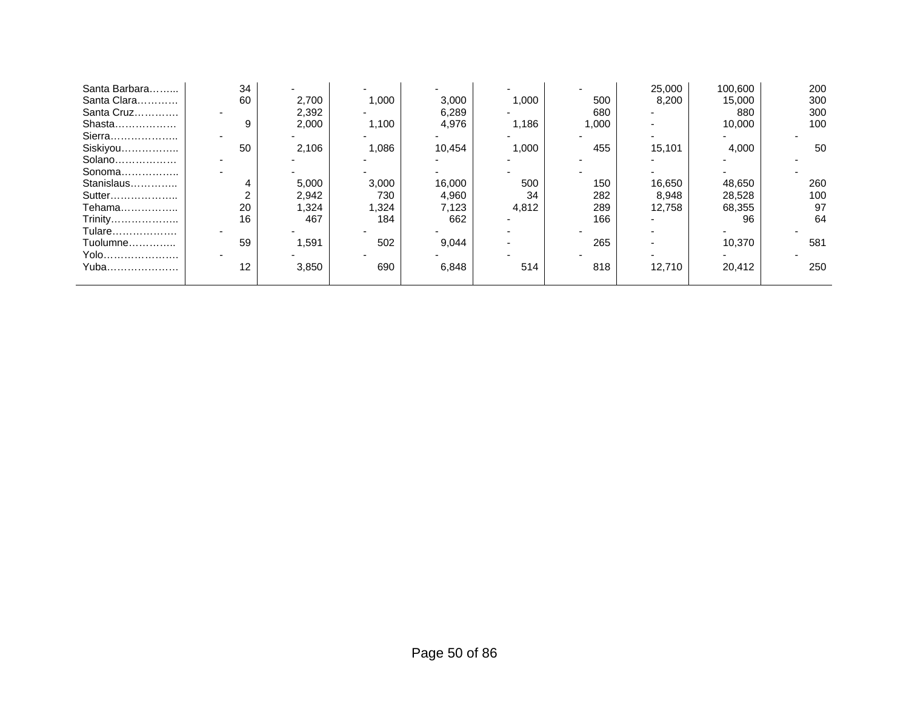| | | | | | | | | | |
|---|---|---|---|---|---|---|---|---|---|
| Santa Barbara…….. | 34 | - | - | - | - | - | 25,000 | 100,600 | 200 |
| Santa Clara………… | 60 | 2,700 | 1,000 | 3,000 | 1,000 | 500 | 8,200 | 15,000 | 300 |
| Santa Cruz………… | - | 2,392 | - | 6,289 | - | 680 | - | 880 | 300 |
| Shasta……………… | 9 | 2,000 | 1,100 | 4,976 | 1,186 | 1,000 | - | 10,000 | 100 |
| Sierra……………….. | - | - | - | - | - | - | - | - | - |
| Siskiyou…………….. | 50 | 2,106 | 1,086 | 10,454 | 1,000 | 455 | 15,101 | 4,000 | 50 |
| Solano……………… | - | - | - | - | - | - | - | - | - |
| Sonoma…………….. | - | - | - | - | - | - | - | - | - |
| Stanislaus………….. | 4 | 5,000 | 3,000 | 16,000 | 500 | 150 | 16,650 | 48,650 | 260 |
| Sutter……………….. | 2 | 2,942 | 730 | 4,960 | 34 | 282 | 8,948 | 28,528 | 100 |
| Tehama…………….. | 20 | 1,324 | 1,324 | 7,123 | 4,812 | 289 | 12,758 | 68,355 | 97 |
| Trinity……………….. | 16 | 467 | 184 | 662 | - | 166 | - | 96 | 64 |
| Tulare………………. | - | - | - | - | - | - | - | - | - |
| Tuolumne………….. | 59 | 1,591 | 502 | 9,044 | - | 265 | - | 10,370 | 581 |
| Yolo…………………. | - | - | - | - | - | - | - | - | - |
| Yuba………………… | 12 | 3,850 | 690 | 6,848 | 514 | 818 | 12,710 | 20,412 | 250 |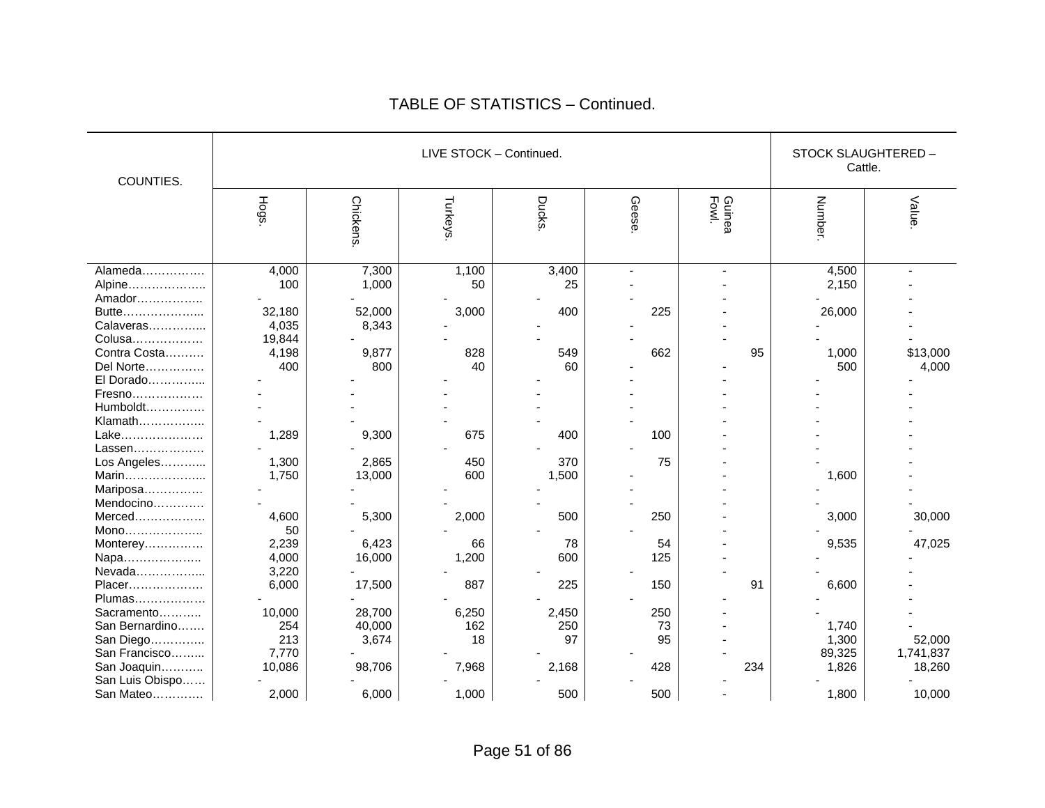# TABLE OF STATISTICS – Continued.

| COUNTIES. | LIVE STOCK – Continued. | | | | | | STOCK SLAUGHTERED – Cattle. | |
|---|---|---|---|---|---|---|---|---|
| | Hogs. | Chickens. | Turkeys. | Ducks. | Geese. | Guinea Fowl. | Number. | Value. |
| Alameda…………… | 4,000 | 7,300 | 1,100 | 3,400 | - | - | 4,500 | - |
| Alpine……………….. | 100 | 1,000 | 50 | 25 | - | - | 2,150 | - |
| Amador…………….. | - | - | - | - | - | - | - | - |
| Butte………………... | 32,180 | 52,000 | 3,000 | 400 | 225 | - | 26,000 | - |
| Calaveras…………... | 4,035 | 8,343 | - | - | - | - | - | - |
| Colusa……………… | 19,844 | - | - | - | - | - | - | - |
| Contra Costa………. | 4,198 | 9,877 | 828 | 549 | 662 | 95 | 1,000 | $13,000 |
| Del Norte…………… | 400 | 800 | 40 | 60 | - | - | 500 | 4,000 |
| El Dorado…………... | - | - | - | - | - | - | - | - |
| Fresno……………… | - | - | - | - | - | - | - | - |
| Humboldt…………… | - | - | - | - | - | - | - | - |
| Klamath…………….. | - | - | - | - | - | - | - | - |
| Lake………………… | 1,289 | 9,300 | 675 | 400 | 100 | - | - | - |
| Lassen……………… | - | - | - | - | - | - | - | - |
| Los Angeles………... | 1,300 | 2,865 | 450 | 370 | 75 | - | - | - |
| Marin………………... | 1,750 | 13,000 | 600 | 1,500 | - | - | 1,600 | - |
| Mariposa…………… | - | - | - | - | - | - | - | - |
| Mendocino………… | - | - | - | - | - | - | - | - |
| Merced……………… | 4,600 | 5,300 | 2,000 | 500 | 250 | - | 3,000 | 30,000 |
| Mono……………….. | 50 | - | - | - | - | - | - | - |
| Monterey…………… | 2,239 | 6,423 | 66 | 78 | 54 | - | 9,535 | 47,025 |
| Napa……………….. | 4,000 | 16,000 | 1,200 | 600 | 125 | - | - | - |
| Nevada……………... | 3,220 | - | - | - | - | - | - | - |
| Placer……………… | 6,000 | 17,500 | 887 | 225 | 150 | 91 | 6,600 | - |
| Plumas……………… | - | - | - | - | - | - | - | - |
| Sacramento……….. | 10,000 | 28,700 | 6,250 | 2,450 | 250 | - | - | - |
| San Bernardino……. | 254 | 40,000 | 162 | 250 | 73 | - | 1,740 | - |
| San Diego………….. | 213 | 3,674 | 18 | 97 | 95 | - | 1,300 | 52,000 |
| San Francisco……... | 7,770 | - | - | - | - | - | 89,325 | 1,741,837 |
| San Joaquin……….. | 10,086 | 98,706 | 7,968 | 2,168 | 428 | 234 | 1,826 | 18,260 |
| San Luis Obispo…… | - | - | - | - | - | - | - | - |
| San Mateo………… | 2,000 | 6,000 | 1,000 | 500 | 500 | - | 1,800 | 10,000 |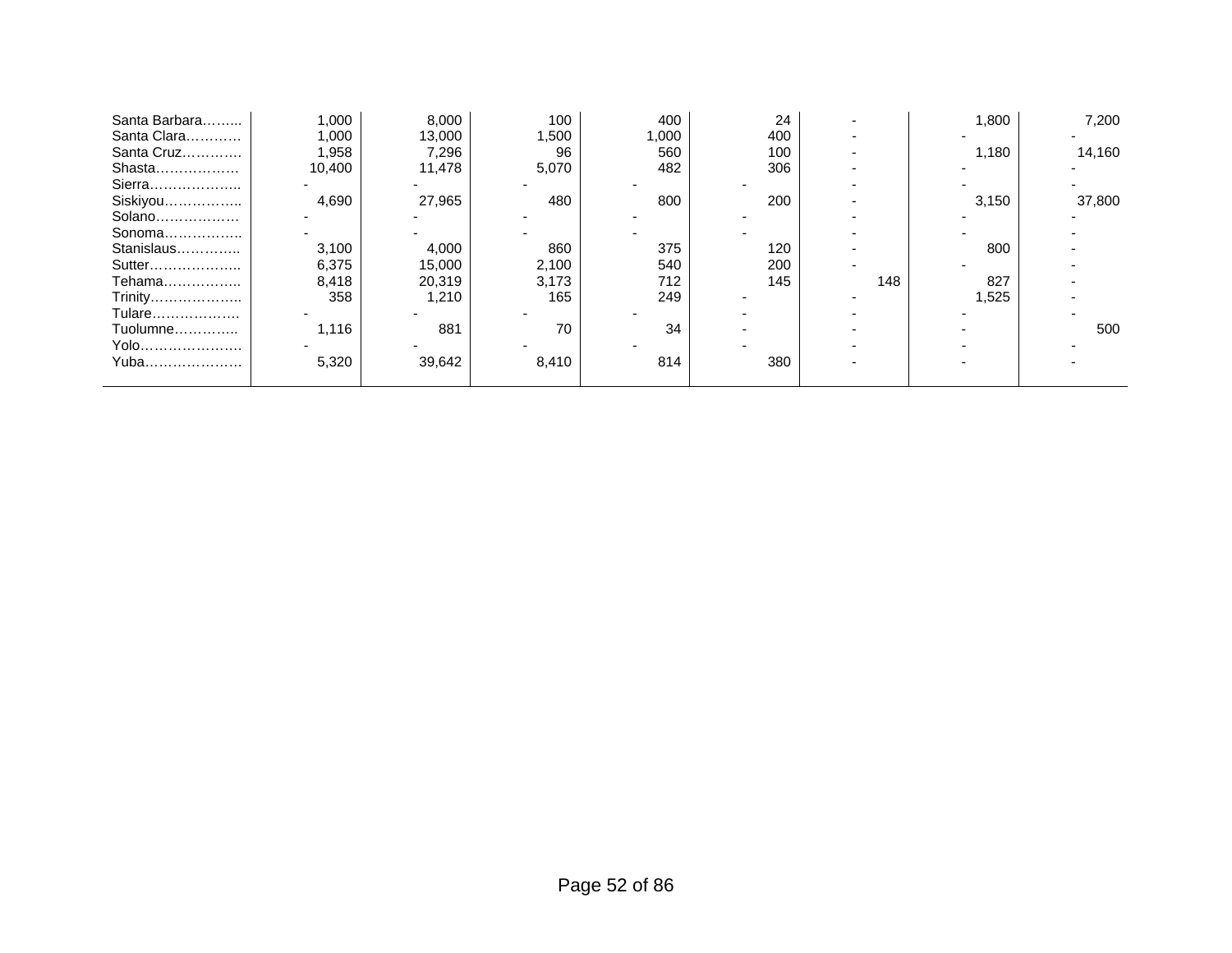| | | | | | | | | |
|---|---|---|---|---|---|---|---|---|
| Santa Barbara…….. | 1,000 | 8,000 | 100 | 400 | 24 | - | 1,800 | 7,200 |
| Santa Clara………… | 1,000 | 13,000 | 1,500 | 1,000 | 400 | - | - | - |
| Santa Cruz………… | 1,958 | 7,296 | 96 | 560 | 100 | - | 1,180 | 14,160 |
| Shasta……………… | 10,400 | 11,478 | 5,070 | 482 | 306 | - | - | - |
| Sierra……………….. | - | - | - | - | - | - | - | - |
| Siskiyou…………….. | 4,690 | 27,965 | 480 | 800 | 200 | - | 3,150 | 37,800 |
| Solano……………… | - | - | - | - | - | - | - | - |
| Sonoma…………….. | - | - | - | - | - | - | - | - |
| Stanislaus………….. | 3,100 | 4,000 | 860 | 375 | 120 | - | 800 | - |
| Sutter……………….. | 6,375 | 15,000 | 2,100 | 540 | 200 | - | - | - |
| Tehama…………….. | 8,418 | 20,319 | 3,173 | 712 | 145 | 148 | 827 | - |
| Trinity……………….. | 358 | 1,210 | 165 | 249 | - | - | 1,525 | - |
| Tulare………………. | - | - | - | - | - | - | - | - |
| Tuolumne………….. | 1,116 | 881 | 70 | 34 | - | - | - | 500 |
| Yolo…………………. | - | - | - | - | - | - | - | - |
| Yuba…………………. | 5,320 | 39,642 | 8,410 | 814 | 380 | - | - | - |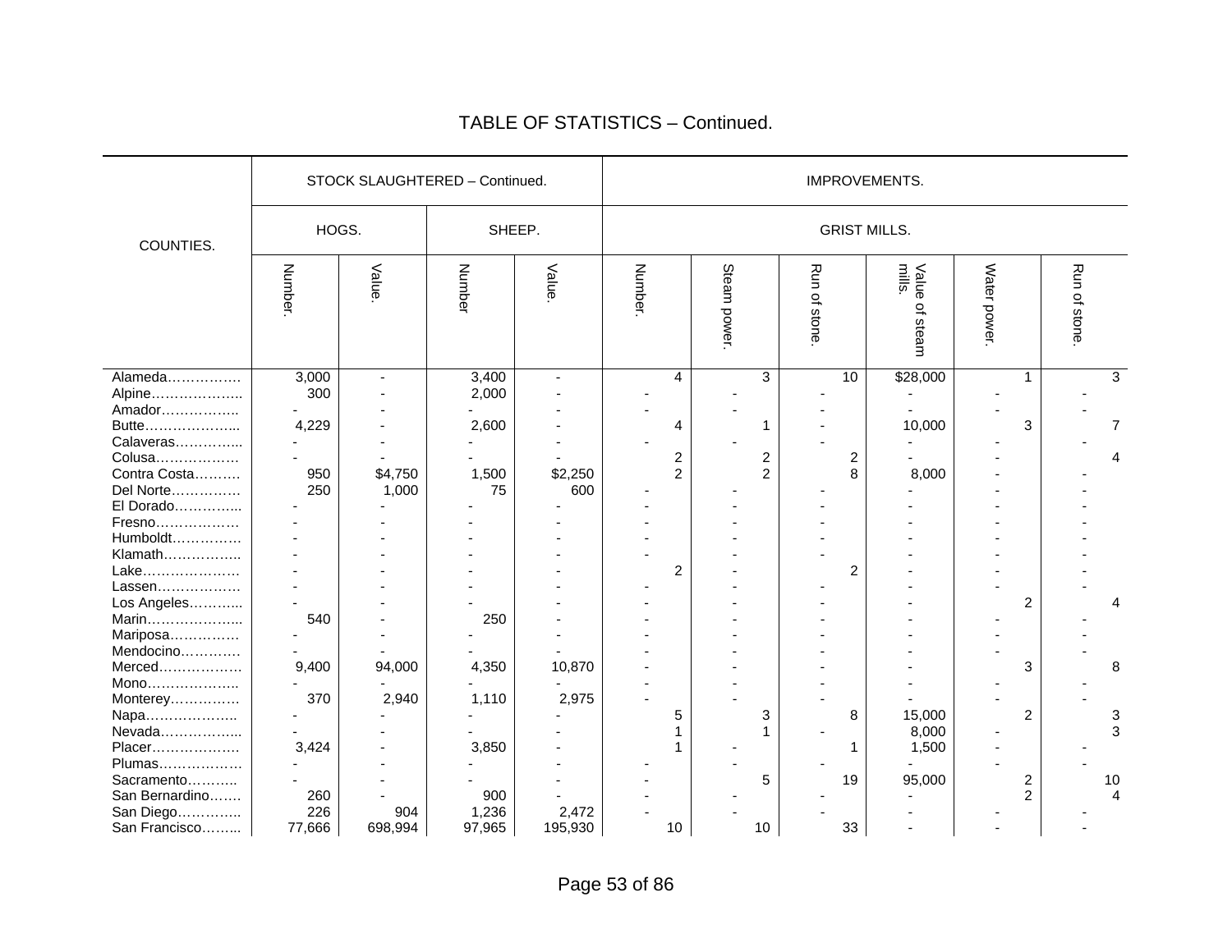# TABLE OF STATISTICS – Continued.

| COUNTIES. | STOCK SLAUGHTERED – Continued. | | | | IMPROVEMENTS. | | | | | |
|---|---|---|---|---|---|---|---|---|---|---|
| | HOGS. | | SHEEP. | | GRIST MILLS. | | | | | |
| | Number. | Value. | Number | Value. | Number. | Steam power. | Run of stone. | Value of steam mills. | Water power. | Run of stone. |
| Alameda……………. | 3,000 | - | 3,400 | - | 4 | 3 | 10 | $28,000 | 1 | 3 |
| Alpine……………….. | 300 | - | 2,000 | - | - | - | - | - | - | - |
| Amador…………….. | - | - | - | - | - | - | - | - | - | - |
| Butte……………….... | 4,229 | - | 2,600 | - | 4 | 1 | - | 10,000 | 3 | 7 |
| Calaveras………….... | - | - | - | - | - | - | - | - | - | - |
| Colusa……………… | - | - | - | - | 2 | 2 | 2 | - | - | 4 |
| Contra Costa………. | 950 | $4,750 | 1,500 | $2,250 | 2 | 2 | 8 | 8,000 | - | - |
| Del Norte…………… | 250 | 1,000 | 75 | 600 | - | - | - | - | - | - |
| El Dorado………….... | - | - | - | - | - | - | - | - | - | - |
| Fresno……………… | - | - | - | - | - | - | - | - | - | - |
| Humboldt…………… | - | - | - | - | - | - | - | - | - | - |
| Klamath…………….. | - | - | - | - | - | - | - | - | - | - |
| Lake………………… | - | - | - | - | 2 | - | 2 | - | - | - |
| Lassen……………… | - | - | - | - | - | - | - | - | - | - |
| Los Angeles……….... | - | - | - | - | - | - | - | - | 2 | 4 |
| Marin……………….... | 540 | - | 250 | - | - | - | - | - | - | - |
| Mariposa…………… | - | - | - | - | - | - | - | - | - | - |
| Mendocino………… | - | - | - | - | - | - | - | - | - | - |
| Merced……………… | 9,400 | 94,000 | 4,350 | 10,870 | - | - | - | - | 3 | 8 |
| Mono……………….. | - | - | - | - | - | - | - | - | - | - |
| Monterey…………… | 370 | 2,940 | 1,110 | 2,975 | - | - | - | - | - | - |
| Napa……………….. | - | - | - | - | 5 | 3 | 8 | 15,000 | 2 | 3 |
| Nevada……………... | - | - | - | - | 1 | 1 | - | 8,000 | - | 3 |
| Placer……………… | 3,424 | - | 3,850 | - | 1 | - | 1 | 1,500 | - | - |
| Plumas……………… | - | - | - | - | - | - | - | - | - | - |
| Sacramento……….. | - | - | - | - | - | 5 | 19 | 95,000 | 2 | 10 |
| San Bernardino……. | 260 | - | 900 | - | - | - | - | - | 2 | 4 |
| San Diego………….. | 226 | 904 | 1,236 | 2,472 | - | - | - | - | - | - |
| San Francisco…….... | 77,666 | 698,994 | 97,965 | 195,930 | 10 | 10 | 33 | - | - | - |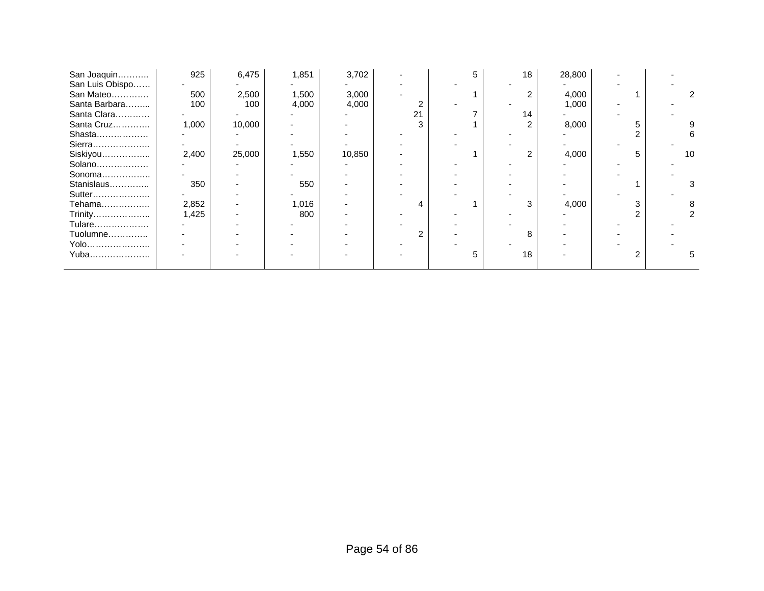| | | | | | | | | | | |
|---|---|---|---|---|---|---|---|---|---|---|
| San Joaquin……….. | 925 | 6,475 | 1,851 | 3,702 | - | 5 | 18 | 28,800 | - | - |
| San Luis Obispo…… | - | - | - | - | - | - | - | - | - | - |
| San Mateo…………. | 500 | 2,500 | 1,500 | 3,000 | - | 1 | 2 | 4,000 | 1 | 2 |
| Santa Barbara…….... | 100 | 100 | 4,000 | 4,000 | 2 | - | - | 1,000 | - | - |
| Santa Clara………… | - | - | - | - | 21 | 7 | 14 | - | - | - |
| Santa Cruz…………. | 1,000 | 10,000 | - | - | 3 | 1 | 2 | 8,000 | 5 | 9 |
| Shasta……………… | - | - | - | - | - | - | - | - | 2 | 6 |
| Sierra……………….. | - | - | - | - | - | - | - | - | - | - |
| Siskiyou…………….. | 2,400 | 25,000 | 1,550 | 10,850 | - | 1 | 2 | 4,000 | 5 | 10 |
| Solano……………… | - | - | - | - | - | - | - | - | - | - |
| Sonoma…………….. | - | - | - | - | - | - | - | - | - | - |
| Stanislaus………….. | 350 | - | 550 | - | - | - | - | - | 1 | 3 |
| Sutter……………….. | - | - | - | - | - | - | - | - | - | - |
| Tehama…………….. | 2,852 | - | 1,016 | - | 4 | 1 | 3 | 4,000 | 3 | 8 |
| Trinity……………….. | 1,425 | - | 800 | - | - | - | - | - | 2 | 2 |
| Tulare………………. | - | - | - | - | - | - | - | - | - | - |
| Tuolumne………….. | - | - | - | - | 2 | - | 8 | - | - | - |
| Yolo…………………. | - | - | - | - | - | - | - | - | - | - |
| Yuba…………………. | - | - | - | - | - | 5 | 18 | - | 2 | 5 |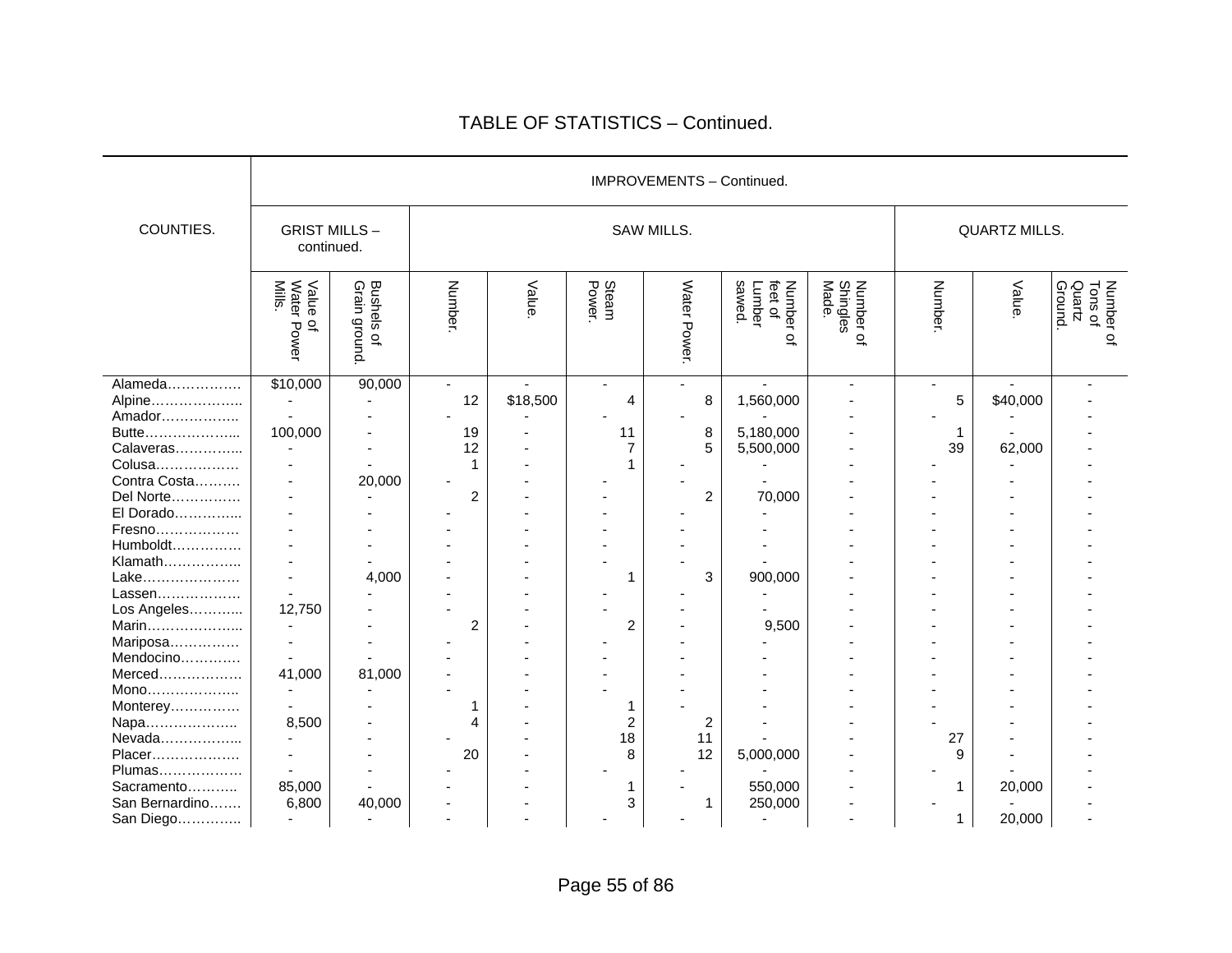# TABLE OF STATISTICS – Continued.

| COUNTIES. | IMPROVEMENTS – Continued. | | | | | | | | | | |
|---|---|---|---|---|---|---|---|---|---|---|---|
| | GRIST MILLS – continued. | | SAW MILLS. | | | | | | QUARTZ MILLS. | | |
| | Value of Water Power Mills. | Bushels of Grain ground. | Number. | Value. | Steam Power. | Water Power. | Number of feet of Lumber sawed. | Number of Shingles Made. | Number. | Value. | Number of Tons of Quartz Ground. |
| Alameda……………. | $10,000 | 90,000 | - | - | - | - | - | - | - | - | - |
| Alpine……………….. | - | - | 12 | $18,500 | 4 | 8 | 1,560,000 | - | 5 | $40,000 | - |
| Amador…………….. | - | - | - | - | - | - | - | - | - | - | - |
| Butte……………….. | 100,000 | - | 19 | - | 11 | 8 | 5,180,000 | - | 1 | - | - |
| Calaveras………….. | - | - | 12 | - | 7 | 5 | 5,500,000 | - | 39 | 62,000 | - |
| Colusa……………… | - | - | 1 | - | 1 | - | - | - | - | - | - |
| Contra Costa……… | - | 20,000 | - | - | - | - | - | - | - | - | - |
| Del Norte…………… | - | - | 2 | - | - | 2 | 70,000 | - | - | - | - |
| El Dorado………….. | - | - | - | - | - | - | - | - | - | - | - |
| Fresno……………… | - | - | - | - | - | - | - | - | - | - | - |
| Humboldt………….. | - | - | - | - | - | - | - | - | - | - | - |
| Klamath…………….. | - | - | - | - | - | - | - | - | - | - | - |
| Lake………………… | - | 4,000 | - | - | 1 | 3 | 900,000 | - | - | - | - |
| Lassen……………… | - | - | - | - | - | - | - | - | - | - | - |
| Los Angeles……….. | 12,750 | - | - | - | - | - | - | - | - | - | - |
| Marin……………….. | - | - | 2 | - | 2 | - | 9,500 | - | - | - | - |
| Mariposa…………… | - | - | - | - | - | - | - | - | - | - | - |
| Mendocino………… | - | - | - | - | - | - | - | - | - | - | - |
| Merced……………… | 41,000 | 81,000 | - | - | - | - | - | - | - | - | - |
| Mono……………….. | - | - | - | - | - | - | - | - | - | - | - |
| Monterey…………… | - | - | 1 | - | 1 | - | - | - | - | - | - |
| Napa……………….. | 8,500 | - | 4 | - | 2 | 2 | - | - | - | - | - |
| Nevada…………….. | - | - | - | - | 18 | 11 | - | - | 27 | - | - |
| Placer………………. | - | - | 20 | - | 8 | 12 | 5,000,000 | - | 9 | - | - |
| Plumas……………… | - | - | - | - | - | - | - | - | - | - | - |
| Sacramento……….. | 85,000 | - | - | - | 1 | - | 550,000 | - | 1 | 20,000 | - |
| San Bernardino……. | 6,800 | 40,000 | - | - | 3 | 1 | 250,000 | - | - | - | - |
| San Diego………….. | - | - | - | - | - | - | - | - | 1 | 20,000 | - |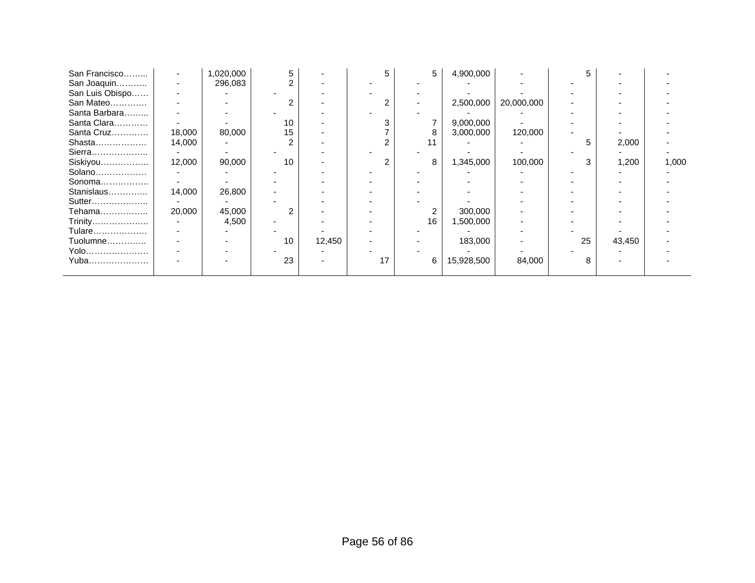| | | | | | | | | | | | |
|---|---|---|---|---|---|---|---|---|---|---|---|
| San Francisco……... | - | 1,020,000 | 5 | - | 5 | 5 | 4,900,000 | - | 5 | - | - |
| San Joaquin……….. | - | 296,083 | 2 | - | - | - | - | - | - | - | - |
| San Luis Obispo…… | - | - | - | - | - | - | - | - | - | - | - |
| San Mateo…………. | - | - | 2 | - | 2 | - | 2,500,000 | 20,000,000 | - | - | - |
| Santa Barbara……... | - | - | - | - | - | - | - | - | - | - | - |
| Santa Clara………… | - | - | 10 | - | 3 | 7 | 9,000,000 | - | - | - | - |
| Santa Cruz…………. | 18,000 | 80,000 | 15 | - | 7 | 8 | 3,000,000 | 120,000 | - | - | - |
| Shasta……………… | 14,000 | - | 2 | - | 2 | 11 | - | - | 5 | 2,000 | - |
| Sierra……………….. | - | - | - | - | - | - | - | - | - | - | - |
| Siskiyou…………….. | 12,000 | 90,000 | 10 | - | 2 | 8 | 1,345,000 | 100,000 | 3 | 1,200 | 1,000 |
| Solano……………… | - | - | - | - | - | - | - | - | - | - | - |
| Sonoma…………….. | - | - | - | - | - | - | - | - | - | - | - |
| Stanislaus………….. | 14,000 | 26,800 | - | - | - | - | - | - | - | - | - |
| Sutter……………….. | - | - | - | - | - | - | - | - | - | - | - |
| Tehama…………….. | 20,000 | 45,000 | 2 | - | - | 2 | 300,000 | - | - | - | - |
| Trinity……………….. | - | 4,500 | - | - | - | 16 | 1,500,000 | - | - | - | - |
| Tulare………………. | - | - | - | - | - | - | - | - | - | - | - |
| Tuolumne………….. | - | - | 10 | 12,450 | - | - | 183,000 | - | 25 | 43,450 | - |
| Yolo…………………. | - | - | - | - | - | - | - | - | - | - | - |
| Yuba………………… | - | - | 23 | - | 17 | 6 | 15,928,500 | 84,000 | 8 | - | - |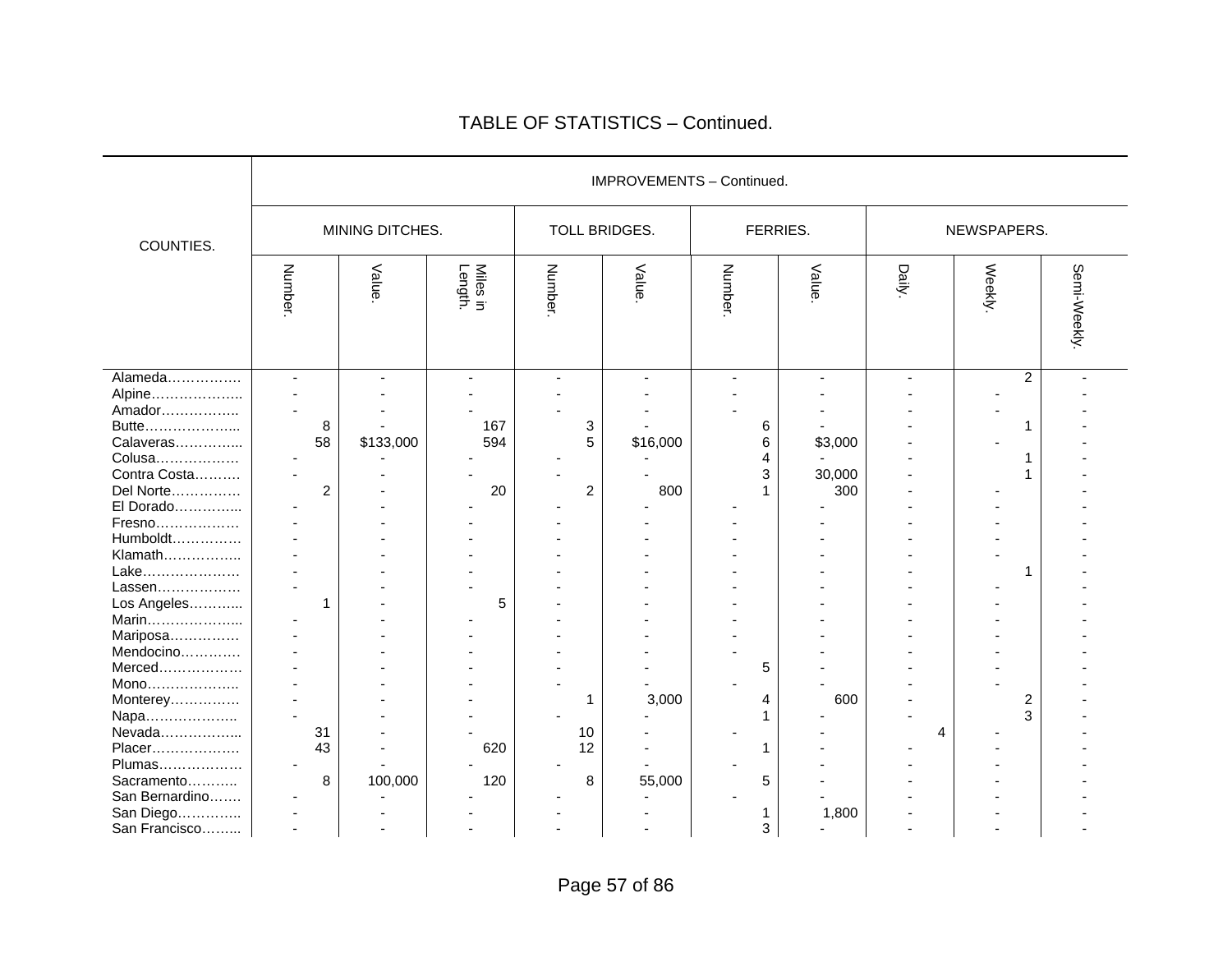# TABLE OF STATISTICS – Continued.

| COUNTIES. | IMPROVEMENTS – Continued. | | | | | | | | | |
|---|---|---|---|---|---|---|---|---|---|---|
| | MINING DITCHES. | | | TOLL BRIDGES. | | FERRIES. | | NEWSPAPERS. | | |
| | Number. | Value. | Miles in Length. | Number. | Value. | Number. | Value. | Daily. | Weekly. | Semi-Weekly. |
| Alameda……………. | - | - | - | - | - | - | - | - | 2 | - |
| Alpine……………….. | - | - | - | - | - | - | - | - | - | - |
| Amador…………….. | - | - | - | - | - | - | - | - | - | - |
| Butte……………….... | 8 | - | 167 | 3 | - | 6 | - | - | 1 | - |
| Calaveras………….... | 58 | $133,000 | 594 | 5 | $16,000 | 6 | $3,000 | - | - | - |
| Colusa……………… | - | - | - | - | - | 4 | - | - | 1 | - |
| Contra Costa………. | - | - | - | - | - | 3 | 30,000 | - | 1 | - |
| Del Norte…………… | 2 | - | 20 | 2 | 800 | 1 | 300 | - | - | - |
| El Dorado…………... | - | - | - | - | - | - | - | - | - | - |
| Fresno……………… | - | - | - | - | - | - | - | - | - | - |
| Humboldt…………… | - | - | - | - | - | - | - | - | - | - |
| Klamath…………….. | - | - | - | - | - | - | - | - | - | - |
| Lake………………… | - | - | - | - | - | - | - | - | 1 | - |
| Lassen……………… | - | - | - | - | - | - | - | - | - | - |
| Los Angeles………... | 1 | - | 5 | - | - | - | - | - | - | - |
| Marin………………... | - | - | - | - | - | - | - | - | - | - |
| Mariposa…………… | - | - | - | - | - | - | - | - | - | - |
| Mendocino………… | - | - | - | - | - | - | - | - | - | - |
| Merced……………… | - | - | - | - | - | 5 | - | - | - | - |
| Mono……………….. | - | - | - | - | - | - | - | - | - | - |
| Monterey…………… | - | - | - | 1 | 3,000 | 4 | 600 | - | 2 | - |
| Napa……………….. | - | - | - | - | - | 1 | - | - | 3 | - |
| Nevada……………... | 31 | - | - | 10 | - | - | - | 4 | - | - |
| Placer………………. | 43 | - | 620 | 12 | - | 1 | - | - | - | - |
| Plumas……………… | - | - | - | - | - | - | - | - | - | - |
| Sacramento……….. | 8 | 100,000 | 120 | 8 | 55,000 | 5 | - | - | - | - |
| San Bernardino……. | - | - | - | - | - | - | - | - | - | - |
| San Diego………….. | - | - | - | - | - | 1 | 1,800 | - | - | - |
| San Francisco……... | - | - | - | - | - | 3 | - | - | - | - |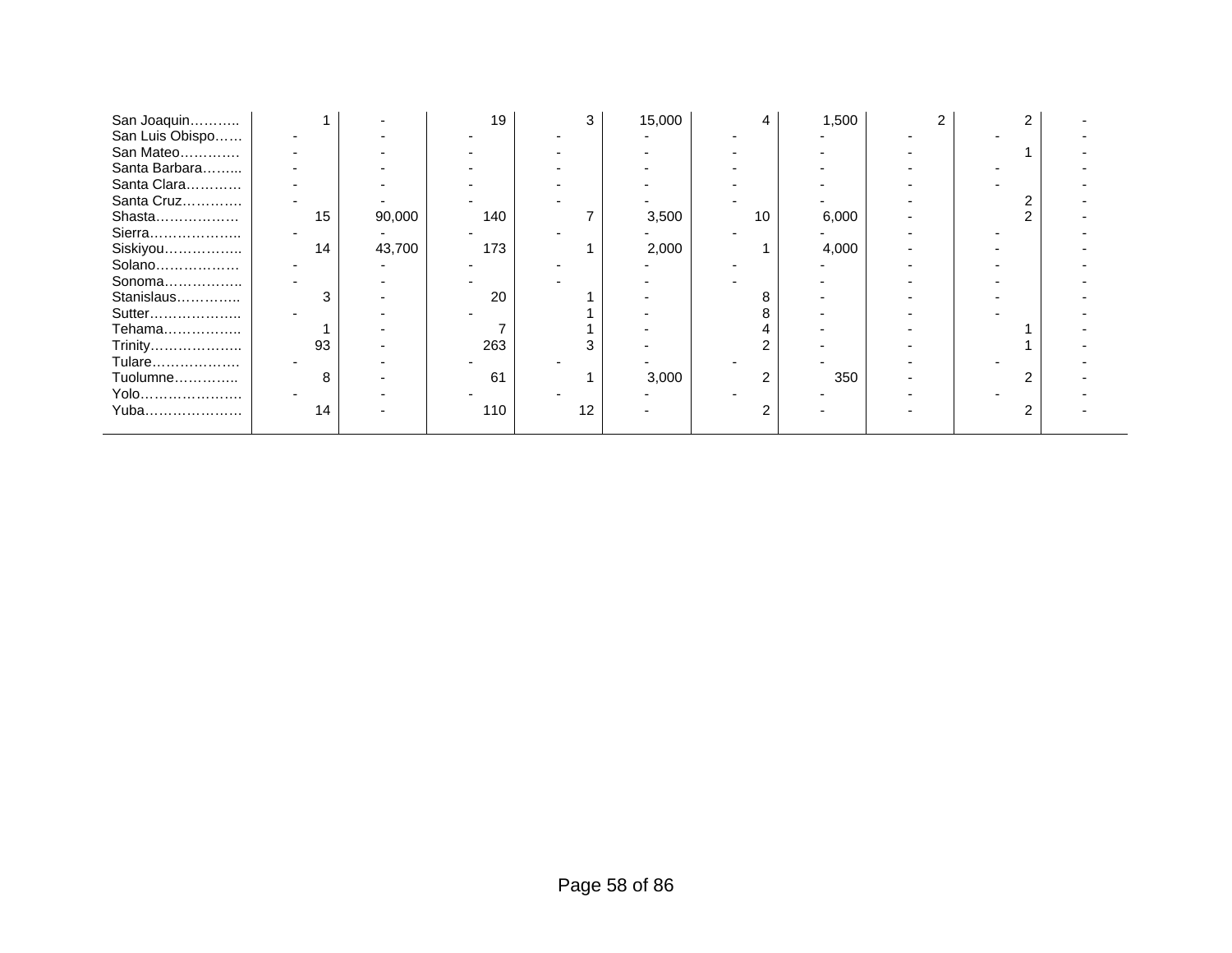| | | | | | | | | | | |
|---|---|---|---|---|---|---|---|---|---|---|
| San Joaquin……….. | 1 | - | 19 | 3 | 15,000 | 4 | 1,500 | 2 | 2 | - |
| San Luis Obispo…… | - | - | - | - | - | - | - | - | - | - |
| San Mateo………… | - | - | - | - | - | - | - | - | 1 | - |
| Santa Barbara……... | - | - | - | - | - | - | - | - | - | - |
| Santa Clara………… | - | - | - | - | - | - | - | - | - | - |
| Santa Cruz………… | - | - | - | - | - | - | - | - | 2 | - |
| Shasta……………… | 15 | 90,000 | 140 | 7 | 3,500 | 10 | 6,000 | - | 2 | - |
| Sierra……………….. | - | - | - | - | - | - | - | - | - | - |
| Siskiyou…………….. | 14 | 43,700 | 173 | 1 | 2,000 | 1 | 4,000 | - | - | - |
| Solano……………… | - | - | - | - | - | - | - | - | - | - |
| Sonoma…………….. | - | - | - | - | - | - | - | - | - | - |
| Stanislaus………….. | 3 | - | 20 | 1 | - | 8 | - | - | - | - |
| Sutter……………….. | - | - | - | 1 | - | 8 | - | - | - | - |
| Tehama…………….. | 1 | - | 7 | 1 | - | 4 | - | - | 1 | - |
| Trinity……………….. | 93 | - | 263 | 3 | - | 2 | - | - | 1 | - |
| Tulare……………… | - | - | - | - | - | - | - | - | - | - |
| Tuolumne………….. | 8 | - | 61 | 1 | 3,000 | 2 | 350 | - | 2 | - |
| Yolo…………………. | - | - | - | - | - | - | - | - | - | - |
| Yuba………………… | 14 | - | 110 | 12 | - | 2 | - | - | 2 | - |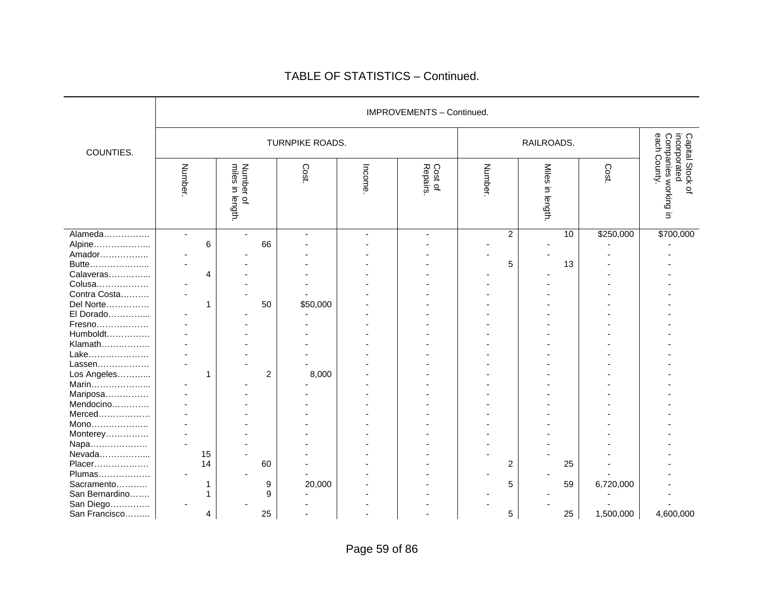# TABLE OF STATISTICS – Continued.

| COUNTIES. | IMPROVEMENTS – Continued. | | | | | | | | |
|---|---|---|---|---|---|---|---|---|---|
| | TURNPIKE ROADS. | | | | | RAILROADS. | | | Capital Stock of incorporated Companies working in each County. |
| | Number. | Number of miles in length. | Cost. | Income. | Cost of Repairs. | Number. | Miles in length. | Cost. | |
| Alameda……………. | - | - | - | - | - | 2 | 10 | $250,000 | $700,000 |
| Alpine……………….. | 6 | 66 | - | - | - | - | - | - | - |
| Amador…………….. | - | - | - | - | - | - | - | - | - |
| Butte……………….... | - | - | - | - | - | 5 | 13 | - | - |
| Calaveras…………... | 4 | - | - | - | - | - | - | - | - |
| Colusa……………… | - | - | - | - | - | - | - | - | - |
| Contra Costa………. | - | - | - | - | - | - | - | - | - |
| Del Norte…………… | 1 | 50 | $50,000 | - | - | - | - | - | - |
| El Dorado…………... | - | - | - | - | - | - | - | - | - |
| Fresno……………… | - | - | - | - | - | - | - | - | - |
| Humboldt…………… | - | - | - | - | - | - | - | - | - |
| Klamath…………….. | - | - | - | - | - | - | - | - | - |
| Lake………………… | - | - | - | - | - | - | - | - | - |
| Lassen……………… | - | - | - | - | - | - | - | - | - |
| Los Angeles………... | 1 | 2 | 8,000 | - | - | - | - | - | - |
| Marin………………... | - | - | - | - | - | - | - | - | - |
| Mariposa…………… | - | - | - | - | - | - | - | - | - |
| Mendocino………… | - | - | - | - | - | - | - | - | - |
| Merced……………… | - | - | - | - | - | - | - | - | - |
| Mono……………….. | - | - | - | - | - | - | - | - | - |
| Monterey…………… | - | - | - | - | - | - | - | - | - |
| Napa……………….. | - | - | - | - | - | - | - | - | - |
| Nevada……………... | 15 | - | - | - | - | - | - | - | - |
| Placer……………… | 14 | 60 | - | - | - | 2 | 25 | - | - |
| Plumas……………… | - | - | - | - | - | - | - | - | - |
| Sacramento……….. | 1 | 9 | 20,000 | - | - | 5 | 59 | 6,720,000 | - |
| San Bernardino……. | 1 | 9 | - | - | - | - | - | - | - |
| San Diego………….. | - | - | - | - | - | - | - | - | - |
| San Francisco……... | 4 | 25 | - | - | - | 5 | 25 | 1,500,000 | 4,600,000 |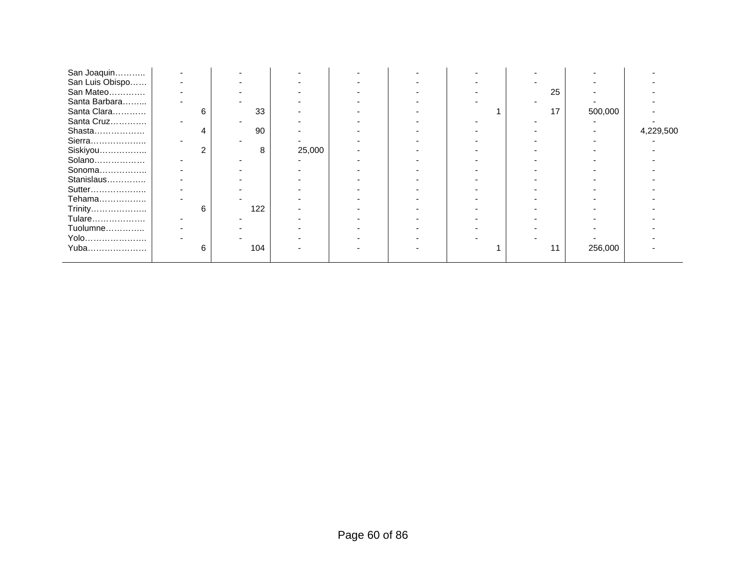| | | | | | | | | | |
|---|---|---|---|---|---|---|---|---|---|
| San Joaquin……….. | - | - | - | - | - | - | - | - | - |
| San Luis Obispo…… | - | - | - | - | - | - | - | - | - |
| San Mateo………… | - | - | - | - | - | - | 25 | - | - |
| Santa Barbara…….. | - | - | - | - | - | - | - | - | - |
| Santa Clara………… | 6 | 33 | - | - | - | 1 | 17 | 500,000 | - |
| Santa Cruz…………. | - | - | - | - | - | - | - | - | - |
| Shasta……………… | 4 | 90 | - | - | - | - | - | - | 4,229,500 |
| Sierra……………….. | - | - | - | - | - | - | - | - | - |
| Siskiyou…………….. | 2 | 8 | 25,000 | - | - | - | - | - | - |
| Solano……………… | - | - | - | - | - | - | - | - | - |
| Sonoma…………….. | - | - | - | - | - | - | - | - | - |
| Stanislaus………….. | - | - | - | - | - | - | - | - | - |
| Sutter……………….. | - | - | - | - | - | - | - | - | - |
| Tehama…………….. | - | - | - | - | - | - | - | - | - |
| Trinity……………….. | 6 | 122 | - | - | - | - | - | - | - |
| Tulare……………… | - | - | - | - | - | - | - | - | - |
| Tuolumne………….. | - | - | - | - | - | - | - | - | - |
| Yolo…………………. | - | - | - | - | - | - | - | - | - |
| Yuba………………… | 6 | 104 | - | - | - | 1 | 11 | 256,000 | - |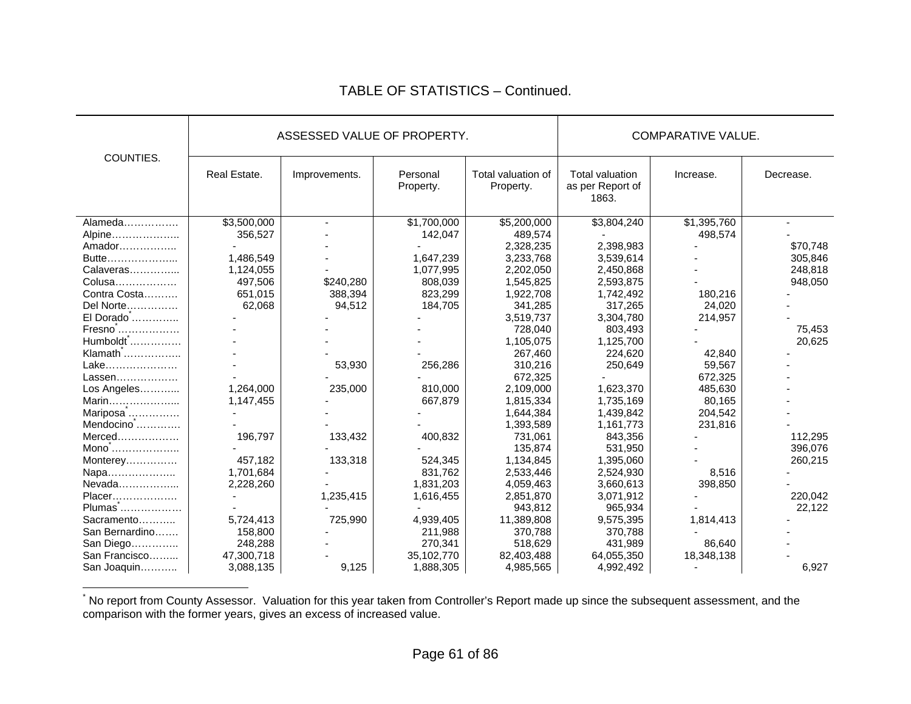## TABLE OF STATISTICS – Continued.

| COUNTIES. | ASSESSED VALUE OF PROPERTY. | | | | COMPARATIVE VALUE. | | |
|---|---|---|---|---|---|---|---|
| | Real Estate. | Improvements. | Personal Property. | Total valuation of Property. | Total valuation as per Report of 1863. | Increase. | Decrease. |
| Alameda……………. | $3,500,000 | - | $1,700,000 | $5,200,000 | $3,804,240 | $1,395,760 | - |
| Alpine……………….. | 356,527 | - | 142,047 | 489,574 | - | 498,574 | - |
| Amador…………….. | - | - | - | 2,328,235 | 2,398,983 | - | $70,748 |
| Butte………………... | 1,486,549 | - | 1,647,239 | 3,233,768 | 3,539,614 | - | 305,846 |
| Calaveras…………... | 1,124,055 | - | 1,077,995 | 2,202,050 | 2,450,868 | - | 248,818 |
| Colusa……………… | 497,506 | $240,280 | 808,039 | 1,545,825 | 2,593,875 | - | 948,050 |
| Contra Costa………. | 651,015 | 388,394 | 823,299 | 1,922,708 | 1,742,492 | 180,216 | - |
| Del Norte…………… | 62,068 | 94,512 | 184,705 | 341,285 | 317,265 | 24,020 | - |
| El Dorado*………….. | - | - | - | 3,519,737 | 3,304,780 | 214,957 | - |
| Fresno*……………… | - | - | - | 728,040 | 803,493 | - | 75,453 |
| Humboldt*…………… | - | - | - | 1,105,075 | 1,125,700 | - | 20,625 |
| Klamath*…………….. | - | - | - | 267,460 | 224,620 | 42,840 | - |
| Lake………………… | - | 53,930 | 256,286 | 310,216 | 250,649 | 59,567 | - |
| Lassen……………… | - | - | - | 672,325 | - | 672,325 | - |
| Los Angeles………... | 1,264,000 | 235,000 | 810,000 | 2,109,000 | 1,623,370 | 485,630 | - |
| Marin………………... | 1,147,455 | - | 667,879 | 1,815,334 | 1,735,169 | 80,165 | - |
| Mariposa*…………… | - | - | - | 1,644,384 | 1,439,842 | 204,542 | - |
| Mendocino*…………. | - | - | - | 1,393,589 | 1,161,773 | 231,816 | - |
| Merced……………… | 196,797 | 133,432 | 400,832 | 731,061 | 843,356 | - | 112,295 |
| Mono*……………….. | - | - | - | 135,874 | 531,950 | - | 396,076 |
| Monterey…………… | 457,182 | 133,318 | 524,345 | 1,134,845 | 1,395,060 | - | 260,215 |
| Napa……………….. | 1,701,684 | - | 831,762 | 2,533,446 | 2,524,930 | 8,516 | - |
| Nevada……………... | 2,228,260 | - | 1,831,203 | 4,059,463 | 3,660,613 | 398,850 | - |
| Placer………………. | - | 1,235,415 | 1,616,455 | 2,851,870 | 3,071,912 | - | 220,042 |
| Plumas*……………… | - | - | - | 943,812 | 965,934 | - | 22,122 |
| Sacramento……….. | 5,724,413 | 725,990 | 4,939,405 | 11,389,808 | 9,575,395 | 1,814,413 | - |
| San Bernardino……. | 158,800 | - | 211,988 | 370,788 | 370,788 | - | - |
| San Diego………….. | 248,288 | - | 270,341 | 518,629 | 431,989 | 86,640 | - |
| San Francisco……... | 47,300,718 | - | 35,102,770 | 82,403,488 | 64,055,350 | 18,348,138 | - |
| San Joaquin……….. | 3,088,135 | 9,125 | 1,888,305 | 4,985,565 | 4,992,492 | - | 6,927 |

* No report from County Assessor. Valuation for this year taken from Controller's Report made up since the subsequent assessment, and the comparison with the former years, gives an excess of increased value.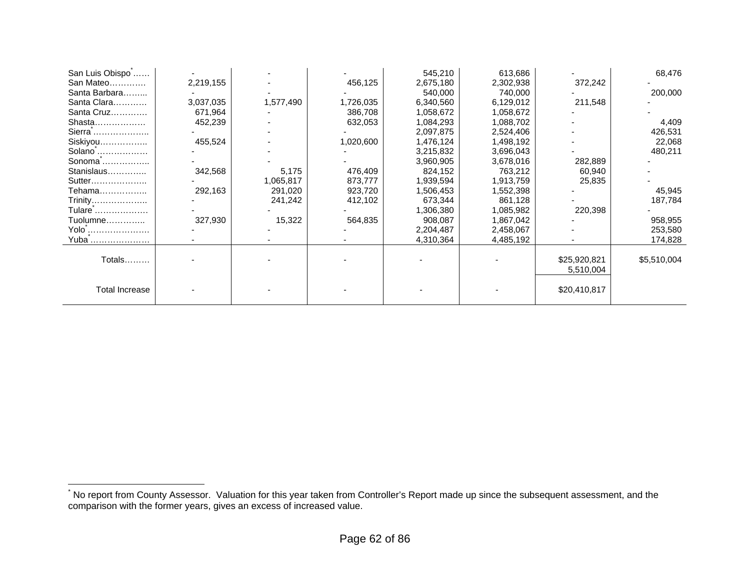| | | | | | | | |
|---|---|---|---|---|---|---|---|
| San Luis Obispo*…… | - | - | - | 545,210 | 613,686 | - | 68,476 |
| San Mateo…………. | 2,219,155 | - | 456,125 | 2,675,180 | 2,302,938 | 372,242 | - |
| Santa Barbara……... | - | - | - | 540,000 | 740,000 | - | 200,000 |
| Santa Clara………… | 3,037,035 | 1,577,490 | 1,726,035 | 6,340,560 | 6,129,012 | 211,548 | - |
| Santa Cruz…………. | 671,964 | - | 386,708 | 1,058,672 | 1,058,672 | - | - |
| Shasta……………… | 452,239 | - | 632,053 | 1,084,293 | 1,088,702 | - | 4,409 |
| Sierra*……………….. | - | - | - | 2,097,875 | 2,524,406 | - | 426,531 |
| Siskiyou…………….. | 455,524 | - | 1,020,600 | 1,476,124 | 1,498,192 | - | 22,068 |
| Solano*……………… | - | - | - | 3,215,832 | 3,696,043 | - | 480,211 |
| Sonoma*…………….. | - | - | - | 3,960,905 | 3,678,016 | 282,889 | - |
| Stanislaus………….. | 342,568 | 5,175 | 476,409 | 824,152 | 763,212 | 60,940 | - |
| Sutter……………….. | - | 1,065,817 | 873,777 | 1,939,594 | 1,913,759 | 25,835 | - |
| Tehama…………….. | 292,163 | 291,020 | 923,720 | 1,506,453 | 1,552,398 | - | 45,945 |
| Trinity……………….. | - | 241,242 | 412,102 | 673,344 | 861,128 | - | 187,784 |
| Tulare*………………. | - | - | - | 1,306,380 | 1,085,982 | 220,398 | - |
| Tuolumne………….. | 327,930 | 15,322 | 564,835 | 908,087 | 1,867,042 | - | 958,955 |
| Yolo*…………………. | - | - | - | 2,204,487 | 2,458,067 | - | 253,580 |
| Yuba*…………………. | - | - | - | 4,310,364 | 4,485,192 | - | 174,828 |
| Totals……… | - | - | - | - | - | $25,920,821<br>5,510,004 | $5,510,004 |
| Total Increase | - | - | - | - | - | $20,410,817 | |

* No report from County Assessor. Valuation for this year taken from Controller's Report made up since the subsequent assessment, and the comparison with the former years, gives an excess of increased value.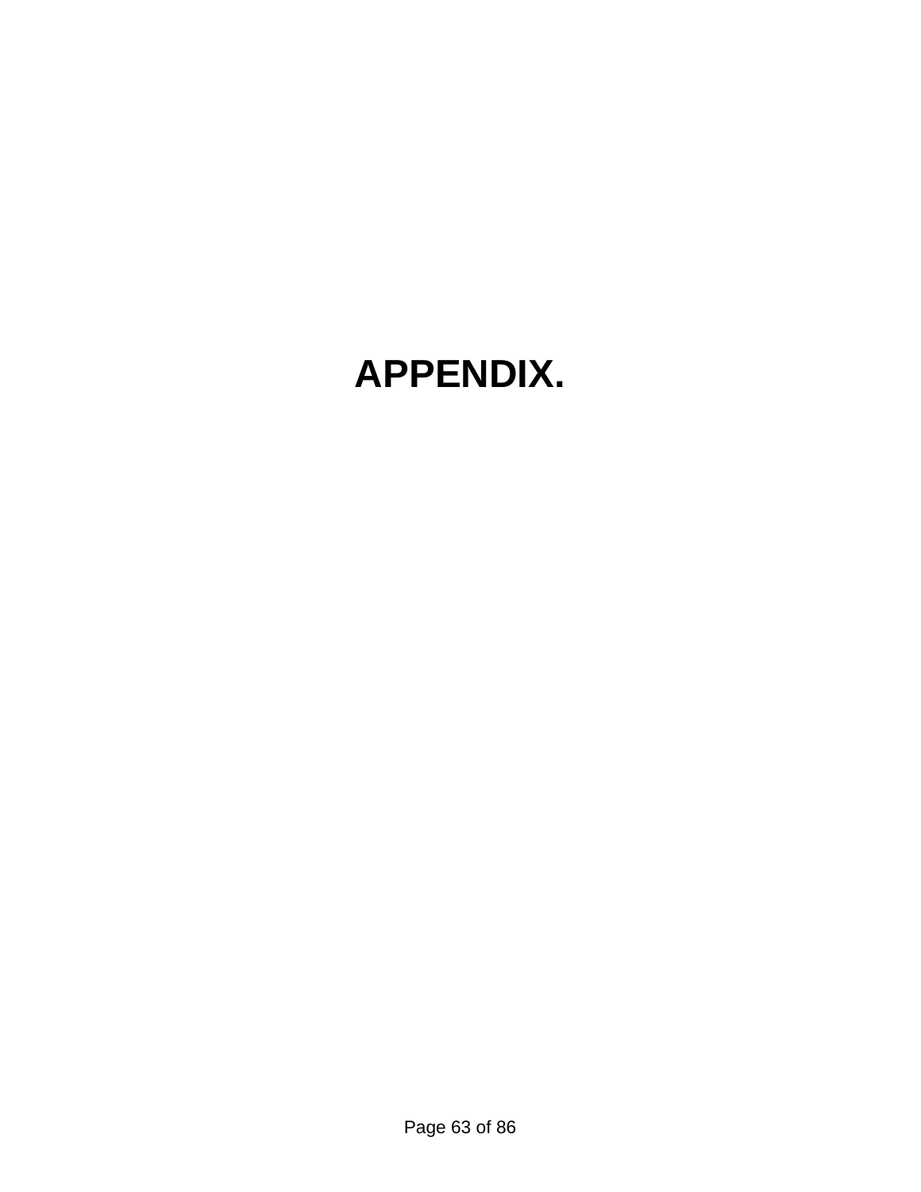# APPENDIX.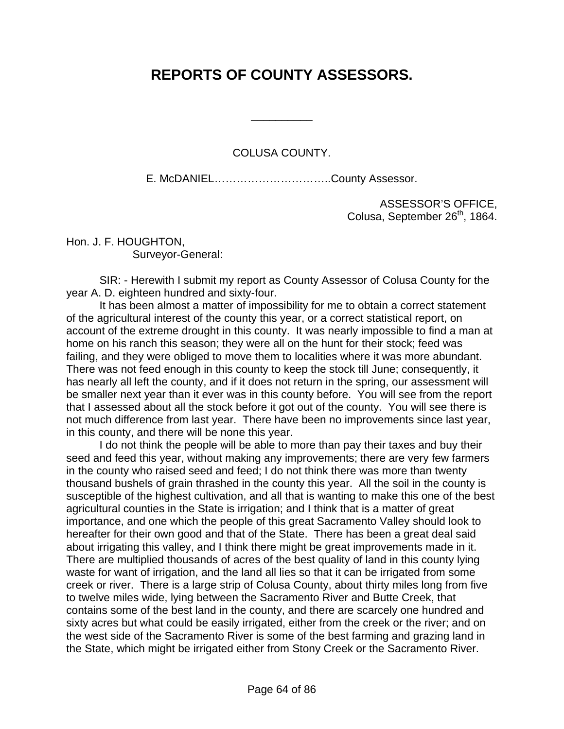# REPORTS OF COUNTY ASSESSORS.

---

COLUSA COUNTY.

E. McDANIEL…………………………..County Assessor.

ASSESSOR'S OFFICE,
Colusa, September 26th, 1864.

Hon. J. F. HOUGHTON,
Surveyor-General:

SIR: - Herewith I submit my report as County Assessor of Colusa County for the year A. D. eighteen hundred and sixty-four.

It has been almost a matter of impossibility for me to obtain a correct statement of the agricultural interest of the county this year, or a correct statistical report, on account of the extreme drought in this county. It was nearly impossible to find a man at home on his ranch this season; they were all on the hunt for their stock; feed was failing, and they were obliged to move them to localities where it was more abundant. There was not feed enough in this county to keep the stock till June; consequently, it has nearly all left the county, and if it does not return in the spring, our assessment will be smaller next year than it ever was in this county before. You will see from the report that I assessed about all the stock before it got out of the county. You will see there is not much difference from last year. There have been no improvements since last year, in this county, and there will be none this year.

I do not think the people will be able to more than pay their taxes and buy their seed and feed this year, without making any improvements; there are very few farmers in the county who raised seed and feed; I do not think there was more than twenty thousand bushels of grain thrashed in the county this year. All the soil in the county is susceptible of the highest cultivation, and all that is wanting to make this one of the best agricultural counties in the State is irrigation; and I think that is a matter of great importance, and one which the people of this great Sacramento Valley should look to hereafter for their own good and that of the State. There has been a great deal said about irrigating this valley, and I think there might be great improvements made in it. There are multiplied thousands of acres of the best quality of land in this county lying waste for want of irrigation, and the land all lies so that it can be irrigated from some creek or river. There is a large strip of Colusa County, about thirty miles long from five to twelve miles wide, lying between the Sacramento River and Butte Creek, that contains some of the best land in the county, and there are scarcely one hundred and sixty acres but what could be easily irrigated, either from the creek or the river; and on the west side of the Sacramento River is some of the best farming and grazing land in the State, which might be irrigated either from Stony Creek or the Sacramento River.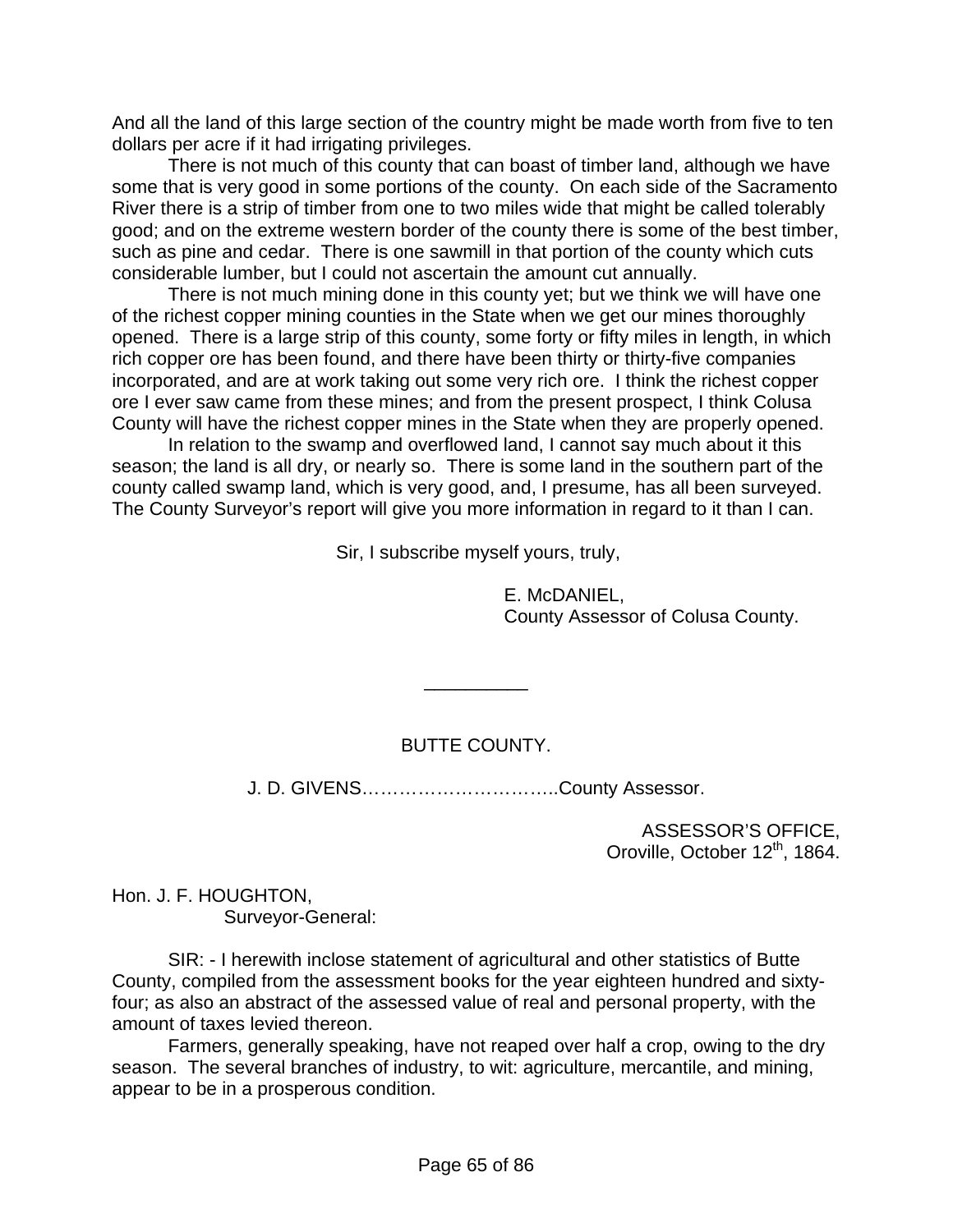And all the land of this large section of the country might be made worth from five to ten dollars per acre if it had irrigating privileges.

There is not much of this county that can boast of timber land, although we have some that is very good in some portions of the county. On each side of the Sacramento River there is a strip of timber from one to two miles wide that might be called tolerably good; and on the extreme western border of the county there is some of the best timber, such as pine and cedar. There is one sawmill in that portion of the county which cuts considerable lumber, but I could not ascertain the amount cut annually.

There is not much mining done in this county yet; but we think we will have one of the richest copper mining counties in the State when we get our mines thoroughly opened. There is a large strip of this county, some forty or fifty miles in length, in which rich copper ore has been found, and there have been thirty or thirty-five companies incorporated, and are at work taking out some very rich ore. I think the richest copper ore I ever saw came from these mines; and from the present prospect, I think Colusa County will have the richest copper mines in the State when they are properly opened.

In relation to the swamp and overflowed land, I cannot say much about it this season; the land is all dry, or nearly so. There is some land in the southern part of the county called swamp land, which is very good, and, I presume, has all been surveyed. The County Surveyor's report will give you more information in regard to it than I can.

Sir, I subscribe myself yours, truly,

E. McDANIEL,
County Assessor of Colusa County.

---

## BUTTE COUNTY.

J. D. GIVENS…………………………..County Assessor.

ASSESSOR'S OFFICE,
Oroville, October 12th, 1864.

Hon. J. F. HOUGHTON,
Surveyor-General:

SIR: - I herewith inclose statement of agricultural and other statistics of Butte County, compiled from the assessment books for the year eighteen hundred and sixty-four; as also an abstract of the assessed value of real and personal property, with the amount of taxes levied thereon.

Farmers, generally speaking, have not reaped over half a crop, owing to the dry season. The several branches of industry, to wit: agriculture, mercantile, and mining, appear to be in a prosperous condition.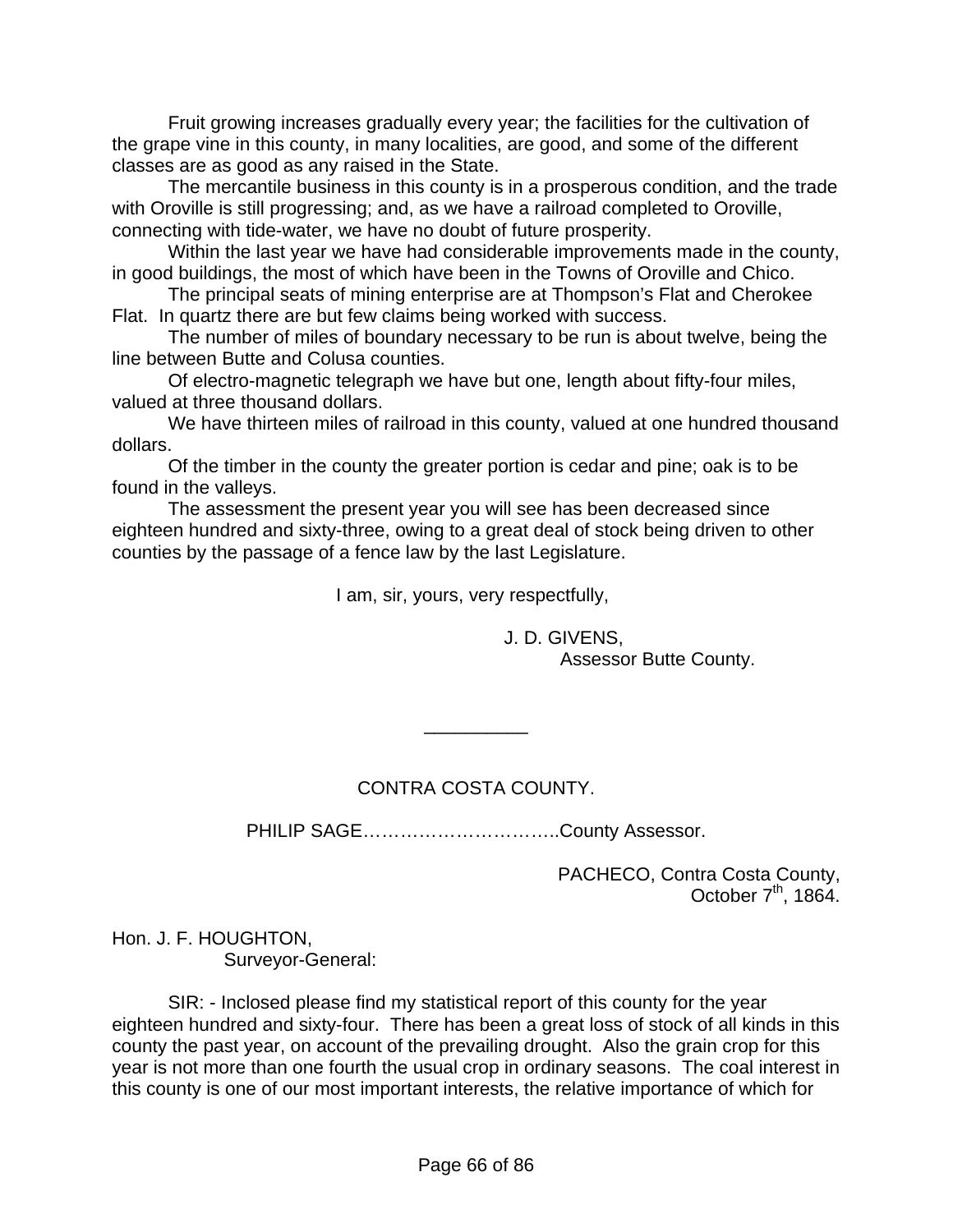Fruit growing increases gradually every year; the facilities for the cultivation of the grape vine in this county, in many localities, are good, and some of the different classes are as good as any raised in the State.

The mercantile business in this county is in a prosperous condition, and the trade with Oroville is still progressing; and, as we have a railroad completed to Oroville, connecting with tide-water, we have no doubt of future prosperity.

Within the last year we have had considerable improvements made in the county, in good buildings, the most of which have been in the Towns of Oroville and Chico.

The principal seats of mining enterprise are at Thompson's Flat and Cherokee Flat. In quartz there are but few claims being worked with success.

The number of miles of boundary necessary to be run is about twelve, being the line between Butte and Colusa counties.

Of electro-magnetic telegraph we have but one, length about fifty-four miles, valued at three thousand dollars.

We have thirteen miles of railroad in this county, valued at one hundred thousand dollars.

Of the timber in the county the greater portion is cedar and pine; oak is to be found in the valleys.

The assessment the present year you will see has been decreased since eighteen hundred and sixty-three, owing to a great deal of stock being driven to other counties by the passage of a fence law by the last Legislature.

I am, sir, yours, very respectfully,

J. D. GIVENS,
Assessor Butte County.

---

## CONTRA COSTA COUNTY.

PHILIP SAGE…………………………..County Assessor.

PACHECO, Contra Costa County,
October 7th, 1864.

Hon. J. F. HOUGHTON,
Surveyor-General:

SIR: - Inclosed please find my statistical report of this county for the year eighteen hundred and sixty-four. There has been a great loss of stock of all kinds in this county the past year, on account of the prevailing drought. Also the grain crop for this year is not more than one fourth the usual crop in ordinary seasons. The coal interest in this county is one of our most important interests, the relative importance of which for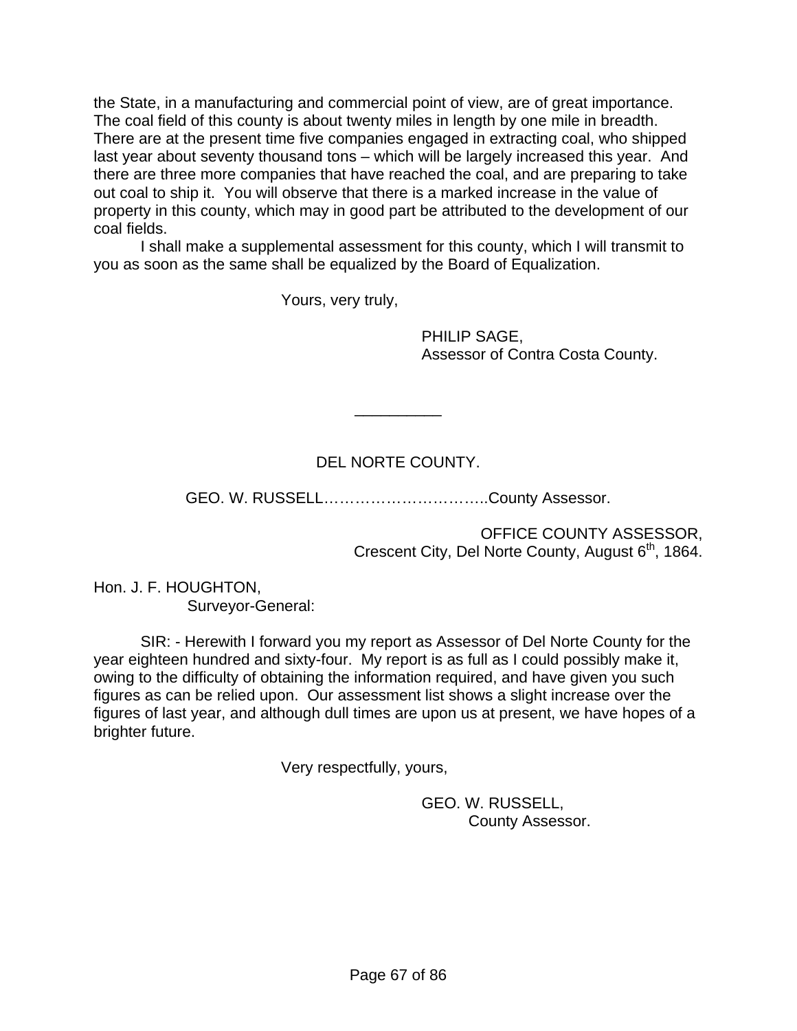the State, in a manufacturing and commercial point of view, are of great importance. The coal field of this county is about twenty miles in length by one mile in breadth. There are at the present time five companies engaged in extracting coal, who shipped last year about seventy thousand tons – which will be largely increased this year. And there are three more companies that have reached the coal, and are preparing to take out coal to ship it. You will observe that there is a marked increase in the value of property in this county, which may in good part be attributed to the development of our coal fields.

I shall make a supplemental assessment for this county, which I will transmit to you as soon as the same shall be equalized by the Board of Equalization.

Yours, very truly,

PHILIP SAGE,
Assessor of Contra Costa County.

---

## DEL NORTE COUNTY.

GEO. W. RUSSELL…………………………..County Assessor.

OFFICE COUNTY ASSESSOR,
Crescent City, Del Norte County, August 6th, 1864.

Hon. J. F. HOUGHTON,
Surveyor-General:

SIR: - Herewith I forward you my report as Assessor of Del Norte County for the year eighteen hundred and sixty-four. My report is as full as I could possibly make it, owing to the difficulty of obtaining the information required, and have given you such figures as can be relied upon. Our assessment list shows a slight increase over the figures of last year, and although dull times are upon us at present, we have hopes of a brighter future.

Very respectfully, yours,

GEO. W. RUSSELL,
County Assessor.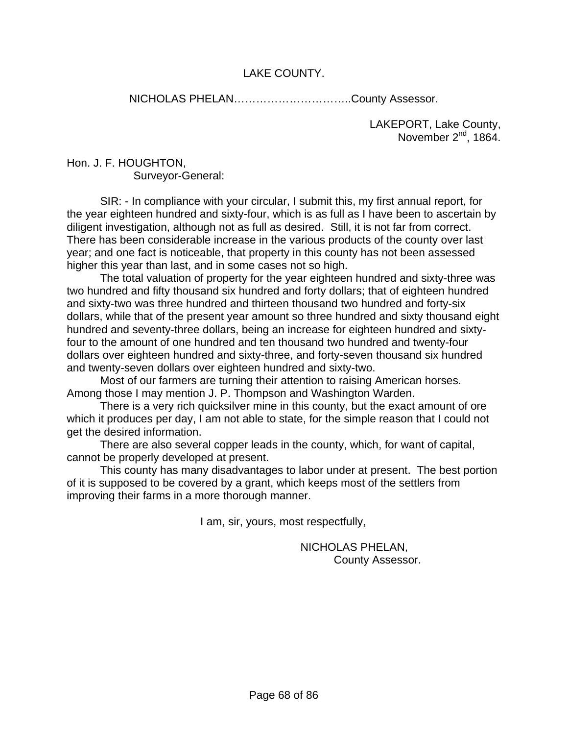## LAKE COUNTY.

NICHOLAS PHELAN…………………………..County Assessor.

LAKEPORT, Lake County,
November 2nd, 1864.

Hon. J. F. HOUGHTON,
Surveyor-General:

SIR: - In compliance with your circular, I submit this, my first annual report, for the year eighteen hundred and sixty-four, which is as full as I have been to ascertain by diligent investigation, although not as full as desired. Still, it is not far from correct. There has been considerable increase in the various products of the county over last year; and one fact is noticeable, that property in this county has not been assessed higher this year than last, and in some cases not so high.

The total valuation of property for the year eighteen hundred and sixty-three was two hundred and fifty thousand six hundred and forty dollars; that of eighteen hundred and sixty-two was three hundred and thirteen thousand two hundred and forty-six dollars, while that of the present year amount so three hundred and sixty thousand eight hundred and seventy-three dollars, being an increase for eighteen hundred and sixty-four to the amount of one hundred and ten thousand two hundred and twenty-four dollars over eighteen hundred and sixty-three, and forty-seven thousand six hundred and twenty-seven dollars over eighteen hundred and sixty-two.

Most of our farmers are turning their attention to raising American horses. Among those I may mention J. P. Thompson and Washington Warden.

There is a very rich quicksilver mine in this county, but the exact amount of ore which it produces per day, I am not able to state, for the simple reason that I could not get the desired information.

There are also several copper leads in the county, which, for want of capital, cannot be properly developed at present.

This county has many disadvantages to labor under at present. The best portion of it is supposed to be covered by a grant, which keeps most of the settlers from improving their farms in a more thorough manner.

I am, sir, yours, most respectfully,

NICHOLAS PHELAN,
County Assessor.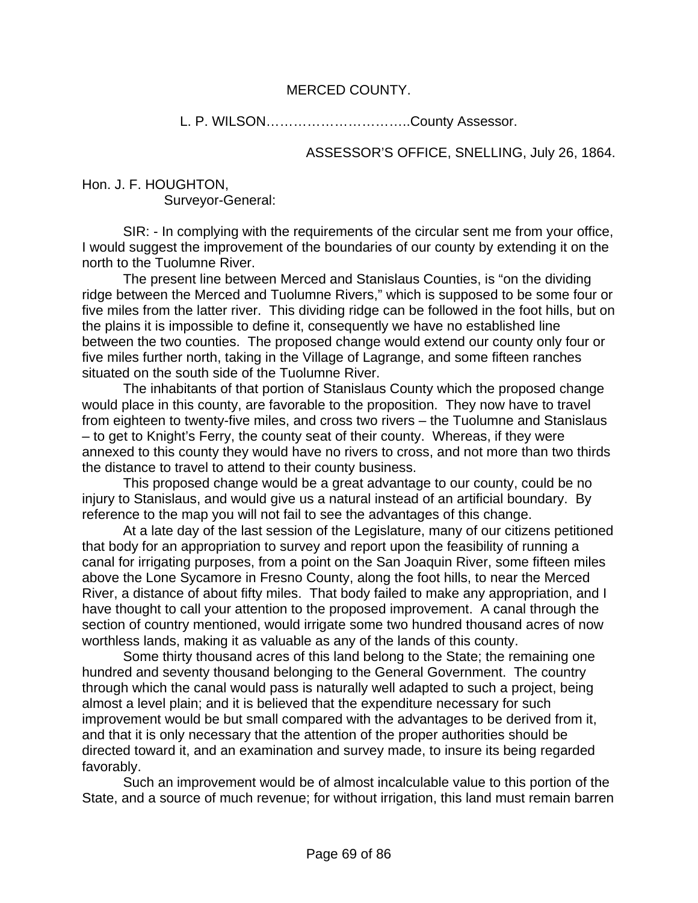## MERCED COUNTY.

L. P. WILSON…………………………..County Assessor.

ASSESSOR'S OFFICE, SNELLING, July 26, 1864.

Hon. J. F. HOUGHTON,
Surveyor-General:

SIR: - In complying with the requirements of the circular sent me from your office, I would suggest the improvement of the boundaries of our county by extending it on the north to the Tuolumne River.

The present line between Merced and Stanislaus Counties, is "on the dividing ridge between the Merced and Tuolumne Rivers," which is supposed to be some four or five miles from the latter river. This dividing ridge can be followed in the foot hills, but on the plains it is impossible to define it, consequently we have no established line between the two counties. The proposed change would extend our county only four or five miles further north, taking in the Village of Lagrange, and some fifteen ranches situated on the south side of the Tuolumne River.

The inhabitants of that portion of Stanislaus County which the proposed change would place in this county, are favorable to the proposition. They now have to travel from eighteen to twenty-five miles, and cross two rivers – the Tuolumne and Stanislaus – to get to Knight's Ferry, the county seat of their county. Whereas, if they were annexed to this county they would have no rivers to cross, and not more than two thirds the distance to travel to attend to their county business.

This proposed change would be a great advantage to our county, could be no injury to Stanislaus, and would give us a natural instead of an artificial boundary. By reference to the map you will not fail to see the advantages of this change.

At a late day of the last session of the Legislature, many of our citizens petitioned that body for an appropriation to survey and report upon the feasibility of running a canal for irrigating purposes, from a point on the San Joaquin River, some fifteen miles above the Lone Sycamore in Fresno County, along the foot hills, to near the Merced River, a distance of about fifty miles. That body failed to make any appropriation, and I have thought to call your attention to the proposed improvement. A canal through the section of country mentioned, would irrigate some two hundred thousand acres of now worthless lands, making it as valuable as any of the lands of this county.

Some thirty thousand acres of this land belong to the State; the remaining one hundred and seventy thousand belonging to the General Government. The country through which the canal would pass is naturally well adapted to such a project, being almost a level plain; and it is believed that the expenditure necessary for such improvement would be but small compared with the advantages to be derived from it, and that it is only necessary that the attention of the proper authorities should be directed toward it, and an examination and survey made, to insure its being regarded favorably.

Such an improvement would be of almost incalculable value to this portion of the State, and a source of much revenue; for without irrigation, this land must remain barren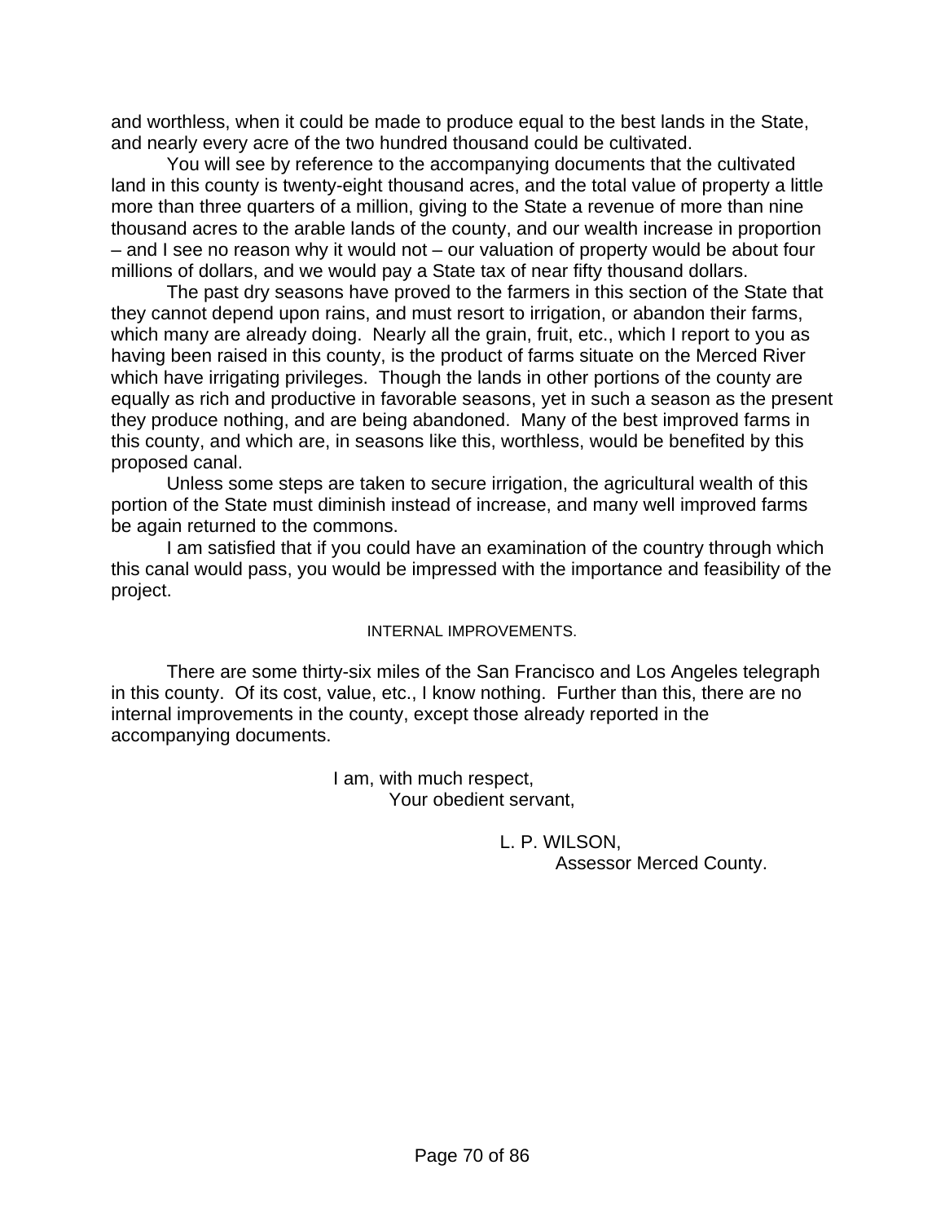and worthless, when it could be made to produce equal to the best lands in the State, and nearly every acre of the two hundred thousand could be cultivated.

You will see by reference to the accompanying documents that the cultivated land in this county is twenty-eight thousand acres, and the total value of property a little more than three quarters of a million, giving to the State a revenue of more than nine thousand acres to the arable lands of the county, and our wealth increase in proportion – and I see no reason why it would not – our valuation of property would be about four millions of dollars, and we would pay a State tax of near fifty thousand dollars.

The past dry seasons have proved to the farmers in this section of the State that they cannot depend upon rains, and must resort to irrigation, or abandon their farms, which many are already doing. Nearly all the grain, fruit, etc., which I report to you as having been raised in this county, is the product of farms situate on the Merced River which have irrigating privileges. Though the lands in other portions of the county are equally as rich and productive in favorable seasons, yet in such a season as the present they produce nothing, and are being abandoned. Many of the best improved farms in this county, and which are, in seasons like this, worthless, would be benefited by this proposed canal.

Unless some steps are taken to secure irrigation, the agricultural wealth of this portion of the State must diminish instead of increase, and many well improved farms be again returned to the commons.

I am satisfied that if you could have an examination of the country through which this canal would pass, you would be impressed with the importance and feasibility of the project.

## INTERNAL IMPROVEMENTS.

There are some thirty-six miles of the San Francisco and Los Angeles telegraph in this county. Of its cost, value, etc., I know nothing. Further than this, there are no internal improvements in the county, except those already reported in the accompanying documents.

I am, with much respect,
Your obedient servant,

L. P. WILSON,
Assessor Merced County.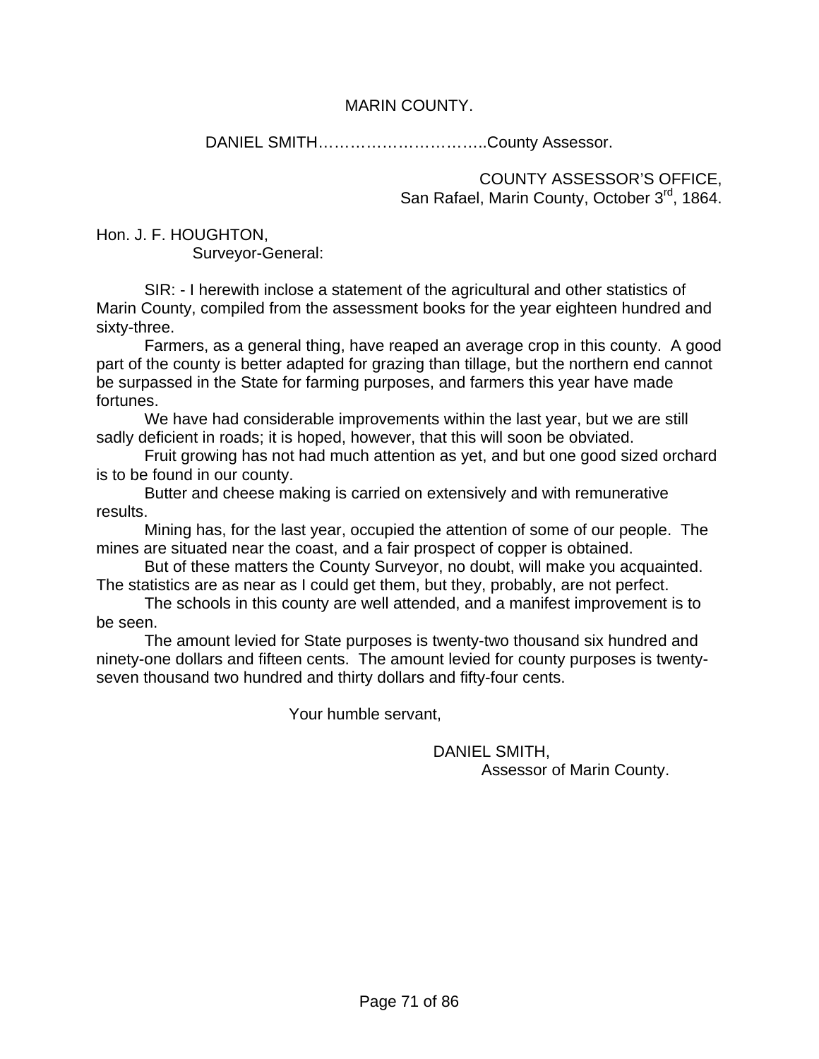## MARIN COUNTY.

DANIEL SMITH…………………………..County Assessor.

COUNTY ASSESSOR'S OFFICE,
San Rafael, Marin County, October 3rd, 1864.

Hon. J. F. HOUGHTON,
Surveyor-General:

SIR: - I herewith inclose a statement of the agricultural and other statistics of Marin County, compiled from the assessment books for the year eighteen hundred and sixty-three.

Farmers, as a general thing, have reaped an average crop in this county. A good part of the county is better adapted for grazing than tillage, but the northern end cannot be surpassed in the State for farming purposes, and farmers this year have made fortunes.

We have had considerable improvements within the last year, but we are still sadly deficient in roads; it is hoped, however, that this will soon be obviated.

Fruit growing has not had much attention as yet, and but one good sized orchard is to be found in our county.

Butter and cheese making is carried on extensively and with remunerative results.

Mining has, for the last year, occupied the attention of some of our people. The mines are situated near the coast, and a fair prospect of copper is obtained.

But of these matters the County Surveyor, no doubt, will make you acquainted. The statistics are as near as I could get them, but they, probably, are not perfect.

The schools in this county are well attended, and a manifest improvement is to be seen.

The amount levied for State purposes is twenty-two thousand six hundred and ninety-one dollars and fifteen cents. The amount levied for county purposes is twenty-seven thousand two hundred and thirty dollars and fifty-four cents.

Your humble servant,

DANIEL SMITH,
Assessor of Marin County.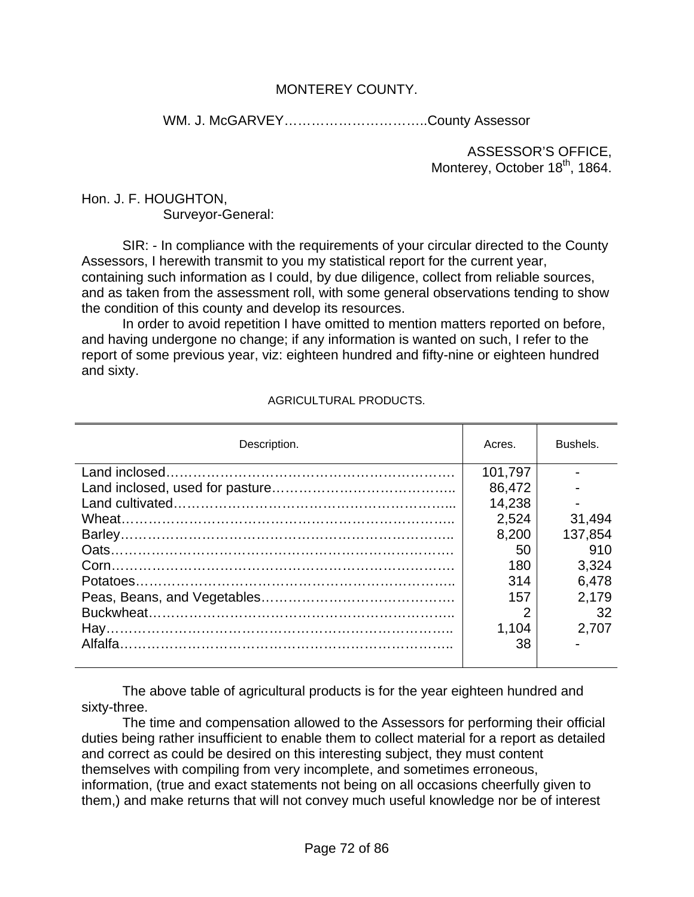# MONTEREY COUNTY.

WM. J. McGARVEY…………………………..County Assessor

ASSESSOR'S OFFICE,
Monterey, October 18th, 1864.

Hon. J. F. HOUGHTON,
Surveyor-General:

SIR: - In compliance with the requirements of your circular directed to the County Assessors, I herewith transmit to you my statistical report for the current year, containing such information as I could, by due diligence, collect from reliable sources, and as taken from the assessment roll, with some general observations tending to show the condition of this county and develop its resources.

In order to avoid repetition I have omitted to mention matters reported on before, and having undergone no change; if any information is wanted on such, I refer to the report of some previous year, viz: eighteen hundred and fifty-nine or eighteen hundred and sixty.

AGRICULTURAL PRODUCTS.

| Description. | Acres. | Bushels. |
|---|---|---|
| Land inclosed | 101,797 | - |
| Land inclosed, used for pasture | 86,472 | - |
| Land cultivated | 14,238 | - |
| Wheat | 2,524 | 31,494 |
| Barley | 8,200 | 137,854 |
| Oats | 50 | 910 |
| Corn | 180 | 3,324 |
| Potatoes | 314 | 6,478 |
| Peas, Beans, and Vegetables | 157 | 2,179 |
| Buckwheat | 2 | 32 |
| Hay | 1,104 | 2,707 |
| Alfalfa | 38 | - |

The above table of agricultural products is for the year eighteen hundred and sixty-three.

The time and compensation allowed to the Assessors for performing their official duties being rather insufficient to enable them to collect material for a report as detailed and correct as could be desired on this interesting subject, they must content themselves with compiling from very incomplete, and sometimes erroneous, information, (true and exact statements not being on all occasions cheerfully given to them,) and make returns that will not convey much useful knowledge nor be of interest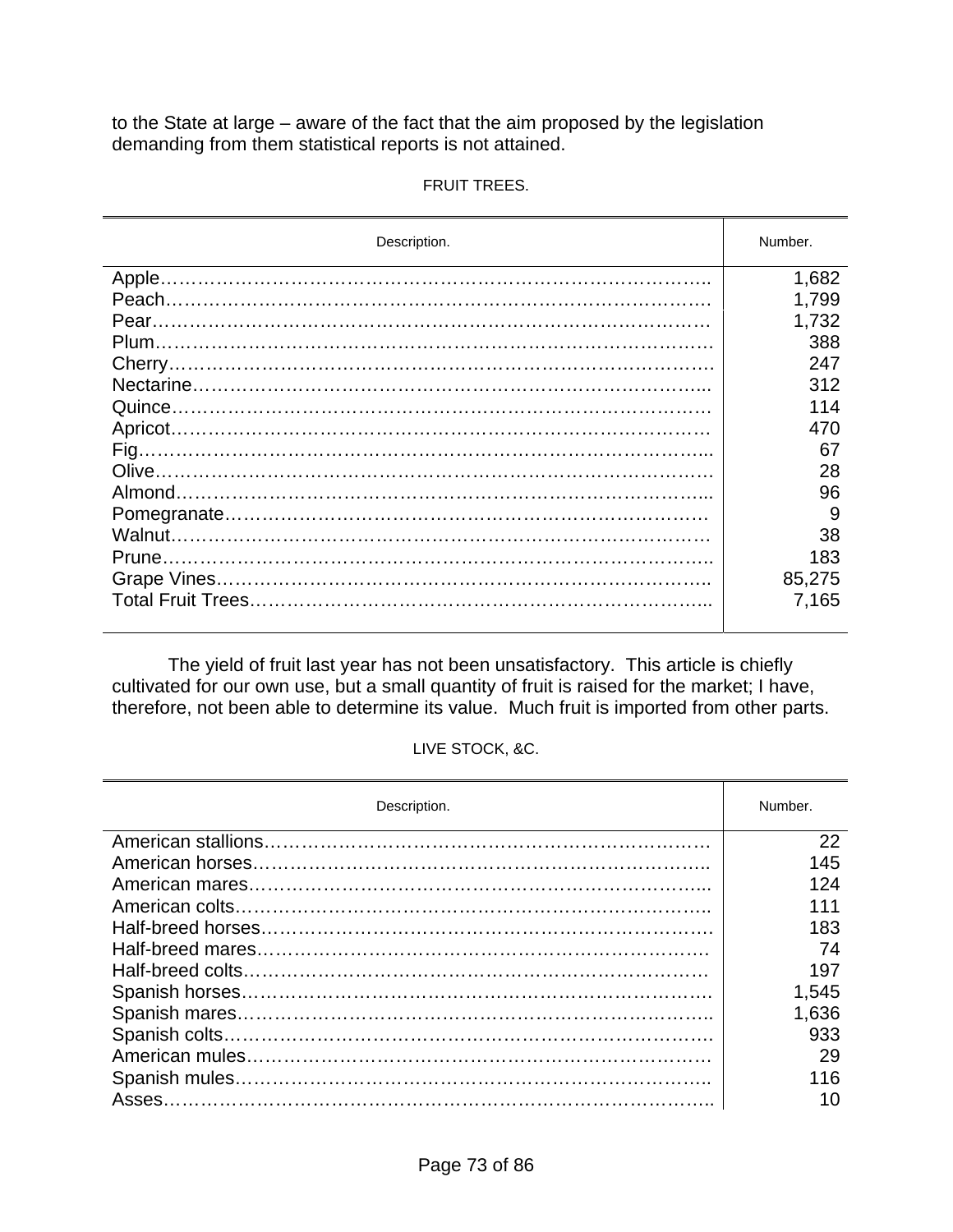to the State at large – aware of the fact that the aim proposed by the legislation demanding from them statistical reports is not attained.

FRUIT TREES.

| Description. | Number. |
|---|---|
| Apple | 1,682 |
| Peach | 1,799 |
| Pear | 1,732 |
| Plum | 388 |
| Cherry | 247 |
| Nectarine | 312 |
| Quince | 114 |
| Apricot | 470 |
| Fig | 67 |
| Olive | 28 |
| Almond | 96 |
| Pomegranate | 9 |
| Walnut | 38 |
| Prune | 183 |
| Grape Vines | 85,275 |
| Total Fruit Trees | 7,165 |

The yield of fruit last year has not been unsatisfactory. This article is chiefly cultivated for our own use, but a small quantity of fruit is raised for the market; I have, therefore, not been able to determine its value. Much fruit is imported from other parts.

LIVE STOCK, &C.

| Description. | Number. |
|---|---|
| American stallions | 22 |
| American horses | 145 |
| American mares | 124 |
| American colts | 111 |
| Half-breed horses | 183 |
| Half-breed mares | 74 |
| Half-breed colts | 197 |
| Spanish horses | 1,545 |
| Spanish mares | 1,636 |
| Spanish colts | 933 |
| American mules | 29 |
| Spanish mules | 116 |
| Asses | 10 |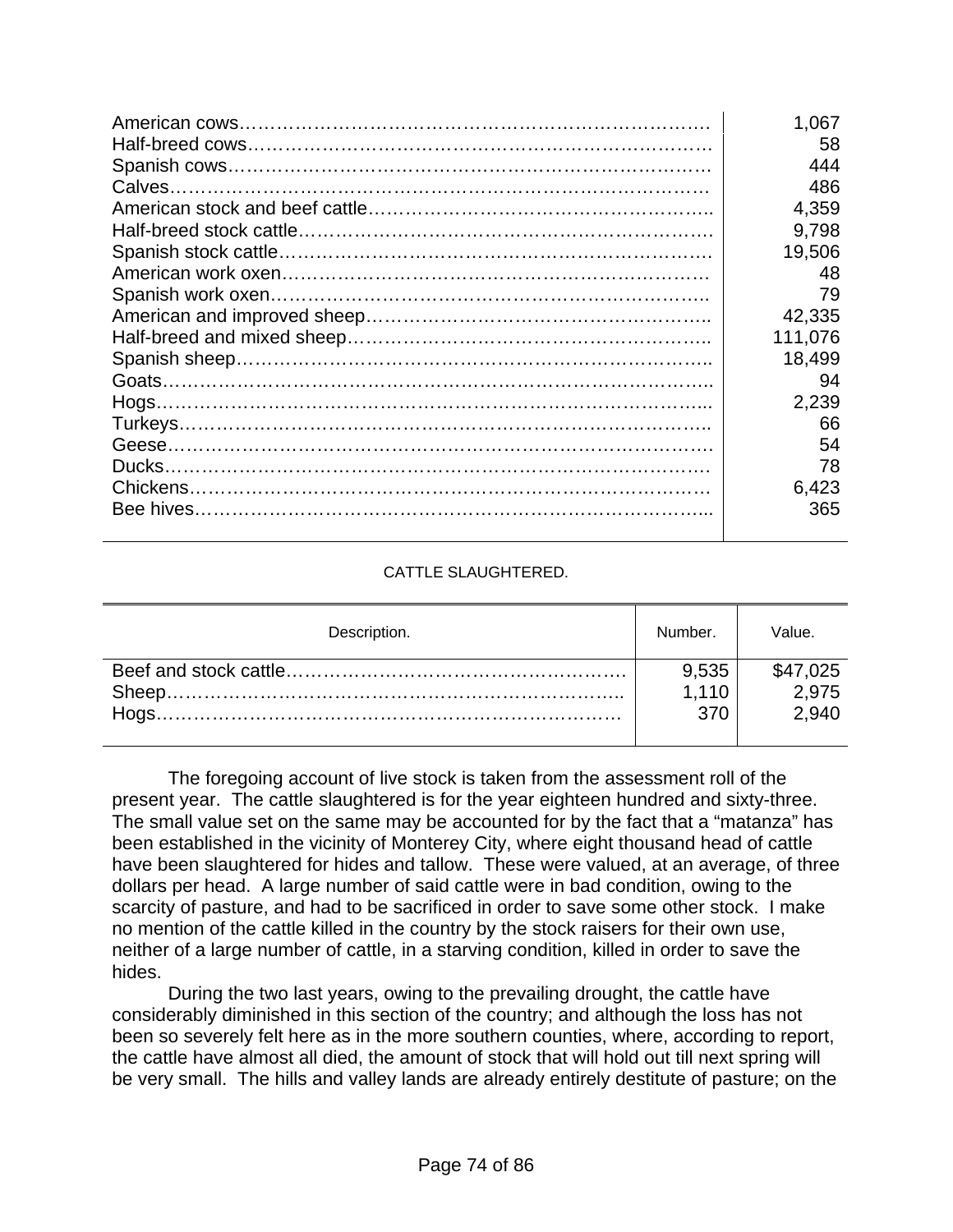| | |
|---|---:|
| American cows | 1,067 |
| Half-breed cows | 58 |
| Spanish cows | 444 |
| Calves | 486 |
| American stock and beef cattle | 4,359 |
| Half-breed stock cattle | 9,798 |
| Spanish stock cattle | 19,506 |
| American work oxen | 48 |
| Spanish work oxen | 79 |
| American and improved sheep | 42,335 |
| Half-breed and mixed sheep | 111,076 |
| Spanish sheep | 18,499 |
| Goats | 94 |
| Hogs | 2,239 |
| Turkeys | 66 |
| Geese | 54 |
| Ducks | 78 |
| Chickens | 6,423 |
| Bee hives | 365 |

CATTLE SLAUGHTERED.

| Description. | Number. | Value. |
|---|---:|---:|
| Beef and stock cattle | 9,535 | $47,025 |
| Sheep | 1,110 | 2,975 |
| Hogs | 370 | 2,940 |

The foregoing account of live stock is taken from the assessment roll of the present year. The cattle slaughtered is for the year eighteen hundred and sixty-three. The small value set on the same may be accounted for by the fact that a "matanza" has been established in the vicinity of Monterey City, where eight thousand head of cattle have been slaughtered for hides and tallow. These were valued, at an average, of three dollars per head. A large number of said cattle were in bad condition, owing to the scarcity of pasture, and had to be sacrificed in order to save some other stock. I make no mention of the cattle killed in the country by the stock raisers for their own use, neither of a large number of cattle, in a starving condition, killed in order to save the hides.

During the two last years, owing to the prevailing drought, the cattle have considerably diminished in this section of the country; and although the loss has not been so severely felt here as in the more southern counties, where, according to report, the cattle have almost all died, the amount of stock that will hold out till next spring will be very small. The hills and valley lands are already entirely destitute of pasture; on the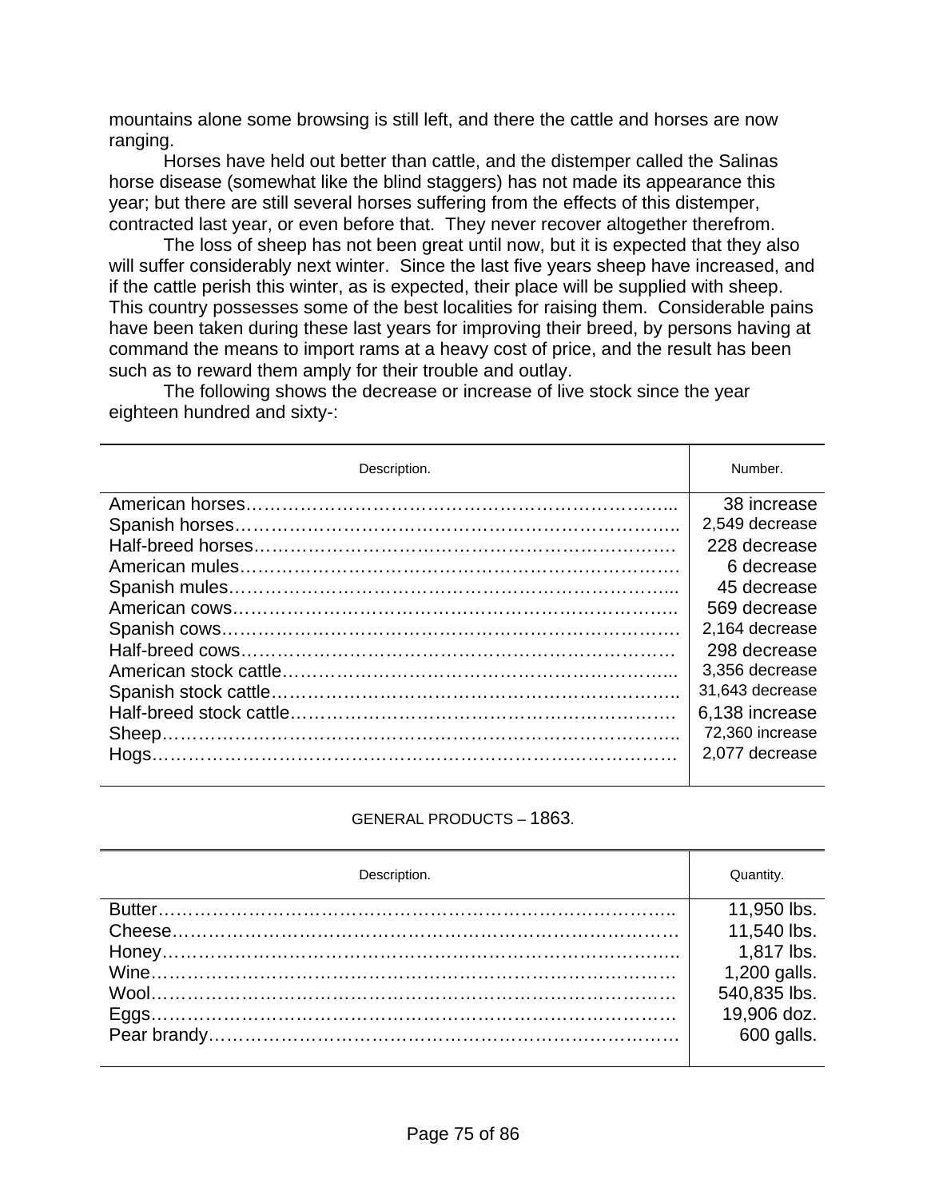mountains alone some browsing is still left, and there the cattle and horses are now ranging.

Horses have held out better than cattle, and the distemper called the Salinas horse disease (somewhat like the blind staggers) has not made its appearance this year; but there are still several horses suffering from the effects of this distemper, contracted last year, or even before that. They never recover altogether therefrom.

The loss of sheep has not been great until now, but it is expected that they also will suffer considerably next winter. Since the last five years sheep have increased, and if the cattle perish this winter, as is expected, their place will be supplied with sheep. This country possesses some of the best localities for raising them. Considerable pains have been taken during these last years for improving their breed, by persons having at command the means to import rams at a heavy cost of price, and the result has been such as to reward them amply for their trouble and outlay.

The following shows the decrease or increase of live stock since the year eighteen hundred and sixty-:

| Description. | Number. |
|---|---|
| American horses………………………………………………………….. | 38 increase |
| Spanish horses………………………………………………………….. | 2,549 decrease |
| Half-breed horses………………………………………………………… | 228 decrease |
| American mules…………………………………………………………. | 6 decrease |
| Spanish mules………………………………………………………….... | 45 decrease |
| American cows…………………………………………………………. | 569 decrease |
| Spanish cows……………………………………………………………. | 2,164 decrease |
| Half-breed cows………………………………………………………… | 298 decrease |
| American stock cattle…………………………………………………... | 3,356 decrease |
| Spanish stock cattle…………………………………………………….. | 31,643 decrease |
| Half-breed stock cattle………………………………………………… | 6,138 increase |
| Sheep…………………………………………………………………….. | 72,360 increase |
| Hogs……………………………………………………………………… | 2,077 decrease |

GENERAL PRODUCTS – 1863.

| Description. | Quantity. |
|---|---|
| Butter…………………………………………………………………….. | 11,950 lbs. |
| Cheese……………………………………………………………………. | 11,540 lbs. |
| Honey…………………………………………………………………….. | 1,817 lbs. |
| Wine……………………………………………………………………… | 1,200 galls. |
| Wool……………………………………………………………………… | 540,835 lbs. |
| Eggs……………………………………………………………………… | 19,906 doz. |
| Pear brandy……………………………………………………………… | 600 galls. |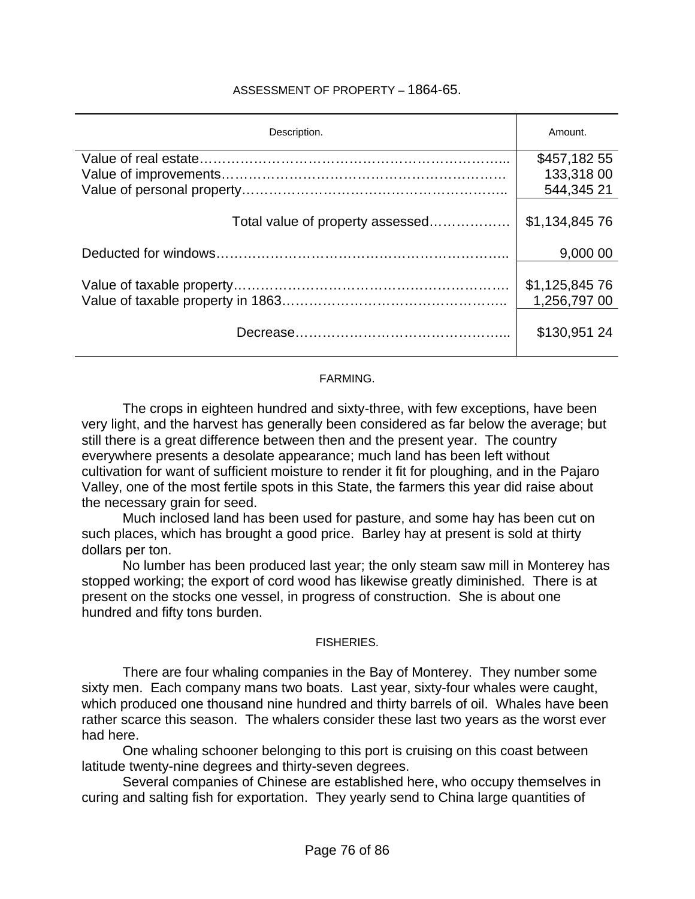ASSESSMENT OF PROPERTY – 1864-65.

| Description. | Amount. |
|---|---|
| Value of real estate………………………………………………………... | $457,182 55 |
| Value of improvements………………………………………………………. | 133,318 00 |
| Value of personal property……………………………………………….. | 544,345 21 |
| Total value of property assessed……………… | $1,134,845 76 |
| Deducted for windows……………………………………………………... | 9,000 00 |
| Value of taxable property……………………………………………………. | $1,125,845 76 |
| Value of taxable property in 1863……………………………………….. | 1,256,797 00 |
| Decrease……………………………………….. | $130,951 24 |

FARMING.

The crops in eighteen hundred and sixty-three, with few exceptions, have been very light, and the harvest has generally been considered as far below the average; but still there is a great difference between then and the present year. The country everywhere presents a desolate appearance; much land has been left without cultivation for want of sufficient moisture to render it fit for ploughing, and in the Pajaro Valley, one of the most fertile spots in this State, the farmers this year did raise about the necessary grain for seed.

Much inclosed land has been used for pasture, and some hay has been cut on such places, which has brought a good price. Barley hay at present is sold at thirty dollars per ton.

No lumber has been produced last year; the only steam saw mill in Monterey has stopped working; the export of cord wood has likewise greatly diminished. There is at present on the stocks one vessel, in progress of construction. She is about one hundred and fifty tons burden.

FISHERIES.

There are four whaling companies in the Bay of Monterey. They number some sixty men. Each company mans two boats. Last year, sixty-four whales were caught, which produced one thousand nine hundred and thirty barrels of oil. Whales have been rather scarce this season. The whalers consider these last two years as the worst ever had here.

One whaling schooner belonging to this port is cruising on this coast between latitude twenty-nine degrees and thirty-seven degrees.

Several companies of Chinese are established here, who occupy themselves in curing and salting fish for exportation. They yearly send to China large quantities of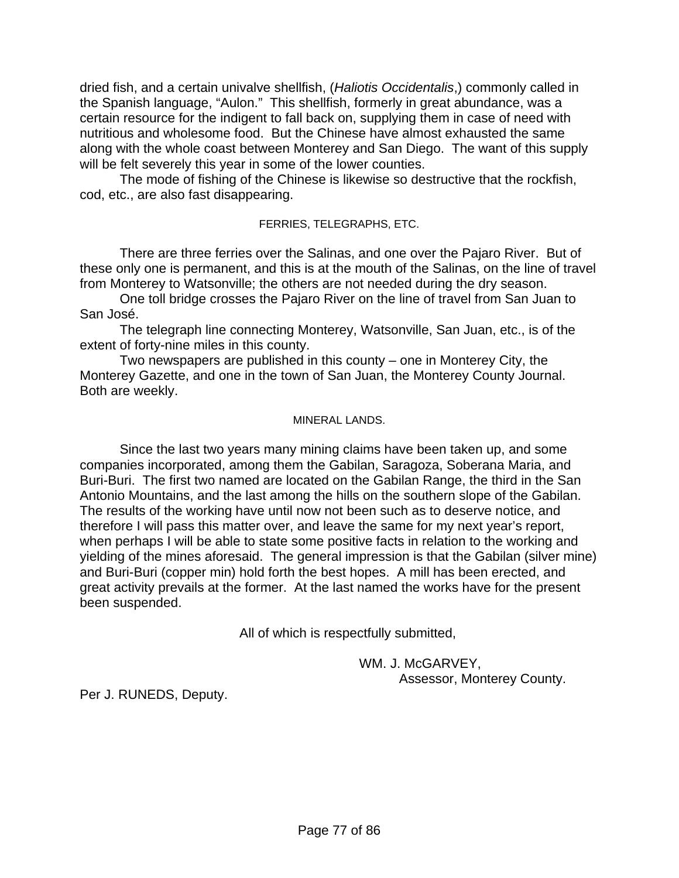dried fish, and a certain univalve shellfish, (*Haliotis Occidentalis*,) commonly called in the Spanish language, "Aulon." This shellfish, formerly in great abundance, was a certain resource for the indigent to fall back on, supplying them in case of need with nutritious and wholesome food. But the Chinese have almost exhausted the same along with the whole coast between Monterey and San Diego. The want of this supply will be felt severely this year in some of the lower counties.

The mode of fishing of the Chinese is likewise so destructive that the rockfish, cod, etc., are also fast disappearing.

### FERRIES, TELEGRAPHS, ETC.

There are three ferries over the Salinas, and one over the Pajaro River. But of these only one is permanent, and this is at the mouth of the Salinas, on the line of travel from Monterey to Watsonville; the others are not needed during the dry season.

One toll bridge crosses the Pajaro River on the line of travel from San Juan to San José.

The telegraph line connecting Monterey, Watsonville, San Juan, etc., is of the extent of forty-nine miles in this county.

Two newspapers are published in this county – one in Monterey City, the Monterey Gazette, and one in the town of San Juan, the Monterey County Journal. Both are weekly.

### MINERAL LANDS.

Since the last two years many mining claims have been taken up, and some companies incorporated, among them the Gabilan, Saragoza, Soberana Maria, and Buri-Buri. The first two named are located on the Gabilan Range, the third in the San Antonio Mountains, and the last among the hills on the southern slope of the Gabilan. The results of the working have until now not been such as to deserve notice, and therefore I will pass this matter over, and leave the same for my next year's report, when perhaps I will be able to state some positive facts in relation to the working and yielding of the mines aforesaid. The general impression is that the Gabilan (silver mine) and Buri-Buri (copper min) hold forth the best hopes. A mill has been erected, and great activity prevails at the former. At the last named the works have for the present been suspended.

All of which is respectfully submitted,

WM. J. McGARVEY,
Assessor, Monterey County.

Per J. RUNEDS, Deputy.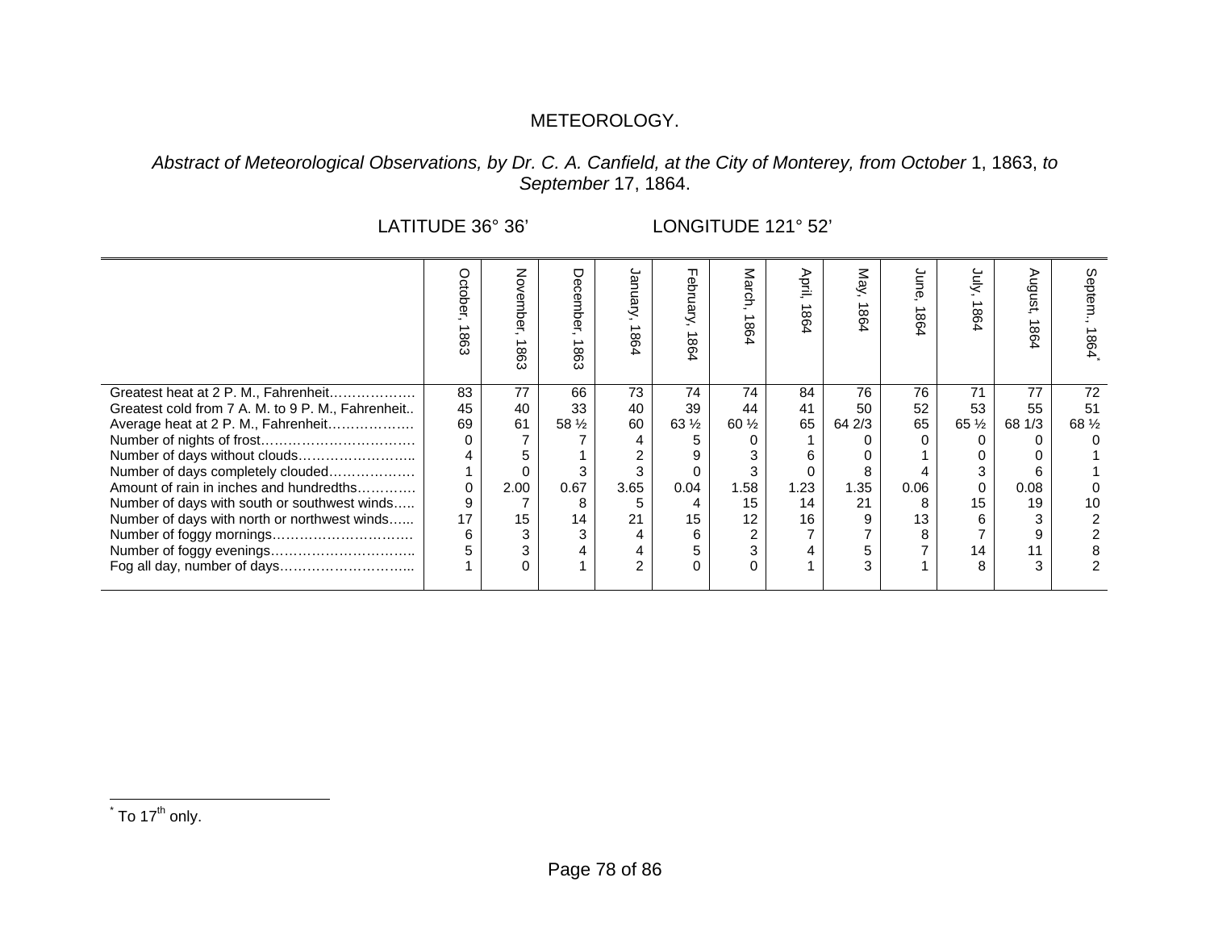# METEOROLOGY.

*Abstract of Meteorological Observations, by Dr. C. A. Canfield, at the City of Monterey, from October* 1, 1863, *to September* 17, 1864.

LATITUDE 36° 36' LONGITUDE 121° 52'

| | October, 1863 | November, 1863 | December, 1863 | January, 1864 | February, 1864 | March, 1864 | April, 1864 | May, 1864 | June, 1864 | July, 1864 | August, 1864 | Septem., 1864* |
|---|---|---|---|---|---|---|---|---|---|---|---|---|
| Greatest heat at 2 P. M., Fahrenheit………………. | 83 | 77 | 66 | 73 | 74 | 74 | 84 | 76 | 76 | 71 | 77 | 72 |
| Greatest cold from 7 A. M. to 9 P. M., Fahrenheit.. | 45 | 40 | 33 | 40 | 39 | 44 | 41 | 50 | 52 | 53 | 55 | 51 |
| Average heat at 2 P. M., Fahrenheit………………. | 69 | 61 | 58 ½ | 60 | 63 ½ | 60 ½ | 65 | 64 2/3 | 65 | 65 ½ | 68 1/3 | 68 ½ |
| Number of nights of frost……………………………. | 0 | 7 | 7 | 4 | 5 | 0 | 1 | 0 | 0 | 0 | 0 | 0 |
| Number of days without clouds…………………….. | 4 | 5 | 1 | 2 | 9 | 3 | 6 | 0 | 1 | 0 | 0 | 1 |
| Number of days completely clouded………………. | 1 | 0 | 3 | 3 | 0 | 3 | 0 | 8 | 4 | 3 | 6 | 1 |
| Amount of rain in inches and hundredths…………. | 0 | 2.00 | 0.67 | 3.65 | 0.04 | 1.58 | 1.23 | 1.35 | 0.06 | 0 | 0.08 | 0 |
| Number of days with south or southwest winds….. | 9 | 7 | 8 | 5 | 4 | 15 | 14 | 21 | 8 | 15 | 19 | 10 |
| Number of days with north or northwest winds…... | 17 | 15 | 14 | 21 | 15 | 12 | 16 | 9 | 13 | 6 | 3 | 2 |
| Number of foggy mornings…………………………. | 6 | 3 | 3 | 4 | 6 | 2 | 7 | 7 | 8 | 7 | 9 | 2 |
| Number of foggy evenings………………………….. | 5 | 3 | 4 | 4 | 5 | 3 | 4 | 5 | 7 | 14 | 11 | 8 |
| Fog all day, number of days………………………... | 1 | 0 | 1 | 2 | 0 | 0 | 1 | 3 | 1 | 8 | 3 | 2 |

\* To 17th only.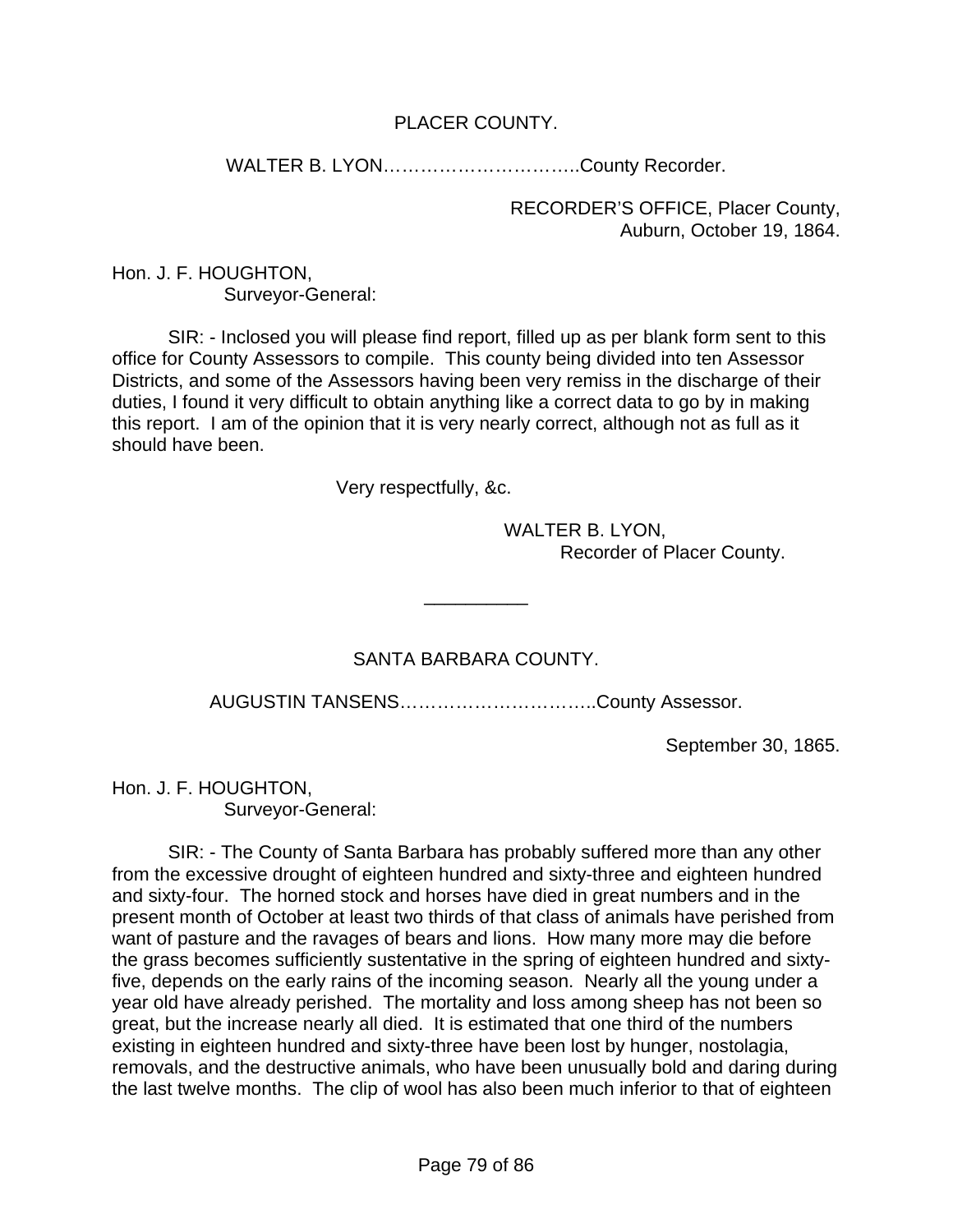## PLACER COUNTY.

WALTER B. LYON…………………………..County Recorder.

RECORDER'S OFFICE, Placer County,
Auburn, October 19, 1864.

Hon. J. F. HOUGHTON,
Surveyor-General:

SIR: - Inclosed you will please find report, filled up as per blank form sent to this office for County Assessors to compile. This county being divided into ten Assessor Districts, and some of the Assessors having been very remiss in the discharge of their duties, I found it very difficult to obtain anything like a correct data to go by in making this report. I am of the opinion that it is very nearly correct, although not as full as it should have been.

Very respectfully, &c.

WALTER B. LYON,
Recorder of Placer County.

---

## SANTA BARBARA COUNTY.

AUGUSTIN TANSENS…………………………..County Assessor.

September 30, 1865.

Hon. J. F. HOUGHTON,
Surveyor-General:

SIR: - The County of Santa Barbara has probably suffered more than any other from the excessive drought of eighteen hundred and sixty-three and eighteen hundred and sixty-four. The horned stock and horses have died in great numbers and in the present month of October at least two thirds of that class of animals have perished from want of pasture and the ravages of bears and lions. How many more may die before the grass becomes sufficiently sustentative in the spring of eighteen hundred and sixty-five, depends on the early rains of the incoming season. Nearly all the young under a year old have already perished. The mortality and loss among sheep has not been so great, but the increase nearly all died. It is estimated that one third of the numbers existing in eighteen hundred and sixty-three have been lost by hunger, nostolagia, removals, and the destructive animals, who have been unusually bold and daring during the last twelve months. The clip of wool has also been much inferior to that of eighteen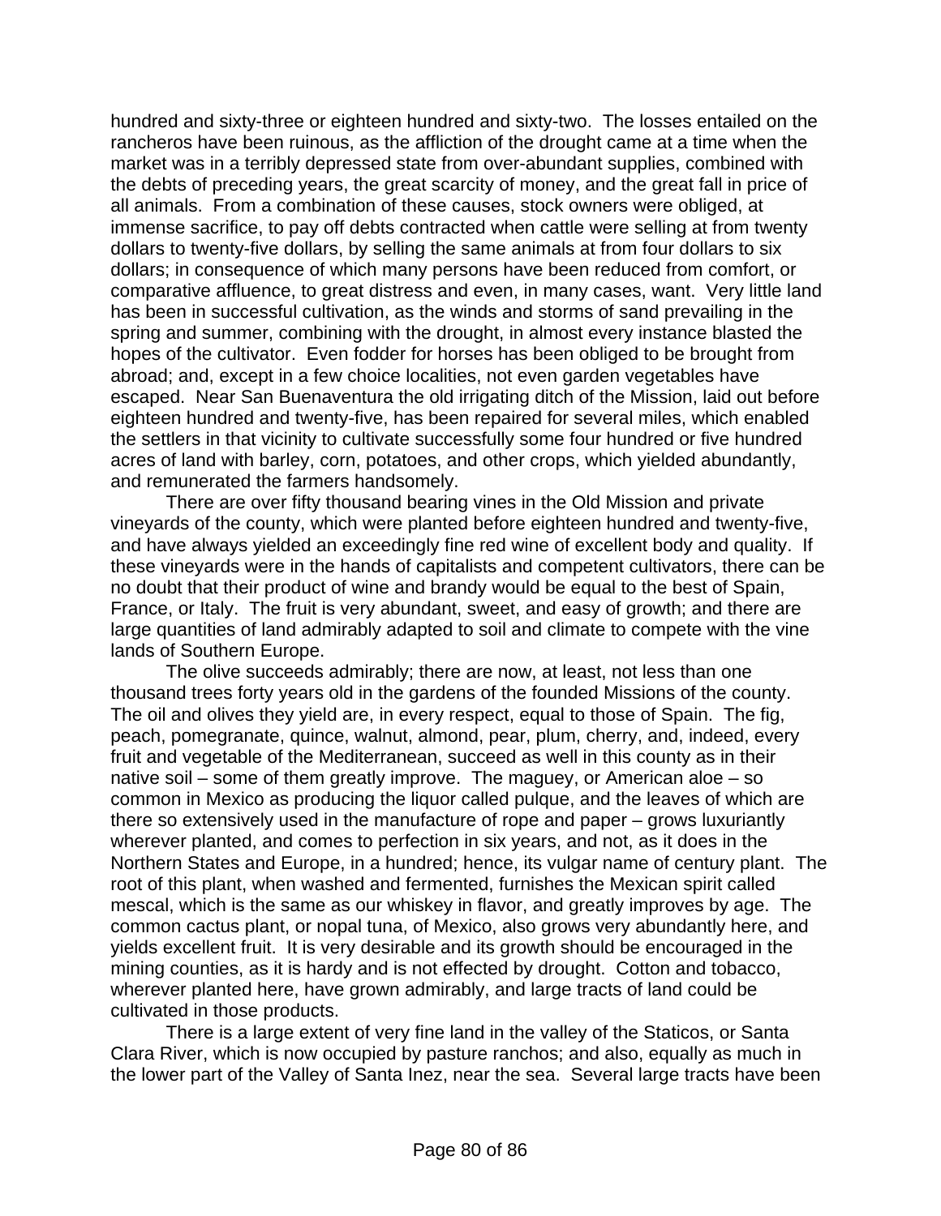hundred and sixty-three or eighteen hundred and sixty-two. The losses entailed on the rancheros have been ruinous, as the affliction of the drought came at a time when the market was in a terribly depressed state from over-abundant supplies, combined with the debts of preceding years, the great scarcity of money, and the great fall in price of all animals. From a combination of these causes, stock owners were obliged, at immense sacrifice, to pay off debts contracted when cattle were selling at from twenty dollars to twenty-five dollars, by selling the same animals at from four dollars to six dollars; in consequence of which many persons have been reduced from comfort, or comparative affluence, to great distress and even, in many cases, want. Very little land has been in successful cultivation, as the winds and storms of sand prevailing in the spring and summer, combining with the drought, in almost every instance blasted the hopes of the cultivator. Even fodder for horses has been obliged to be brought from abroad; and, except in a few choice localities, not even garden vegetables have escaped. Near San Buenaventura the old irrigating ditch of the Mission, laid out before eighteen hundred and twenty-five, has been repaired for several miles, which enabled the settlers in that vicinity to cultivate successfully some four hundred or five hundred acres of land with barley, corn, potatoes, and other crops, which yielded abundantly, and remunerated the farmers handsomely.

There are over fifty thousand bearing vines in the Old Mission and private vineyards of the county, which were planted before eighteen hundred and twenty-five, and have always yielded an exceedingly fine red wine of excellent body and quality. If these vineyards were in the hands of capitalists and competent cultivators, there can be no doubt that their product of wine and brandy would be equal to the best of Spain, France, or Italy. The fruit is very abundant, sweet, and easy of growth; and there are large quantities of land admirably adapted to soil and climate to compete with the vine lands of Southern Europe.

The olive succeeds admirably; there are now, at least, not less than one thousand trees forty years old in the gardens of the founded Missions of the county. The oil and olives they yield are, in every respect, equal to those of Spain. The fig, peach, pomegranate, quince, walnut, almond, pear, plum, cherry, and, indeed, every fruit and vegetable of the Mediterranean, succeed as well in this county as in their native soil – some of them greatly improve. The maguey, or American aloe – so common in Mexico as producing the liquor called pulque, and the leaves of which are there so extensively used in the manufacture of rope and paper – grows luxuriantly wherever planted, and comes to perfection in six years, and not, as it does in the Northern States and Europe, in a hundred; hence, its vulgar name of century plant. The root of this plant, when washed and fermented, furnishes the Mexican spirit called mescal, which is the same as our whiskey in flavor, and greatly improves by age. The common cactus plant, or nopal tuna, of Mexico, also grows very abundantly here, and yields excellent fruit. It is very desirable and its growth should be encouraged in the mining counties, as it is hardy and is not effected by drought. Cotton and tobacco, wherever planted here, have grown admirably, and large tracts of land could be cultivated in those products.

There is a large extent of very fine land in the valley of the Staticos, or Santa Clara River, which is now occupied by pasture ranchos; and also, equally as much in the lower part of the Valley of Santa Inez, near the sea. Several large tracts have been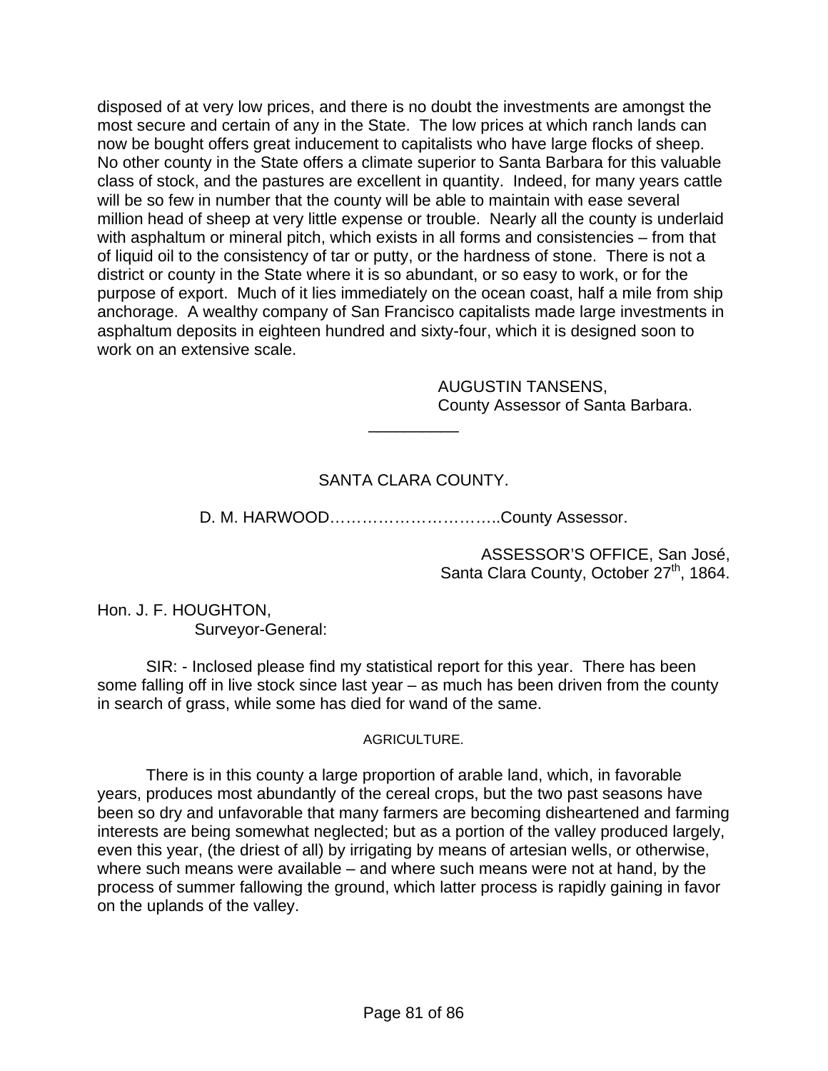disposed of at very low prices, and there is no doubt the investments are amongst the most secure and certain of any in the State. The low prices at which ranch lands can now be bought offers great inducement to capitalists who have large flocks of sheep. No other county in the State offers a climate superior to Santa Barbara for this valuable class of stock, and the pastures are excellent in quantity. Indeed, for many years cattle will be so few in number that the county will be able to maintain with ease several million head of sheep at very little expense or trouble. Nearly all the county is underlaid with asphaltum or mineral pitch, which exists in all forms and consistencies – from that of liquid oil to the consistency of tar or putty, or the hardness of stone. There is not a district or county in the State where it is so abundant, or so easy to work, or for the purpose of export. Much of it lies immediately on the ocean coast, half a mile from ship anchorage. A wealthy company of San Francisco capitalists made large investments in asphaltum deposits in eighteen hundred and sixty-four, which it is designed soon to work on an extensive scale.

AUGUSTIN TANSENS,
County Assessor of Santa Barbara.

---

## SANTA CLARA COUNTY.

D. M. HARWOOD…………………………..County Assessor.

ASSESSOR'S OFFICE, San José,
Santa Clara County, October 27th, 1864.

Hon. J. F. HOUGHTON,
Surveyor-General:

SIR: - Inclosed please find my statistical report for this year. There has been some falling off in live stock since last year – as much has been driven from the county in search of grass, while some has died for wand of the same.

### AGRICULTURE.

There is in this county a large proportion of arable land, which, in favorable years, produces most abundantly of the cereal crops, but the two past seasons have been so dry and unfavorable that many farmers are becoming disheartened and farming interests are being somewhat neglected; but as a portion of the valley produced largely, even this year, (the driest of all) by irrigating by means of artesian wells, or otherwise, where such means were available – and where such means were not at hand, by the process of summer fallowing the ground, which latter process is rapidly gaining in favor on the uplands of the valley.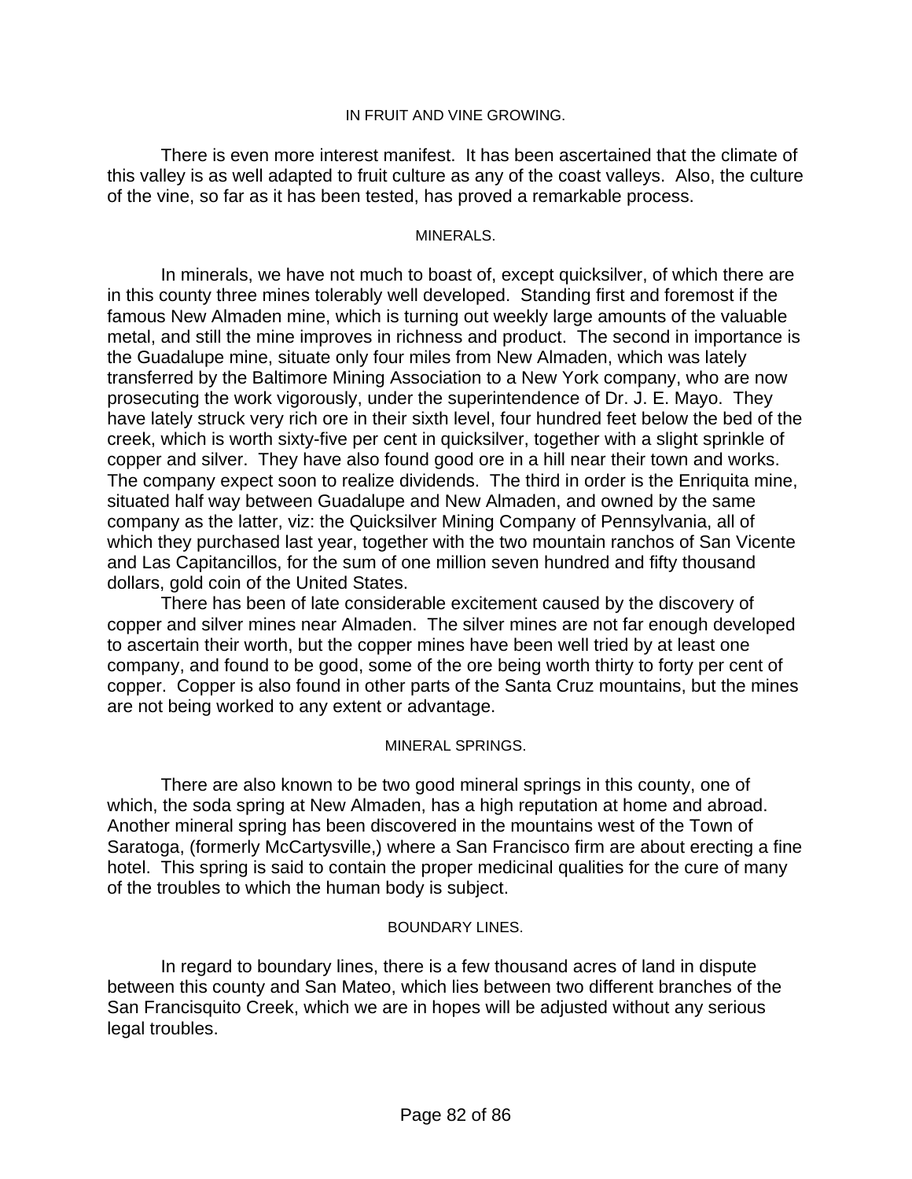### IN FRUIT AND VINE GROWING.

There is even more interest manifest. It has been ascertained that the climate of this valley is as well adapted to fruit culture as any of the coast valleys. Also, the culture of the vine, so far as it has been tested, has proved a remarkable process.

### MINERALS.

In minerals, we have not much to boast of, except quicksilver, of which there are in this county three mines tolerably well developed. Standing first and foremost if the famous New Almaden mine, which is turning out weekly large amounts of the valuable metal, and still the mine improves in richness and product. The second in importance is the Guadalupe mine, situate only four miles from New Almaden, which was lately transferred by the Baltimore Mining Association to a New York company, who are now prosecuting the work vigorously, under the superintendence of Dr. J. E. Mayo. They have lately struck very rich ore in their sixth level, four hundred feet below the bed of the creek, which is worth sixty-five per cent in quicksilver, together with a slight sprinkle of copper and silver. They have also found good ore in a hill near their town and works. The company expect soon to realize dividends. The third in order is the Enriquita mine, situated half way between Guadalupe and New Almaden, and owned by the same company as the latter, viz: the Quicksilver Mining Company of Pennsylvania, all of which they purchased last year, together with the two mountain ranchos of San Vicente and Las Capitancillos, for the sum of one million seven hundred and fifty thousand dollars, gold coin of the United States.

There has been of late considerable excitement caused by the discovery of copper and silver mines near Almaden. The silver mines are not far enough developed to ascertain their worth, but the copper mines have been well tried by at least one company, and found to be good, some of the ore being worth thirty to forty per cent of copper. Copper is also found in other parts of the Santa Cruz mountains, but the mines are not being worked to any extent or advantage.

### MINERAL SPRINGS.

There are also known to be two good mineral springs in this county, one of which, the soda spring at New Almaden, has a high reputation at home and abroad. Another mineral spring has been discovered in the mountains west of the Town of Saratoga, (formerly McCartysville,) where a San Francisco firm are about erecting a fine hotel. This spring is said to contain the proper medicinal qualities for the cure of many of the troubles to which the human body is subject.

### BOUNDARY LINES.

In regard to boundary lines, there is a few thousand acres of land in dispute between this county and San Mateo, which lies between two different branches of the San Francisquito Creek, which we are in hopes will be adjusted without any serious legal troubles.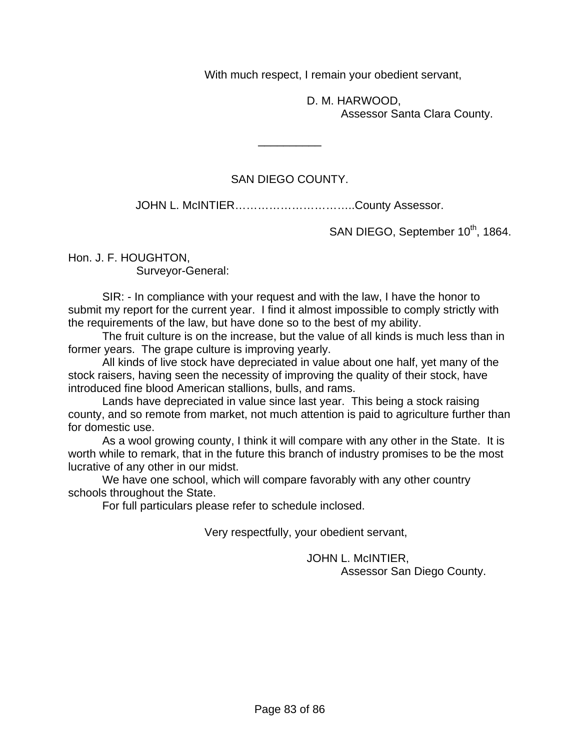With much respect, I remain your obedient servant,

D. M. HARWOOD,
Assessor Santa Clara County.

---

## SAN DIEGO COUNTY.

JOHN L. McINTIER…………………………..County Assessor.

SAN DIEGO, September 10th, 1864.

Hon. J. F. HOUGHTON,
Surveyor-General:

SIR: - In compliance with your request and with the law, I have the honor to submit my report for the current year. I find it almost impossible to comply strictly with the requirements of the law, but have done so to the best of my ability.

The fruit culture is on the increase, but the value of all kinds is much less than in former years. The grape culture is improving yearly.

All kinds of live stock have depreciated in value about one half, yet many of the stock raisers, having seen the necessity of improving the quality of their stock, have introduced fine blood American stallions, bulls, and rams.

Lands have depreciated in value since last year. This being a stock raising county, and so remote from market, not much attention is paid to agriculture further than for domestic use.

As a wool growing county, I think it will compare with any other in the State. It is worth while to remark, that in the future this branch of industry promises to be the most lucrative of any other in our midst.

We have one school, which will compare favorably with any other country schools throughout the State.

For full particulars please refer to schedule inclosed.

Very respectfully, your obedient servant,

JOHN L. McINTIER,
Assessor San Diego County.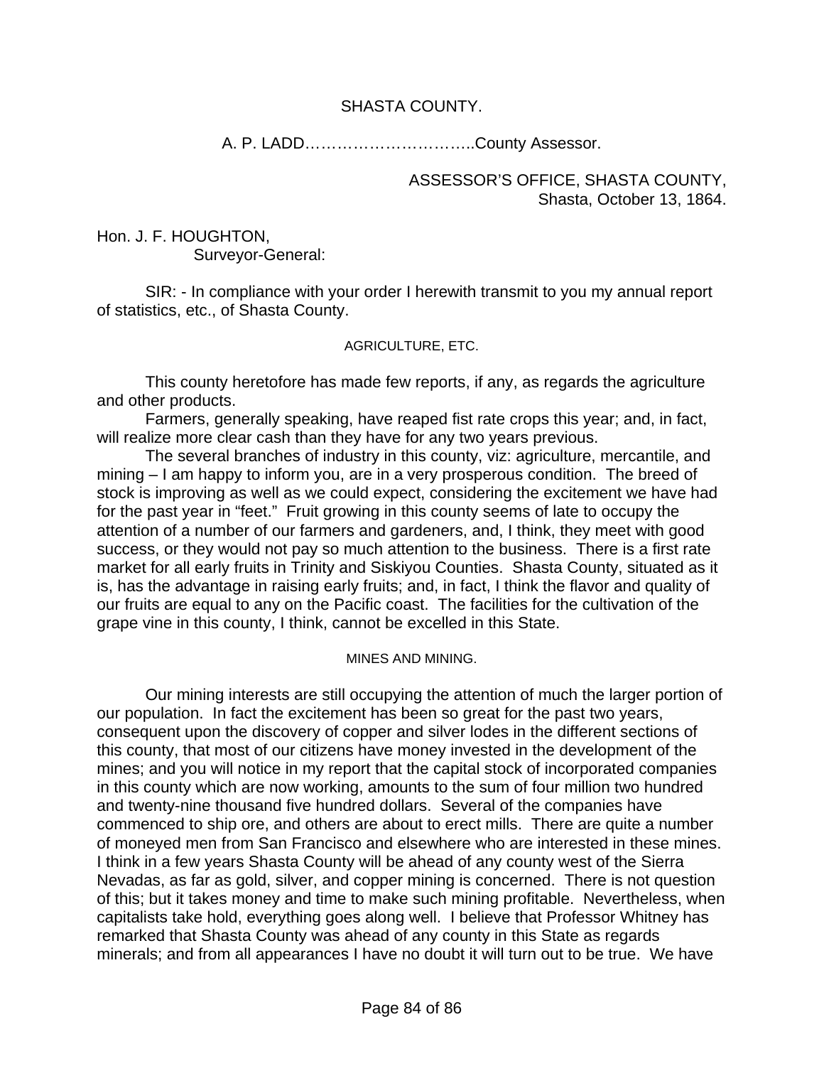## SHASTA COUNTY.

A. P. LADD…………………………..County Assessor.

ASSESSOR'S OFFICE, SHASTA COUNTY,
Shasta, October 13, 1864.

Hon. J. F. HOUGHTON,
Surveyor-General:

SIR: - In compliance with your order I herewith transmit to you my annual report of statistics, etc., of Shasta County.

### AGRICULTURE, ETC.

This county heretofore has made few reports, if any, as regards the agriculture and other products.

Farmers, generally speaking, have reaped fist rate crops this year; and, in fact, will realize more clear cash than they have for any two years previous.

The several branches of industry in this county, viz: agriculture, mercantile, and mining – I am happy to inform you, are in a very prosperous condition. The breed of stock is improving as well as we could expect, considering the excitement we have had for the past year in "feet." Fruit growing in this county seems of late to occupy the attention of a number of our farmers and gardeners, and, I think, they meet with good success, or they would not pay so much attention to the business. There is a first rate market for all early fruits in Trinity and Siskiyou Counties. Shasta County, situated as it is, has the advantage in raising early fruits; and, in fact, I think the flavor and quality of our fruits are equal to any on the Pacific coast. The facilities for the cultivation of the grape vine in this county, I think, cannot be excelled in this State.

### MINES AND MINING.

Our mining interests are still occupying the attention of much the larger portion of our population. In fact the excitement has been so great for the past two years, consequent upon the discovery of copper and silver lodes in the different sections of this county, that most of our citizens have money invested in the development of the mines; and you will notice in my report that the capital stock of incorporated companies in this county which are now working, amounts to the sum of four million two hundred and twenty-nine thousand five hundred dollars. Several of the companies have commenced to ship ore, and others are about to erect mills. There are quite a number of moneyed men from San Francisco and elsewhere who are interested in these mines. I think in a few years Shasta County will be ahead of any county west of the Sierra Nevadas, as far as gold, silver, and copper mining is concerned. There is not question of this; but it takes money and time to make such mining profitable. Nevertheless, when capitalists take hold, everything goes along well. I believe that Professor Whitney has remarked that Shasta County was ahead of any county in this State as regards minerals; and from all appearances I have no doubt it will turn out to be true. We have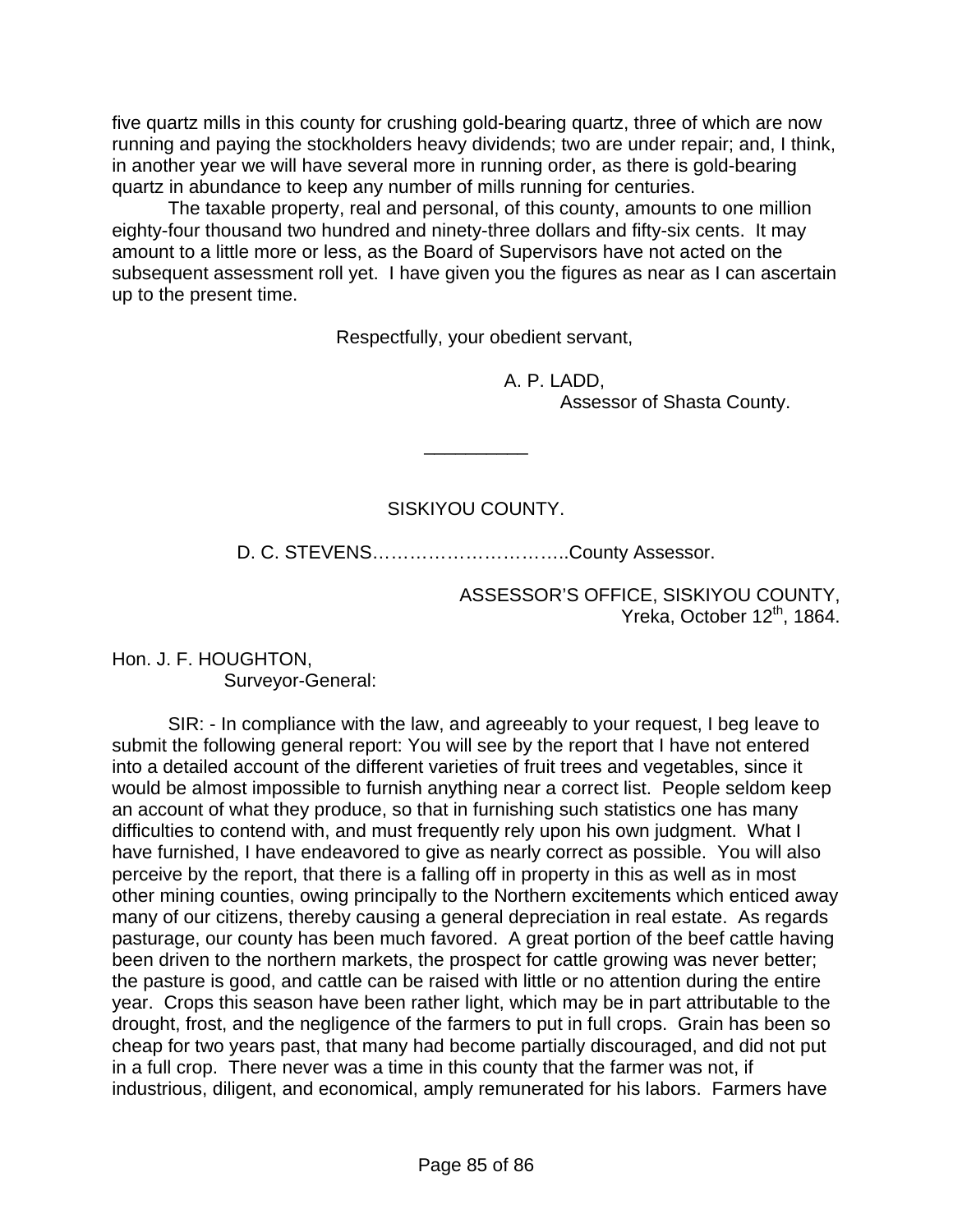five quartz mills in this county for crushing gold-bearing quartz, three of which are now running and paying the stockholders heavy dividends; two are under repair; and, I think, in another year we will have several more in running order, as there is gold-bearing quartz in abundance to keep any number of mills running for centuries.

The taxable property, real and personal, of this county, amounts to one million eighty-four thousand two hundred and ninety-three dollars and fifty-six cents. It may amount to a little more or less, as the Board of Supervisors have not acted on the subsequent assessment roll yet. I have given you the figures as near as I can ascertain up to the present time.

Respectfully, your obedient servant,

A. P. LADD,
Assessor of Shasta County.

---

## SISKIYOU COUNTY.

D. C. STEVENS…………………………..County Assessor.

ASSESSOR'S OFFICE, SISKIYOU COUNTY,
Yreka, October 12th, 1864.

Hon. J. F. HOUGHTON,
Surveyor-General:

SIR: - In compliance with the law, and agreeably to your request, I beg leave to submit the following general report: You will see by the report that I have not entered into a detailed account of the different varieties of fruit trees and vegetables, since it would be almost impossible to furnish anything near a correct list. People seldom keep an account of what they produce, so that in furnishing such statistics one has many difficulties to contend with, and must frequently rely upon his own judgment. What I have furnished, I have endeavored to give as nearly correct as possible. You will also perceive by the report, that there is a falling off in property in this as well as in most other mining counties, owing principally to the Northern excitements which enticed away many of our citizens, thereby causing a general depreciation in real estate. As regards pasturage, our county has been much favored. A great portion of the beef cattle having been driven to the northern markets, the prospect for cattle growing was never better; the pasture is good, and cattle can be raised with little or no attention during the entire year. Crops this season have been rather light, which may be in part attributable to the drought, frost, and the negligence of the farmers to put in full crops. Grain has been so cheap for two years past, that many had become partially discouraged, and did not put in a full crop. There never was a time in this county that the farmer was not, if industrious, diligent, and economical, amply remunerated for his labors. Farmers have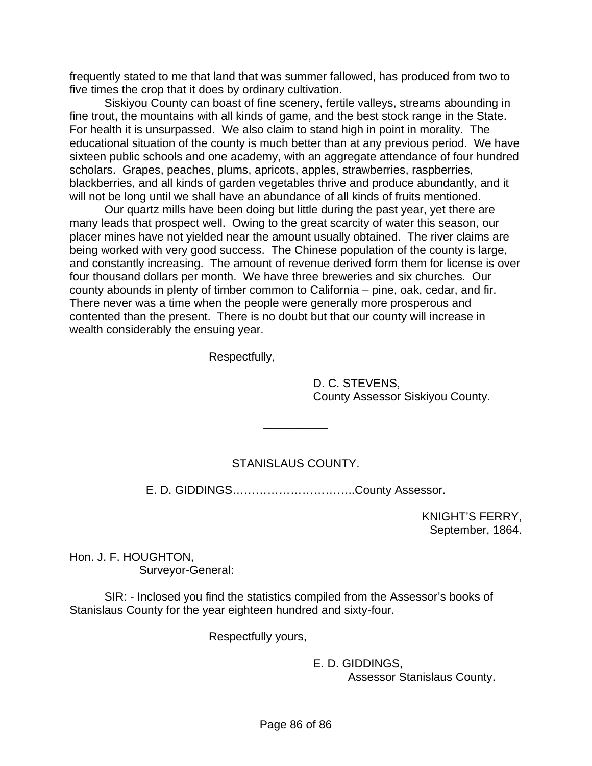frequently stated to me that land that was summer fallowed, has produced from two to five times the crop that it does by ordinary cultivation.

Siskiyou County can boast of fine scenery, fertile valleys, streams abounding in fine trout, the mountains with all kinds of game, and the best stock range in the State. For health it is unsurpassed. We also claim to stand high in point in morality. The educational situation of the county is much better than at any previous period. We have sixteen public schools and one academy, with an aggregate attendance of four hundred scholars. Grapes, peaches, plums, apricots, apples, strawberries, raspberries, blackberries, and all kinds of garden vegetables thrive and produce abundantly, and it will not be long until we shall have an abundance of all kinds of fruits mentioned.

Our quartz mills have been doing but little during the past year, yet there are many leads that prospect well. Owing to the great scarcity of water this season, our placer mines have not yielded near the amount usually obtained. The river claims are being worked with very good success. The Chinese population of the county is large, and constantly increasing. The amount of revenue derived form them for license is over four thousand dollars per month. We have three breweries and six churches. Our county abounds in plenty of timber common to California – pine, oak, cedar, and fir. There never was a time when the people were generally more prosperous and contented than the present. There is no doubt but that our county will increase in wealth considerably the ensuing year.

Respectfully,

D. C. STEVENS,
County Assessor Siskiyou County.

__________

## STANISLAUS COUNTY.

E. D. GIDDINGS…………………………..County Assessor.

KNIGHT'S FERRY,
September, 1864.

Hon. J. F. HOUGHTON,
Surveyor-General:

SIR: - Inclosed you find the statistics compiled from the Assessor's books of Stanislaus County for the year eighteen hundred and sixty-four.

Respectfully yours,

E. D. GIDDINGS,
Assessor Stanislaus County.